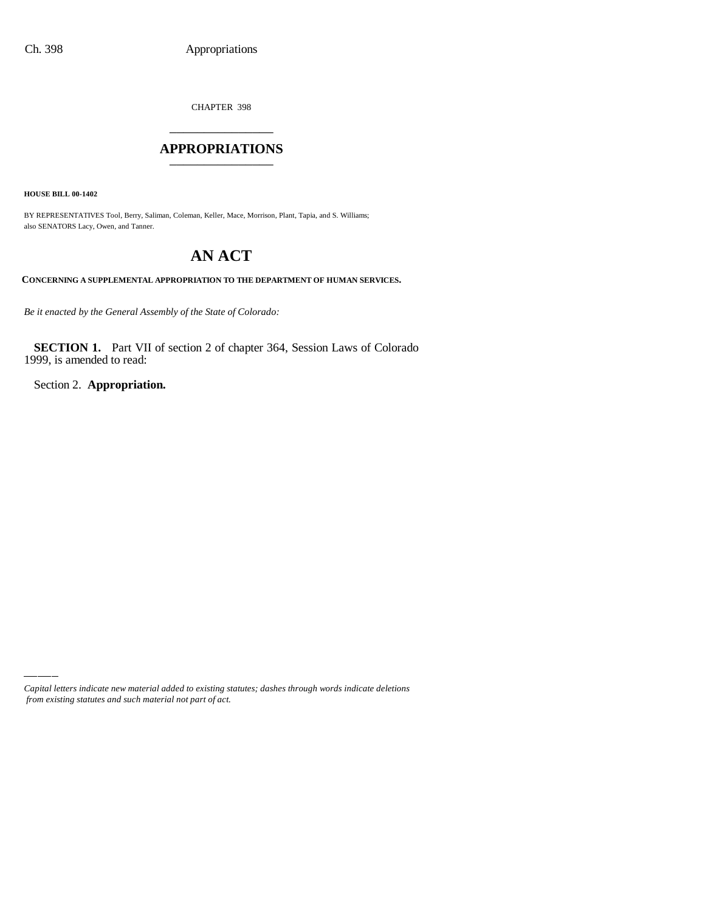CHAPTER 398

# APPROPRIATIONS

**HOUSE BILL 00-1402**

BY REPRESENTATIVES Tool, Berry, Saliman, Coleman, Keller, Mace, Morrison, Plant, Tapia, and S. Williams; also SENATORS Lacy, Owen, and Tanner.

# AN ACT

**CONCERNING A SUPPLEMENTAL APPROPRIATION TO THE DEPARTMENT OF HUMAN SERVICES.**

*Be it enacted by the General Assembly of the State of Colorado:*

**SECTION 1.** Part VII of section 2 of chapter 364, Session Laws of Colorado 1999, is amended to read:

Section 2. **Appropriation.**

*Capital letters indicate new material added to existing statutes; dashes through words indicate deletions from existing statutes and such material not part of act.*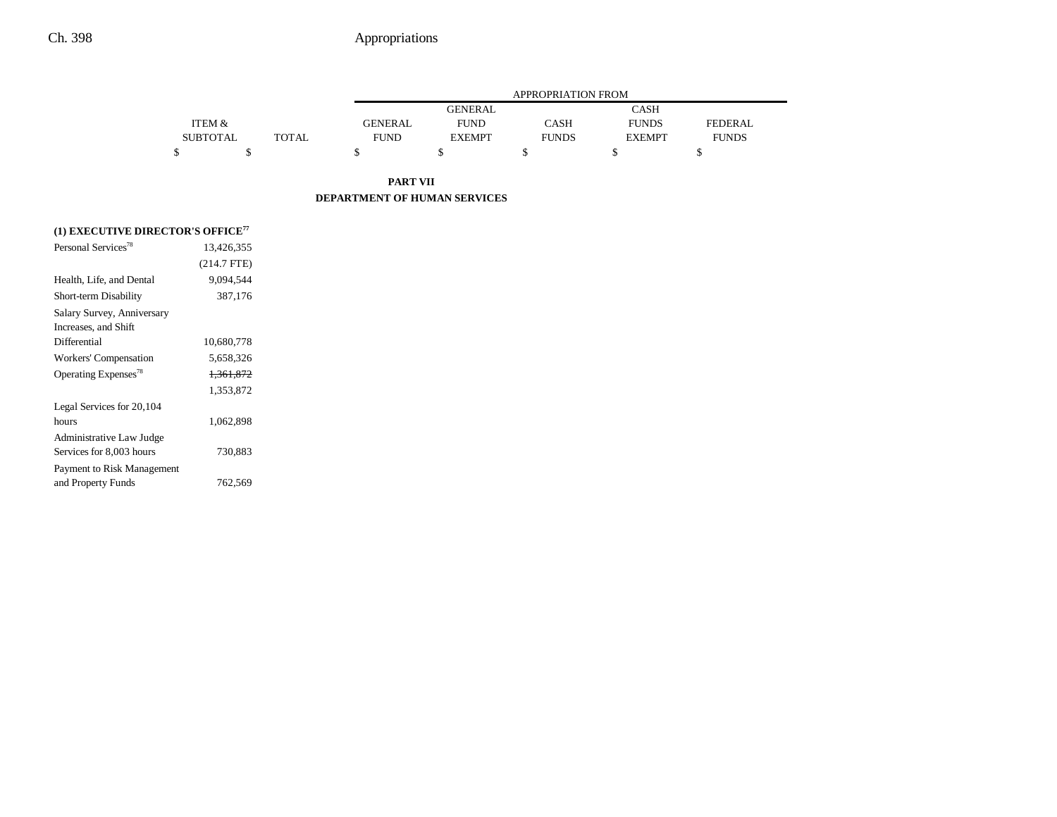| | ITEM & SUBTOTAL | TOTAL | APPROPRIATION FROM GENERAL FUND | GENERAL FUND EXEMPT | CASH FUNDS | CASH FUNDS EXEMPT | FEDERAL FUNDS |
|---|---|---|---|---|---|---|---|
| | $ | $ | $ | $ | $ | $ | $ |

**PART VII**
**DEPARTMENT OF HUMAN SERVICES**

**(1) EXECUTIVE DIRECTOR'S OFFICE[77]**

| | ITEM & SUBTOTAL | TOTAL | GENERAL FUND | GENERAL FUND EXEMPT | CASH FUNDS | CASH FUNDS EXEMPT | FEDERAL FUNDS |
|---|---|---|---|---|---|---|---|
| Personal Services[78] | 13,426,355 | | | | | | |
| | (214.7 FTE) | | | | | | |
| Health, Life, and Dental | 9,094,544 | | | | | | |
| Short-term Disability | 387,176 | | | | | | |
| Salary Survey, Anniversary Increases, and Shift Differential | 10,680,778 | | | | | | |
| Workers' Compensation | 5,658,326 | | | | | | |
| Operating Expenses[78] | ~~1,361,872~~ | | | | | | |
| | 1,353,872 | | | | | | |
| Legal Services for 20,104 hours | 1,062,898 | | | | | | |
| Administrative Law Judge Services for 8,003 hours | 730,883 | | | | | | |
| Payment to Risk Management and Property Funds | 762,569 | | | | | | |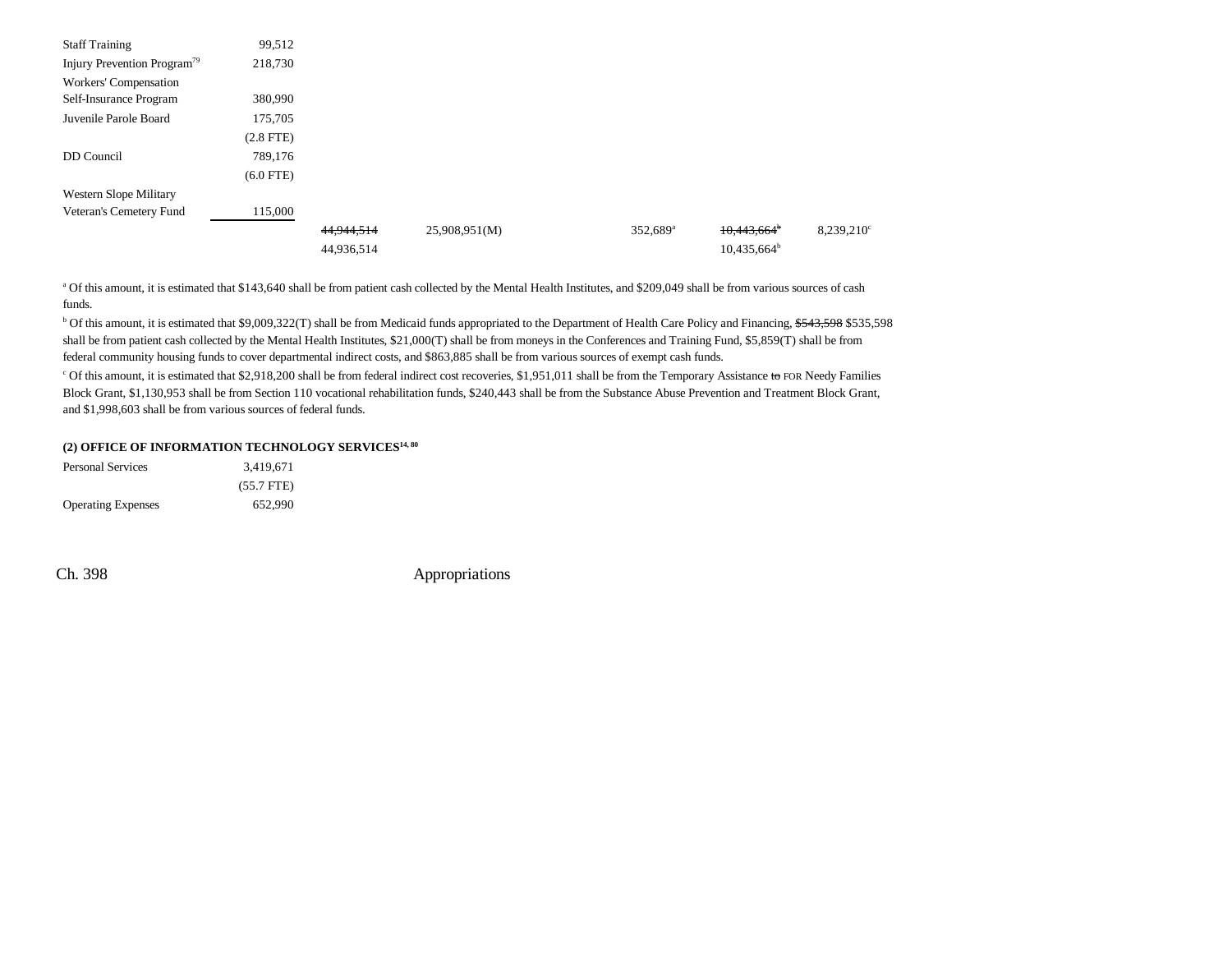| | | | | | | |
|---|---|---|---|---|---|---|
| Staff Training | 99,512 | | | | | |
| Injury Prevention Program[79] | 218,730 | | | | | |
| Workers' Compensation Self-Insurance Program | 380,990 | | | | | |
| Juvenile Parole Board | 175,705 | | | | | |
| | (2.8 FTE) | | | | | |
| DD Council | 789,176 | | | | | |
| | (6.0 FTE) | | | | | |
| Western Slope Military Veteran's Cemetery Fund | 115,000 | | | | | |
| | | ~~44,944,514~~ 44,936,514 | 25,908,951(M) | 352,689[a] | ~~10,443,664[b]~~ 10,435,664[b] | 8,239,210[c] |

[a] Of this amount, it is estimated that $143,640 shall be from patient cash collected by the Mental Health Institutes, and $209,049 shall be from various sources of cash funds.

[b] Of this amount, it is estimated that $9,009,322(T) shall be from Medicaid funds appropriated to the Department of Health Care Policy and Financing, ~~$543,598~~ $535,598 shall be from patient cash collected by the Mental Health Institutes, $21,000(T) shall be from moneys in the Conferences and Training Fund, $5,859(T) shall be from federal community housing funds to cover departmental indirect costs, and $863,885 shall be from various sources of exempt cash funds.

[c] Of this amount, it is estimated that $2,918,200 shall be from federal indirect cost recoveries, $1,951,011 shall be from the Temporary Assistance ~~to~~ FOR Needy Families Block Grant, $1,130,953 shall be from Section 110 vocational rehabilitation funds, $240,443 shall be from the Substance Abuse Prevention and Treatment Block Grant, and $1,998,603 shall be from various sources of federal funds.

**(2) OFFICE OF INFORMATION TECHNOLOGY SERVICES[14, 80]**

| | |
|---|---|
| Personal Services | 3,419,671 |
| | (55.7 FTE) |
| Operating Expenses | 652,990 |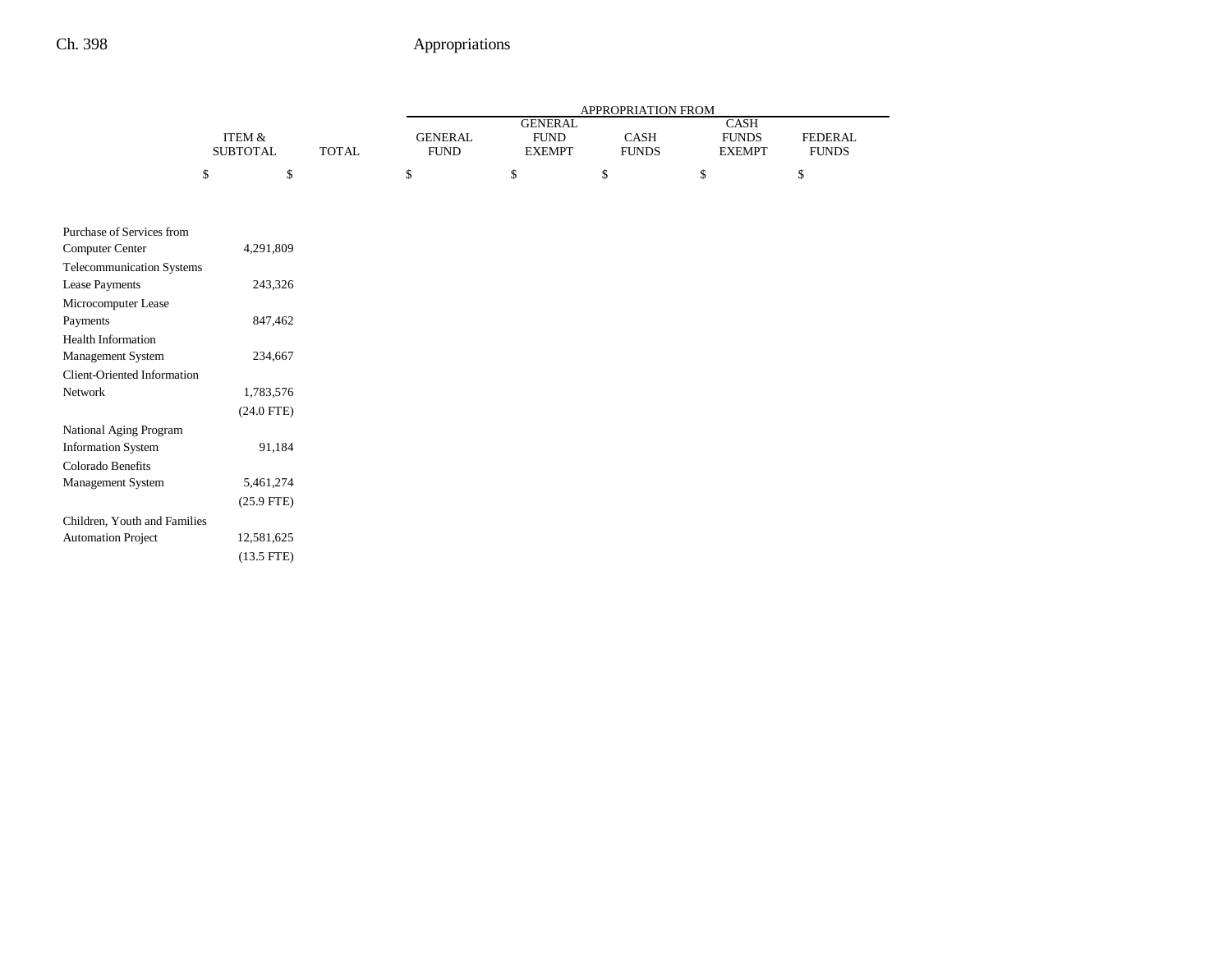| | ITEM & SUBTOTAL | TOTAL | APPROPRIATION FROM | | | | |
|---|---|---|---|---|---|---|---|
| | | | GENERAL FUND | GENERAL FUND EXEMPT | CASH FUNDS | CASH FUNDS EXEMPT | FEDERAL FUNDS |
| | $ | $ | $ | $ | $ | $ | $ |
| Purchase of Services from Computer Center | 4,291,809 | | | | | | |
| Telecommunication Systems Lease Payments | 243,326 | | | | | | |
| Microcomputer Lease Payments | 847,462 | | | | | | |
| Health Information Management System | 234,667 | | | | | | |
| Client-Oriented Information Network | 1,783,576 | | | | | | |
| | (24.0 FTE) | | | | | | |
| National Aging Program Information System | 91,184 | | | | | | |
| Colorado Benefits Management System | 5,461,274 | | | | | | |
| | (25.9 FTE) | | | | | | |
| Children, Youth and Families Automation Project | 12,581,625 | | | | | | |
| | (13.5 FTE) | | | | | | |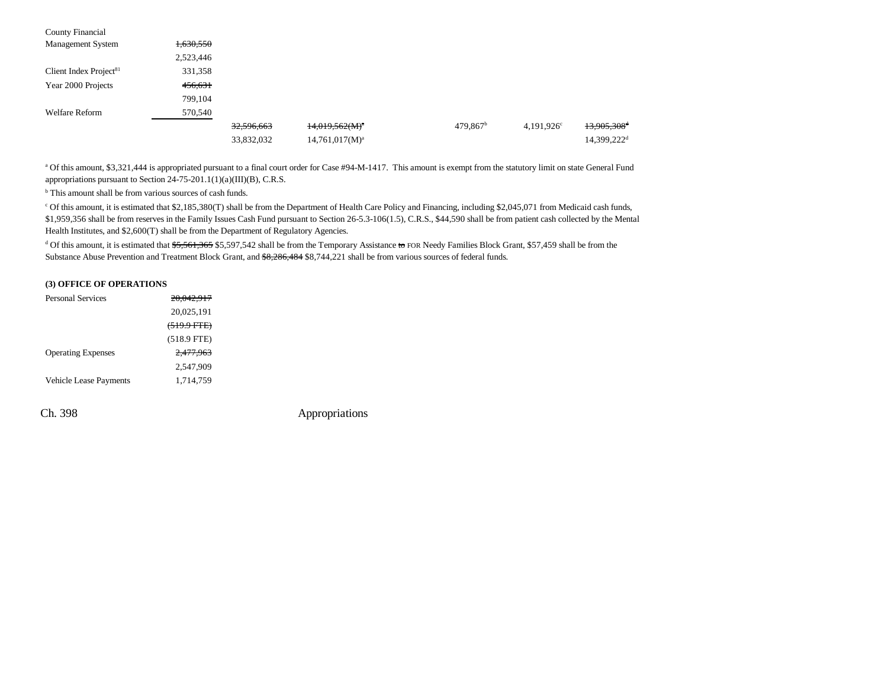| | | | | | | | |
|---|---|---|---|---|---|---|---|
| County Financial Management System | ~~1,630,550~~ | | | | | | |
| | 2,523,446 | | | | | | |
| Client Index Project[81] | 331,358 | | | | | | |
| Year 2000 Projects | ~~456,631~~ | | | | | | |
| | 799,104 | | | | | | |
| Welfare Reform | 570,540 | | | | | | |
| | | ~~32,596,663~~ | ~~14,019,562(M)[a]~~ | | 479,867[b] | 4,191,926[c] | ~~13,905,308[d]~~ |
| | | 33,832,032 | 14,761,017(M)[a] | | | | 14,399,222[d] |

[a] Of this amount, $3,321,444 is appropriated pursuant to a final court order for Case #94-M-1417. This amount is exempt from the statutory limit on state General Fund appropriations pursuant to Section 24-75-201.1(1)(a)(III)(B), C.R.S.

[b] This amount shall be from various sources of cash funds.

[c] Of this amount, it is estimated that $2,185,380(T) shall be from the Department of Health Care Policy and Financing, including $2,045,071 from Medicaid cash funds, $1,959,356 shall be from reserves in the Family Issues Cash Fund pursuant to Section 26-5.3-106(1.5), C.R.S., $44,590 shall be from patient cash collected by the Mental Health Institutes, and $2,600(T) shall be from the Department of Regulatory Agencies.

[d] Of this amount, it is estimated that ~~$5,561,365~~ $5,597,542 shall be from the Temporary Assistance ~~to~~ FOR Needy Families Block Grant, $57,459 shall be from the Substance Abuse Prevention and Treatment Block Grant, and ~~$8,286,484~~ $8,744,221 shall be from various sources of federal funds.

**(3) OFFICE OF OPERATIONS**

| | |
|---|---|
| Personal Services | ~~20,042,917~~ |
| | 20,025,191 |
| | ~~(519.9 FTE)~~ |
| | (518.9 FTE) |
| Operating Expenses | ~~2,477,963~~ |
| | 2,547,909 |
| Vehicle Lease Payments | 1,714,759 |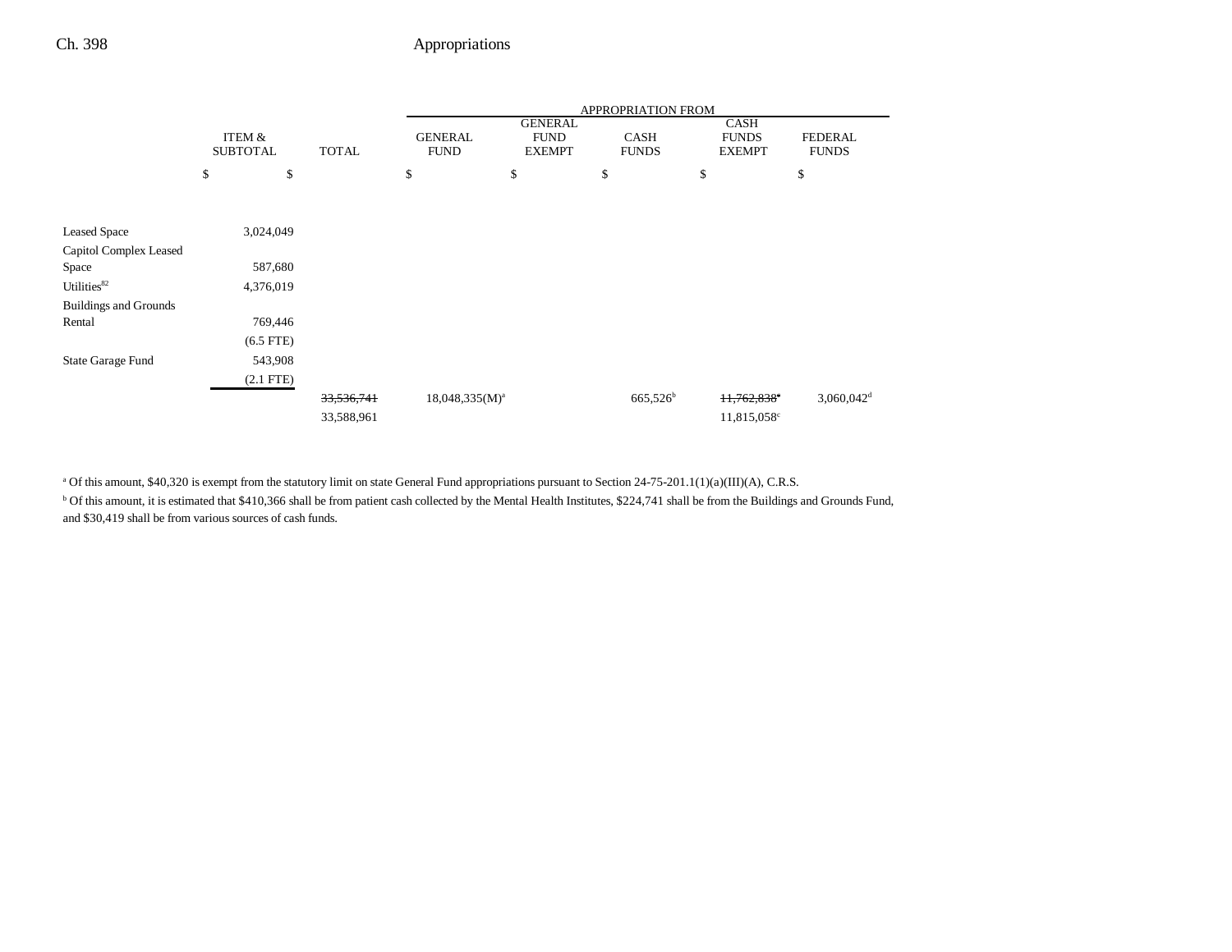| | ITEM & SUBTOTAL | TOTAL | APPROPRIATION FROM GENERAL FUND | GENERAL FUND EXEMPT | CASH FUNDS | CASH FUNDS EXEMPT | FEDERAL FUNDS |
|---|---|---|---|---|---|---|---|
| | $ | $ | $ | $ | $ | $ | $ |
| Leased Space | 3,024,049 | | | | | | |
| Capitol Complex Leased Space | 587,680 | | | | | | |
| Utilities[82] | 4,376,019 | | | | | | |
| Buildings and Grounds Rental | 769,446 | | | | | | |
| | (6.5 FTE) | | | | | | |
| State Garage Fund | 543,908 | | | | | | |
| | (2.1 FTE) | | | | | | |
| | | ~~33,536,741~~ | 18,048,335(M)[a] | | 665,526[b] | ~~11,762,838~~[c] | 3,060,042[d] |
| | | 33,588,961 | | | | 11,815,058[c] | |

[a] Of this amount, $40,320 is exempt from the statutory limit on state General Fund appropriations pursuant to Section 24-75-201.1(1)(a)(III)(A), C.R.S.

[b] Of this amount, it is estimated that $410,366 shall be from patient cash collected by the Mental Health Institutes, $224,741 shall be from the Buildings and Grounds Fund, and $30,419 shall be from various sources of cash funds.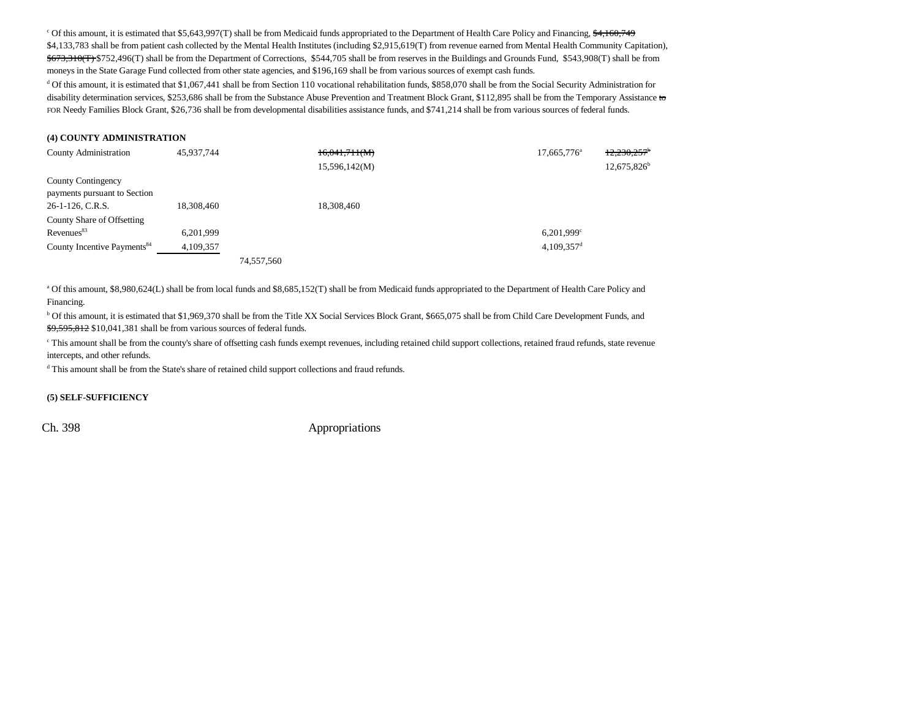[c] Of this amount, it is estimated that $5,643,997(T) shall be from Medicaid funds appropriated to the Department of Health Care Policy and Financing, ~~$4,160,749~~ $4,133,783 shall be from patient cash collected by the Mental Health Institutes (including $2,915,619(T) from revenue earned from Mental Health Community Capitation), ~~$673,310(T)~~ $752,496(T) shall be from the Department of Corrections, $544,705 shall be from reserves in the Buildings and Grounds Fund, $543,908(T) shall be from moneys in the State Garage Fund collected from other state agencies, and $196,169 shall be from various sources of exempt cash funds.

[d] Of this amount, it is estimated that $1,067,441 shall be from Section 110 vocational rehabilitation funds, $858,070 shall be from the Social Security Administration for disability determination services, $253,686 shall be from the Substance Abuse Prevention and Treatment Block Grant, $112,895 shall be from the Temporary Assistance ~~to~~ FOR Needy Families Block Grant, $26,736 shall be from developmental disabilities assistance funds, and $741,214 shall be from various sources of federal funds.

**(4) COUNTY ADMINISTRATION**

| | | | | | |
|---|---|---|---|---|---|
| County Administration | 45,937,744 | | ~~16,041,711(M)~~ 15,596,142(M) | 17,665,776[a] | ~~12,230,257[b]~~ 12,675,826[b] |
| County Contingency payments pursuant to Section 26-1-126, C.R.S. | 18,308,460 | | 18,308,460 | | |
| County Share of Offsetting Revenues[83] | 6,201,999 | | | 6,201,999[c] | |
| County Incentive Payments[84] | 4,109,357 | | | 4,109,357[d] | |
| | | 74,557,560 | | | |

[a] Of this amount, $8,980,624(L) shall be from local funds and $8,685,152(T) shall be from Medicaid funds appropriated to the Department of Health Care Policy and Financing.

[b] Of this amount, it is estimated that $1,969,370 shall be from the Title XX Social Services Block Grant, $665,075 shall be from Child Care Development Funds, and ~~$9,595,812~~ $10,041,381 shall be from various sources of federal funds.

[c] This amount shall be from the county's share of offsetting cash funds exempt revenues, including retained child support collections, retained fraud refunds, state revenue intercepts, and other refunds.

[d] This amount shall be from the State's share of retained child support collections and fraud refunds.

**(5) SELF-SUFFICIENCY**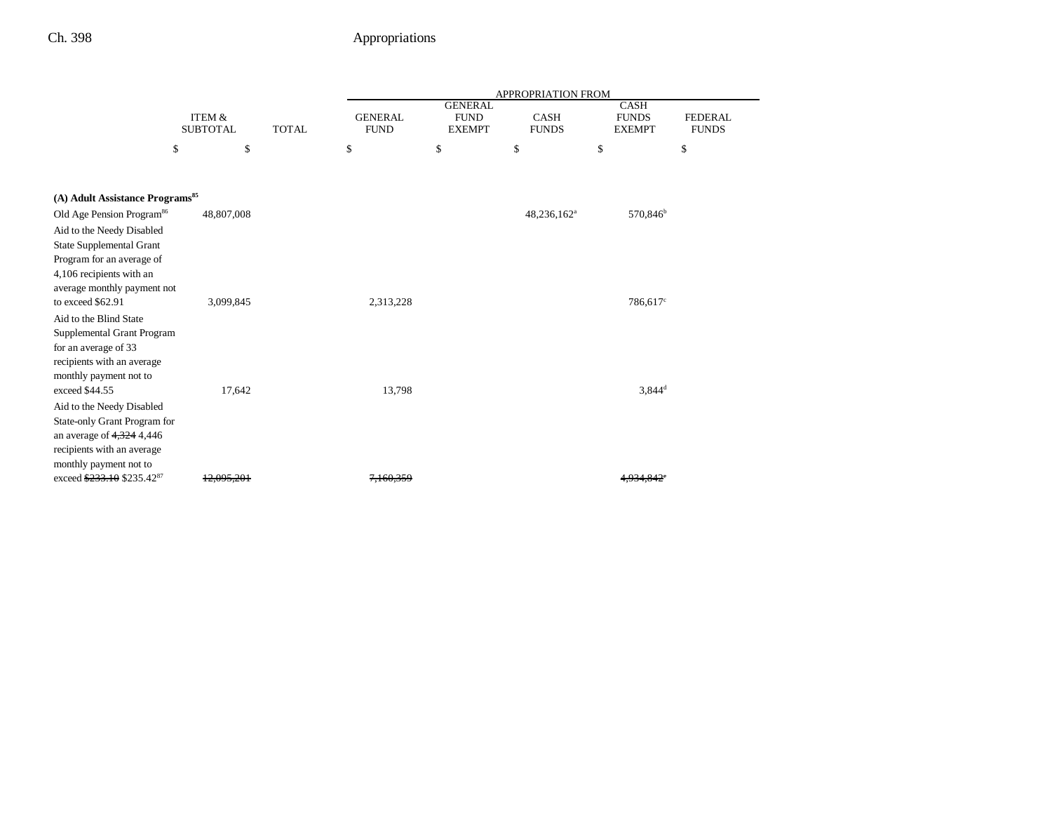| | ITEM & SUBTOTAL | TOTAL | APPROPRIATION FROM GENERAL FUND | GENERAL FUND EXEMPT | CASH FUNDS | CASH FUNDS EXEMPT | FEDERAL FUNDS |
|---|---|---|---|---|---|---|---|
| | $ | $ | $ | $ | $ | $ | $ |
| **(A) Adult Assistance Programs**[85] | | | | | | | |
| Old Age Pension Program[86] | 48,807,008 | | | | 48,236,162[a] | 570,846[b] | |
| Aid to the Needy Disabled State Supplemental Grant Program for an average of 4,106 recipients with an average monthly payment not to exceed $62.91 | 3,099,845 | | 2,313,228 | | | 786,617[c] | |
| Aid to the Blind State Supplemental Grant Program for an average of 33 recipients with an average monthly payment not to exceed $44.55 | 17,642 | | 13,798 | | | 3,844[d] | |
| Aid to the Needy Disabled State-only Grant Program for an average of ~~4,324~~ 4,446 recipients with an average monthly payment not to exceed ~~$233.10~~ $235.42[87] | ~~12,095,201~~ | | ~~7,160,359~~ | | | ~~4,934,842~~[e] | |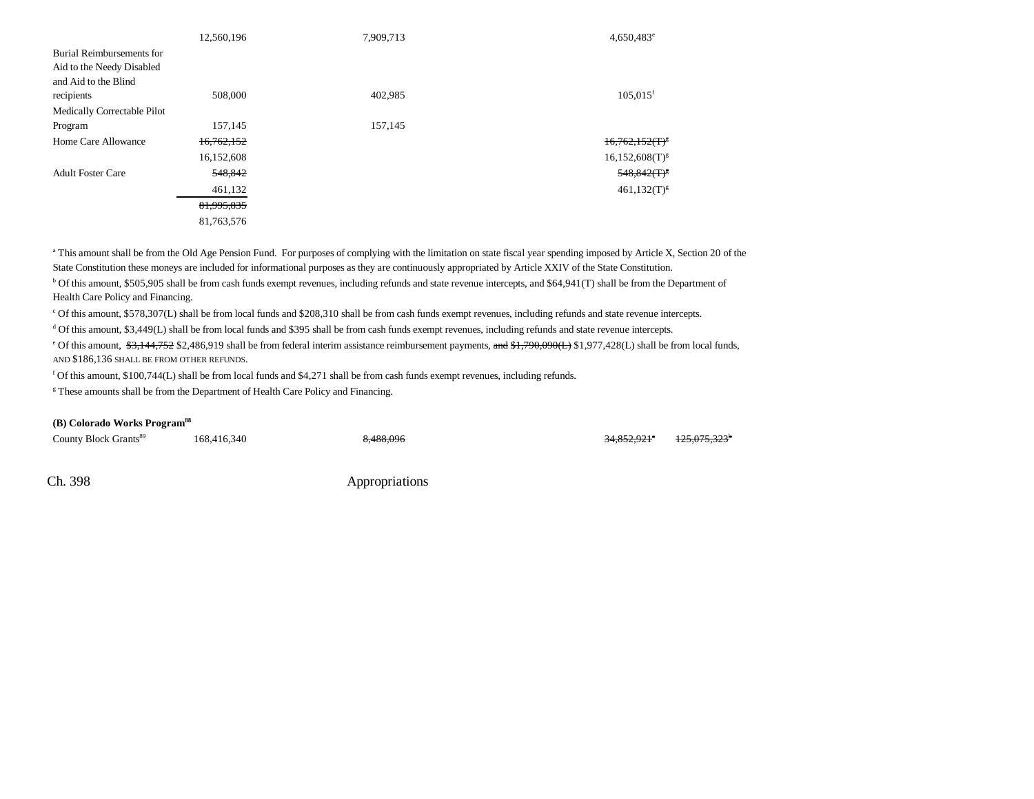| | | | | | |
|---|---|---|---|---|---|
| | 12,560,196 | 7,909,713 | | 4,650,483[e] | |
| Burial Reimbursements for Aid to the Needy Disabled and Aid to the Blind recipients | 508,000 | 402,985 | | 105,015[f] | |
| Medically Correctable Pilot Program | 157,145 | 157,145 | | | |
| Home Care Allowance | ~~16,762,152~~ | | | ~~16,762,152(T)[g]~~ | |
| | 16,152,608 | | | 16,152,608(T)[g] | |
| Adult Foster Care | ~~548,842~~ | | | ~~548,842(T)[g]~~ | |
| | 461,132 | | | 461,132(T)[g] | |
| | ~~81,995,835~~ | | | | |
| | 81,763,576 | | | | |

[a] This amount shall be from the Old Age Pension Fund. For purposes of complying with the limitation on state fiscal year spending imposed by Article X, Section 20 of the State Constitution these moneys are included for informational purposes as they are continuously appropriated by Article XXIV of the State Constitution.

[b] Of this amount, $505,905 shall be from cash funds exempt revenues, including refunds and state revenue intercepts, and $64,941(T) shall be from the Department of Health Care Policy and Financing.

[c] Of this amount, $578,307(L) shall be from local funds and $208,310 shall be from cash funds exempt revenues, including refunds and state revenue intercepts.

[d] Of this amount, $3,449(L) shall be from local funds and $395 shall be from cash funds exempt revenues, including refunds and state revenue intercepts.

[e] Of this amount, ~~$3,144,752~~ $2,486,919 shall be from federal interim assistance reimbursement payments, ~~and $1,790,090(L)~~ $1,977,428(L) shall be from local funds, AND $186,136 SHALL BE FROM OTHER REFUNDS.

[f] Of this amount, $100,744(L) shall be from local funds and $4,271 shall be from cash funds exempt revenues, including refunds.

[g] These amounts shall be from the Department of Health Care Policy and Financing.

**(B) Colorado Works Program[88]**

| | | | | | |
|---|---|---|---|---|---|
| County Block Grants[89] | 168,416,340 | ~~8,488,096~~ | | ~~34,852,921[a]~~ | ~~125,075,323[b]~~ |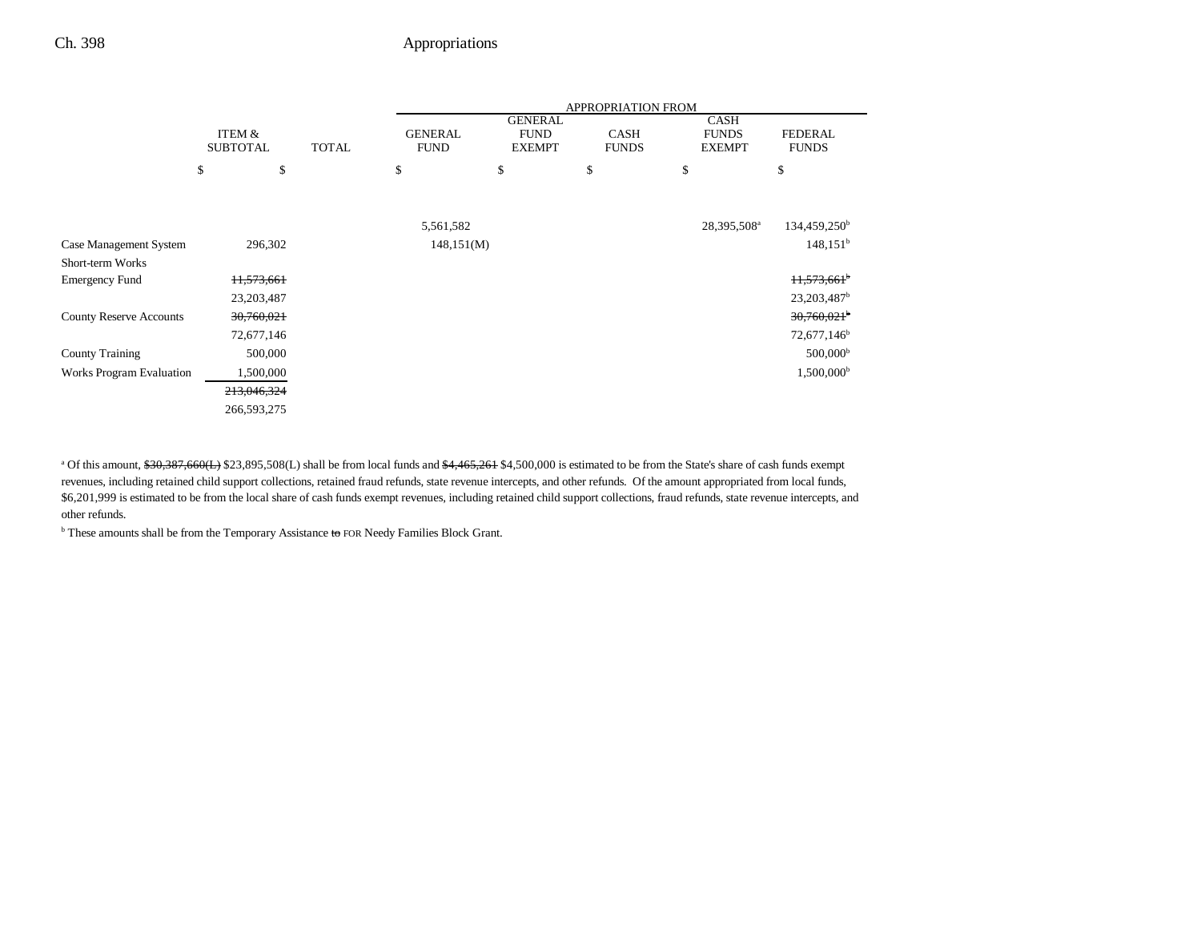| | ITEM & SUBTOTAL | TOTAL | APPROPRIATION FROM GENERAL FUND | GENERAL FUND EXEMPT | CASH FUNDS | CASH FUNDS EXEMPT | FEDERAL FUNDS |
|---|---|---|---|---|---|---|---|
| | $ | $ | $ | $ | $ | $ | $ |
| | | | 5,561,582 | | | 28,395,508[a] | 134,459,250[b] |
| Case Management System | 296,302 | | 148,151(M) | | | | 148,151[b] |
| Short-term Works Emergency Fund | ~~11,573,661~~ | | | | | | ~~11,573,661~~[b] |
| | 23,203,487 | | | | | | 23,203,487[b] |
| County Reserve Accounts | ~~30,760,021~~ | | | | | | ~~30,760,021~~[b] |
| | 72,677,146 | | | | | | 72,677,146[b] |
| County Training | 500,000 | | | | | | 500,000[b] |
| Works Program Evaluation | 1,500,000 | | | | | | 1,500,000[b] |
| | ~~213,046,324~~ | | | | | | |
| | 266,593,275 | | | | | | |

[a] Of this amount, ~~$30,387,660(L)~~ $23,895,508(L) shall be from local funds and ~~$4,465,261~~ $4,500,000 is estimated to be from the State's share of cash funds exempt revenues, including retained child support collections, retained fraud refunds, state revenue intercepts, and other refunds. Of the amount appropriated from local funds, $6,201,999 is estimated to be from the local share of cash funds exempt revenues, including retained child support collections, fraud refunds, state revenue intercepts, and other refunds.

[b] These amounts shall be from the Temporary Assistance ~~to~~ FOR Needy Families Block Grant.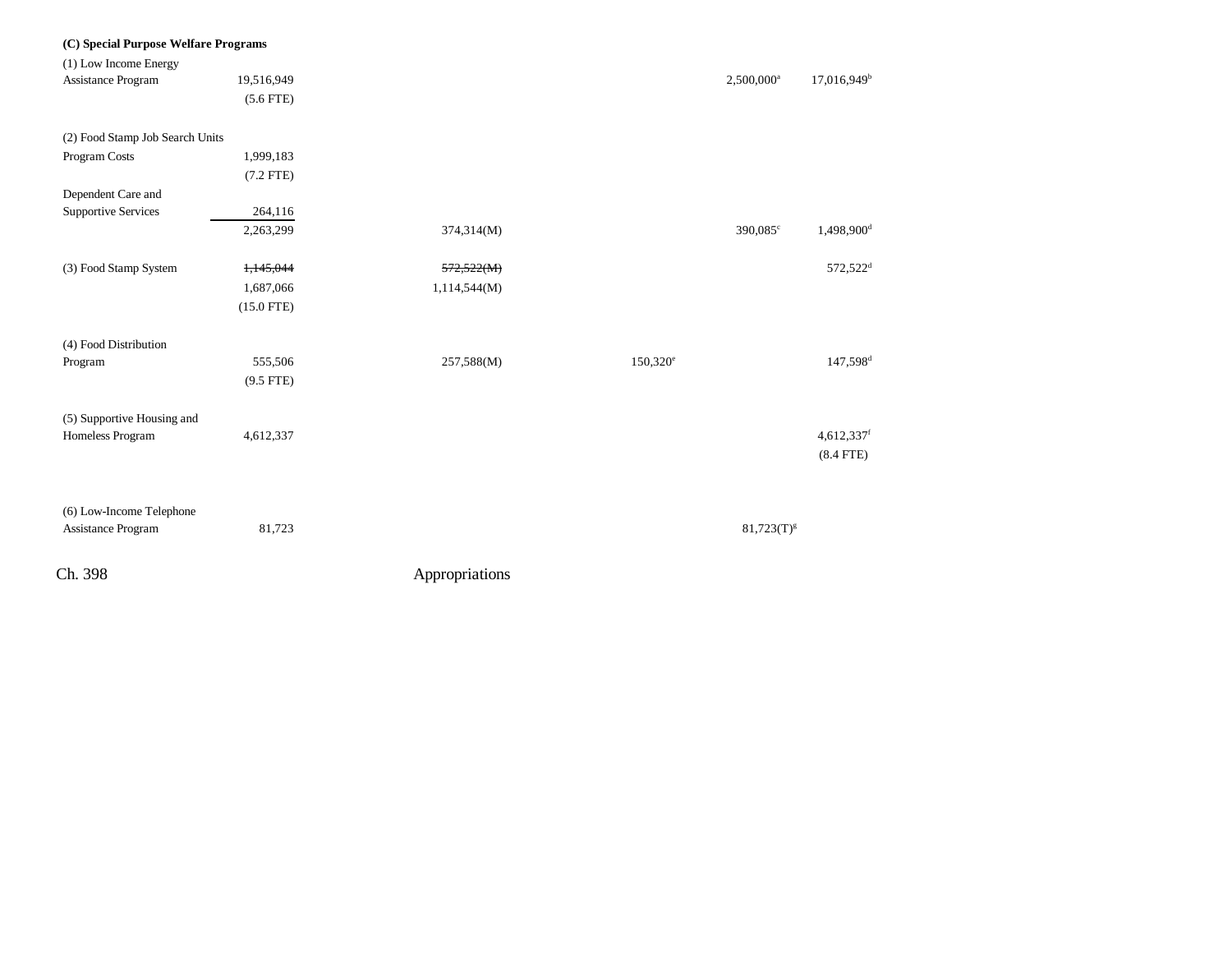**(C) Special Purpose Welfare Programs**

| | | | | | | |
|---|---|---|---|---|---|---|
| (1) Low Income Energy Assistance Program | 19,516,949 | | | | 2,500,000[a] | 17,016,949[b] |
| | (5.6 FTE) | | | | | |
| (2) Food Stamp Job Search Units | | | | | | |
| Program Costs | 1,999,183 | | | | | |
| | (7.2 FTE) | | | | | |
| Dependent Care and Supportive Services | 264,116 | | | | | |
| | 2,263,299 | | 374,314(M) | | 390,085[c] | 1,498,900[d] |
| (3) Food Stamp System | ~~1,145,044~~ | | ~~572,522(M)~~ | | | 572,522[d] |
| | 1,687,066 | | 1,114,544(M) | | | |
| | (15.0 FTE) | | | | | |
| (4) Food Distribution Program | 555,506 | | 257,588(M) | 150,320[e] | | 147,598[d] |
| | (9.5 FTE) | | | | | |
| (5) Supportive Housing and Homeless Program | 4,612,337 | | | | | 4,612,337[f] |
| | | | | | | (8.4 FTE) |
| (6) Low-Income Telephone Assistance Program | 81,723 | | | | 81,723(T)[g] | |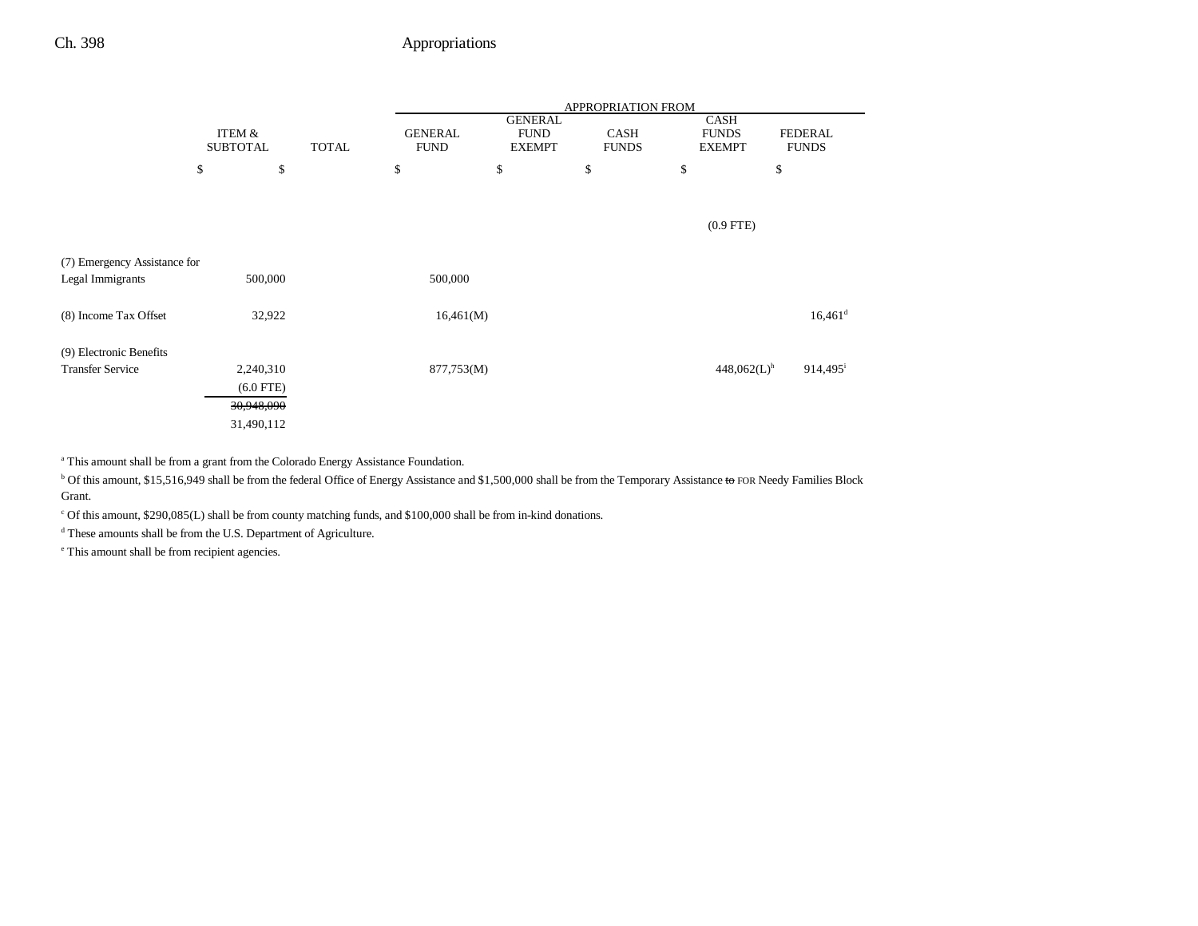| | ITEM & SUBTOTAL | TOTAL | GENERAL FUND | GENERAL FUND EXEMPT | CASH FUNDS | CASH FUNDS EXEMPT | FEDERAL FUNDS |
|---|---|---|---|---|---|---|---|
| | $ | $ | $ | $ | $ | $ | $ |
| | | | | | | (0.9 FTE) | |
| (7) Emergency Assistance for Legal Immigrants | 500,000 | | 500,000 | | | | |
| (8) Income Tax Offset | 32,922 | | 16,461(M) | | | | 16,461[d] |
| (9) Electronic Benefits Transfer Service | 2,240,310 | | 877,753(M) | | | 448,062(L)[h] | 914,495[i] |
| | (6.0 FTE) | | | | | | |
| | ~~30,948,090~~ | | | | | | |
| | 31,490,112 | | | | | | |

[a] This amount shall be from a grant from the Colorado Energy Assistance Foundation.

[b] Of this amount, $15,516,949 shall be from the federal Office of Energy Assistance and $1,500,000 shall be from the Temporary Assistance ~~to~~ FOR Needy Families Block Grant.

[c] Of this amount, $290,085(L) shall be from county matching funds, and $100,000 shall be from in-kind donations.

[d] These amounts shall be from the U.S. Department of Agriculture.

[e] This amount shall be from recipient agencies.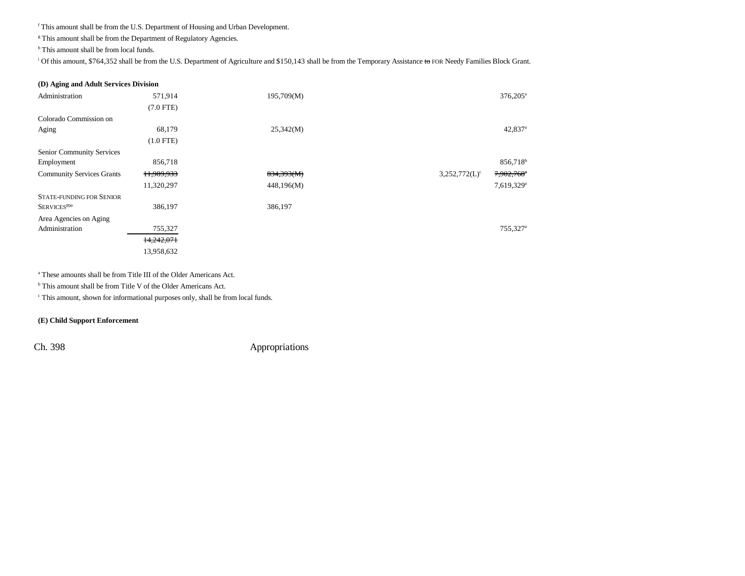[f] This amount shall be from the U.S. Department of Housing and Urban Development.

[g] This amount shall be from the Department of Regulatory Agencies.

[h] This amount shall be from local funds.

[i] Of this amount, $764,352 shall be from the U.S. Department of Agriculture and $150,143 shall be from the Temporary Assistance ~~to~~ FOR Needy Families Block Grant.

**(D) Aging and Adult Services Division**

| | | | | | |
|---|---|---|---|---|---|
| Administration | 571,914 | 195,709(M) | | | 376,205[a] |
| | (7.0 FTE) | | | | |
| Colorado Commission on Aging | 68,179 | 25,342(M) | | | 42,837[a] |
| | (1.0 FTE) | | | | |
| Senior Community Services Employment | 856,718 | | | | 856,718[b] |
| Community Services Grants | ~~11,989,933~~ | ~~834,393(M)~~ | | 3,252,772(L)[c] | ~~7,902,768~~[a] |
| | 11,320,297 | 448,196(M) | | | 7,619,329[a] |
| STATE-FUNDING FOR SENIOR SERVICES[89a] | 386,197 | 386,197 | | | |
| Area Agencies on Aging Administration | 755,327 | | | | 755,327[a] |
| | ~~14,242,071~~ | | | | |
| | 13,958,632 | | | | |

[a] These amounts shall be from Title III of the Older Americans Act.

[b] This amount shall be from Title V of the Older Americans Act.

[c] This amount, shown for informational purposes only, shall be from local funds.

**(E) Child Support Enforcement**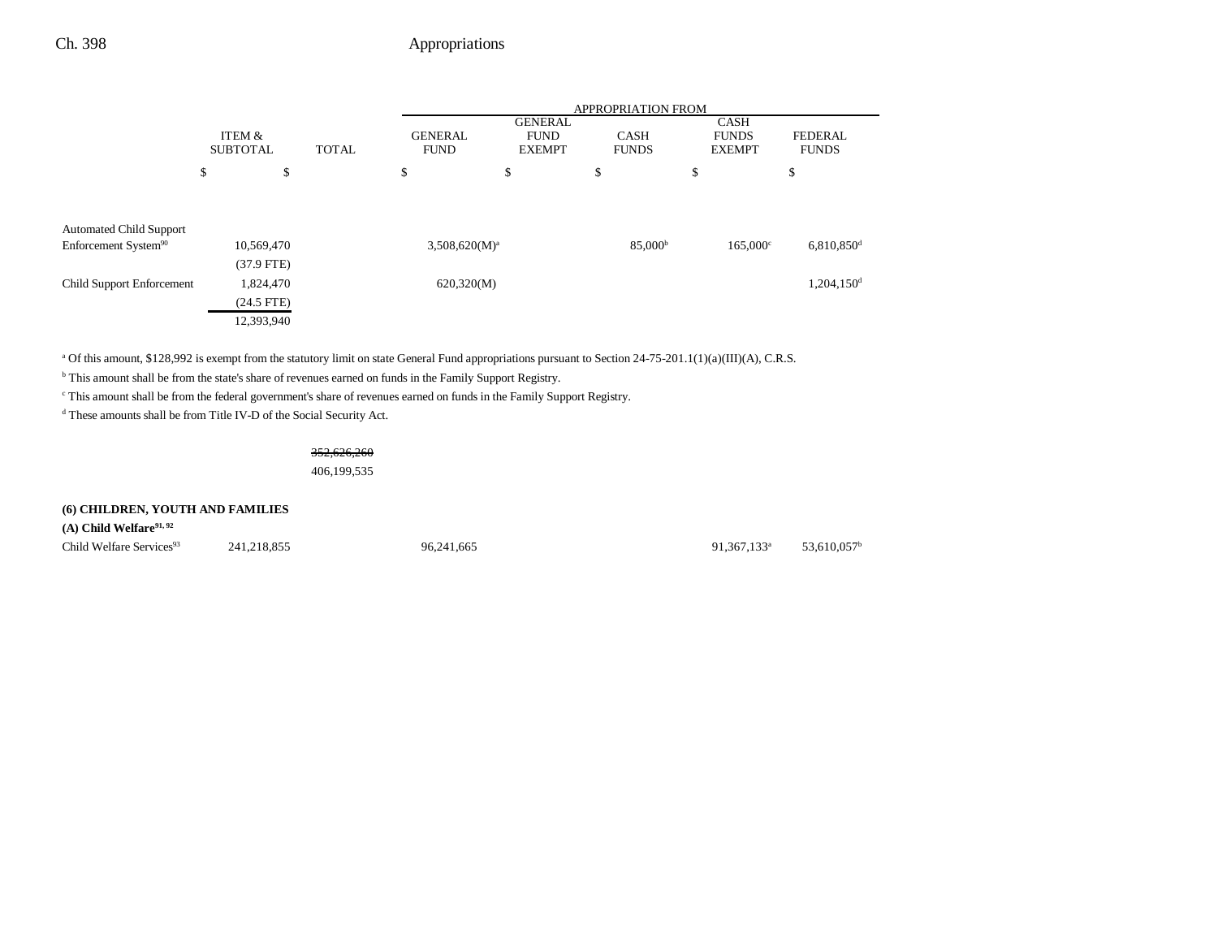| | ITEM & SUBTOTAL | TOTAL | APPROPRIATION FROM GENERAL FUND | GENERAL FUND EXEMPT | CASH FUNDS | CASH FUNDS EXEMPT | FEDERAL FUNDS |
|---|---|---|---|---|---|---|---|
| | $ | $ | $ | $ | $ | $ | $ |
| Automated Child Support Enforcement System[90] | 10,569,470 | | 3,508,620(M)[a] | | 85,000[b] | 165,000[c] | 6,810,850[d] |
| | (37.9 FTE) | | | | | | |
| Child Support Enforcement | 1,824,470 | | 620,320(M) | | | | 1,204,150[d] |
| | (24.5 FTE) | | | | | | |
| | 12,393,940 | | | | | | |

[a] Of this amount, $128,992 is exempt from the statutory limit on state General Fund appropriations pursuant to Section 24-75-201.1(1)(a)(III)(A), C.R.S.

[b] This amount shall be from the state's share of revenues earned on funds in the Family Support Registry.

[c] This amount shall be from the federal government's share of revenues earned on funds in the Family Support Registry.

[d] These amounts shall be from Title IV-D of the Social Security Act.

| | ITEM & SUBTOTAL | TOTAL | GENERAL FUND | GENERAL FUND EXEMPT | CASH FUNDS | CASH FUNDS EXEMPT | FEDERAL FUNDS |
|---|---|---|---|---|---|---|---|
| | | ~~352,626,260~~ 406,199,535 | | | | | |

**(6) CHILDREN, YOUTH AND FAMILIES**

**(A) Child Welfare[91, 92]**

| | ITEM & SUBTOTAL | TOTAL | GENERAL FUND | GENERAL FUND EXEMPT | CASH FUNDS | CASH FUNDS EXEMPT | FEDERAL FUNDS |
|---|---|---|---|---|---|---|---|
| Child Welfare Services[93] | 241,218,855 | | 96,241,665 | | | 91,367,133[a] | 53,610,057[b] |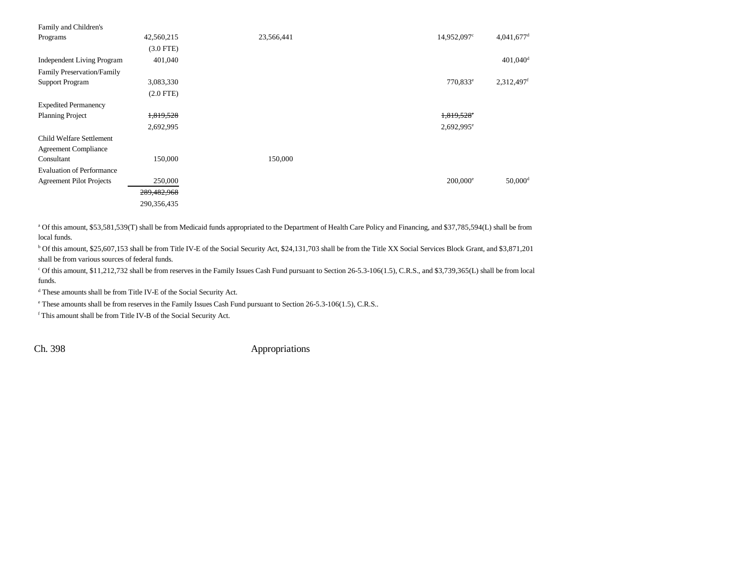| | | | | | |
|---|---|---|---|---|---|
| Family and Children's Programs | 42,560,215 | 23,566,441 | | 14,952,097[c] | 4,041,677[d] |
| | (3.0 FTE) | | | | |
| Independent Living Program | 401,040 | | | | 401,040[d] |
| Family Preservation/Family Support Program | 3,083,330 | | | 770,833[e] | 2,312,497[f] |
| | (2.0 FTE) | | | | |
| Expedited Permanency Planning Project | ~~1,819,528~~ | | | ~~1,819,528[e]~~ | |
| | 2,692,995 | | | 2,692,995[e] | |
| Child Welfare Settlement Agreement Compliance Consultant | 150,000 | 150,000 | | | |
| Evaluation of Performance Agreement Pilot Projects | 250,000 | | | 200,000[e] | 50,000[d] |
| | ~~289,482,968~~ | | | | |
| | 290,356,435 | | | | |

[a] Of this amount, $53,581,539(T) shall be from Medicaid funds appropriated to the Department of Health Care Policy and Financing, and $37,785,594(L) shall be from local funds.

[b] Of this amount, $25,607,153 shall be from Title IV-E of the Social Security Act, $24,131,703 shall be from the Title XX Social Services Block Grant, and $3,871,201 shall be from various sources of federal funds.

[c] Of this amount, $11,212,732 shall be from reserves in the Family Issues Cash Fund pursuant to Section 26-5.3-106(1.5), C.R.S., and $3,739,365(L) shall be from local funds.

[d] These amounts shall be from Title IV-E of the Social Security Act.

[e] These amounts shall be from reserves in the Family Issues Cash Fund pursuant to Section 26-5.3-106(1.5), C.R.S..

[f] This amount shall be from Title IV-B of the Social Security Act.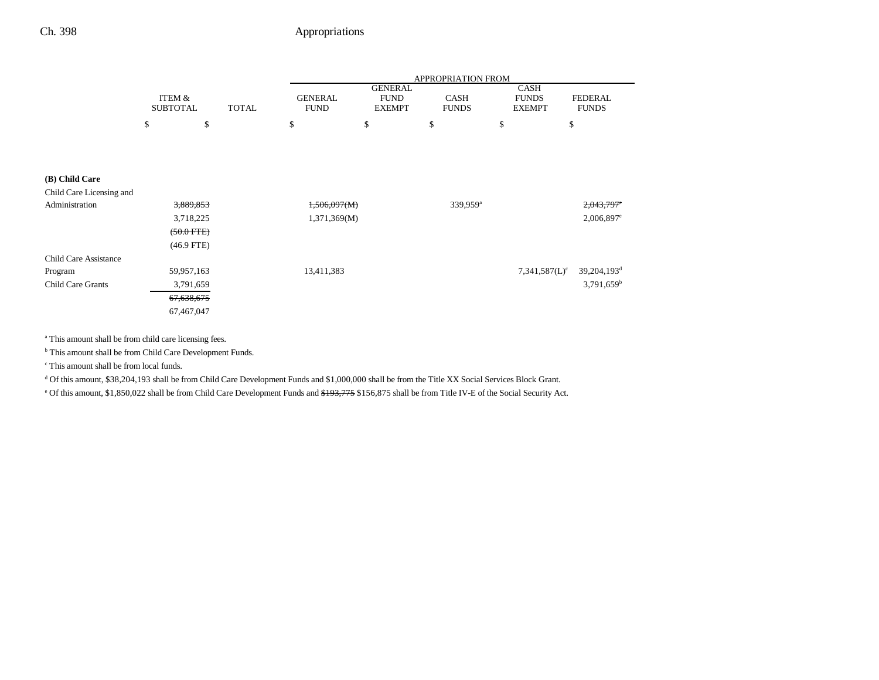| | ITEM & SUBTOTAL | TOTAL | GENERAL FUND | GENERAL FUND EXEMPT | CASH FUNDS | CASH FUNDS EXEMPT | FEDERAL FUNDS |
|---|---|---|---|---|---|---|---|
| | $ | $ | $ | $ | $ | $ | $ |
| **(B) Child Care** | | | | | | | |
| Child Care Licensing and Administration | ~~3,889,853~~ 3,718,225 ~~(50.0 FTE)~~ (46.9 FTE) | | ~~1,506,097(M)~~ 1,371,369(M) | | 339,959[a] | | ~~2,043,797~~[e] 2,006,897[e] |
| Child Care Assistance Program | 59,957,163 | | 13,411,383 | | | 7,341,587(L)[c] | 39,204,193[d] |
| Child Care Grants | 3,791,659 | | | | | | 3,791,659[b] |
| | ~~67,638,675~~ 67,467,047 | | | | | | |

[a] This amount shall be from child care licensing fees.

[b] This amount shall be from Child Care Development Funds.

[c] This amount shall be from local funds.

[d] Of this amount, $38,204,193 shall be from Child Care Development Funds and $1,000,000 shall be from the Title XX Social Services Block Grant.

[e] Of this amount, $1,850,022 shall be from Child Care Development Funds and ~~$193,775~~ $156,875 shall be from Title IV-E of the Social Security Act.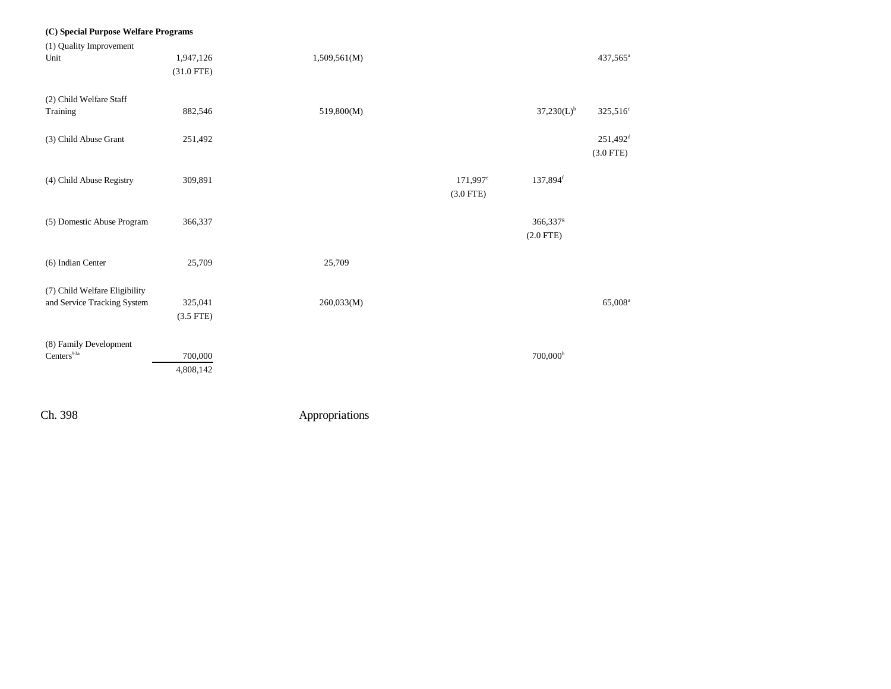**(C) Special Purpose Welfare Programs**

| | | | | | | |
|---|---|---|---|---|---|---|
| (1) Quality Improvement Unit | 1,947,126 (31.0 FTE) | 1,509,561(M) | | | | 437,565[a] |
| (2) Child Welfare Staff Training | 882,546 | 519,800(M) | | | 37,230(L)[b] | 325,516[c] |
| (3) Child Abuse Grant | 251,492 | | | | | 251,492[d] (3.0 FTE) |
| (4) Child Abuse Registry | 309,891 | | | 171,997[e] (3.0 FTE) | 137,894[f] | |
| (5) Domestic Abuse Program | 366,337 | | | | 366,337[g] (2.0 FTE) | |
| (6) Indian Center | 25,709 | 25,709 | | | | |
| (7) Child Welfare Eligibility and Service Tracking System | 325,041 (3.5 FTE) | 260,033(M) | | | | 65,008[a] |
| (8) Family Development Centers[93a] | 700,000 | | | | 700,000[h] | |
| | 4,808,142 | | | | | |

Ch. 398 Appropriations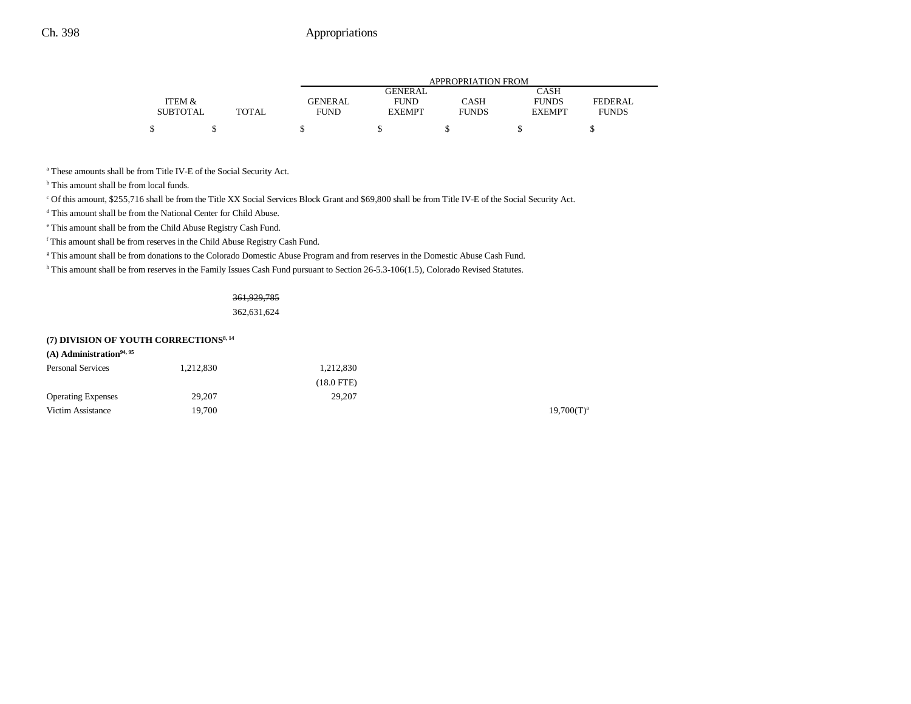| | ITEM & SUBTOTAL | TOTAL | GENERAL FUND | GENERAL FUND EXEMPT | CASH FUNDS | CASH FUNDS EXEMPT | FEDERAL FUNDS |
|---|---|---|---|---|---|---|---|
| | | | APPROPRIATION FROM | | | | |
| | $ | $ | $ | $ | $ | $ | $ |

[a] These amounts shall be from Title IV-E of the Social Security Act.

[b] This amount shall be from local funds.

[c] Of this amount, $255,716 shall be from the Title XX Social Services Block Grant and $69,800 shall be from Title IV-E of the Social Security Act.

[d] This amount shall be from the National Center for Child Abuse.

[e] This amount shall be from the Child Abuse Registry Cash Fund.

[f] This amount shall be from reserves in the Child Abuse Registry Cash Fund.

[g] This amount shall be from donations to the Colorado Domestic Abuse Program and from reserves in the Domestic Abuse Cash Fund.

[h] This amount shall be from reserves in the Family Issues Cash Fund pursuant to Section 26-5.3-106(1.5), Colorado Revised Statutes.

| | ITEM & SUBTOTAL | TOTAL | GENERAL FUND | GENERAL FUND EXEMPT | CASH FUNDS | CASH FUNDS EXEMPT | FEDERAL FUNDS |
|---|---|---|---|---|---|---|---|
| | | ~~361,929,785~~ 362,631,624 | | | | | |
| **(7) DIVISION OF YOUTH CORRECTIONS[8, 14]** | | | | | | | |
| **(A) Administration[94, 95]** | | | | | | | |
| Personal Services | 1,212,830 | | 1,212,830 (18.0 FTE) | | | | |
| Operating Expenses | 29,207 | | 29,207 | | | | |
| Victim Assistance | 19,700 | | | | | 19,700(T)[a] | |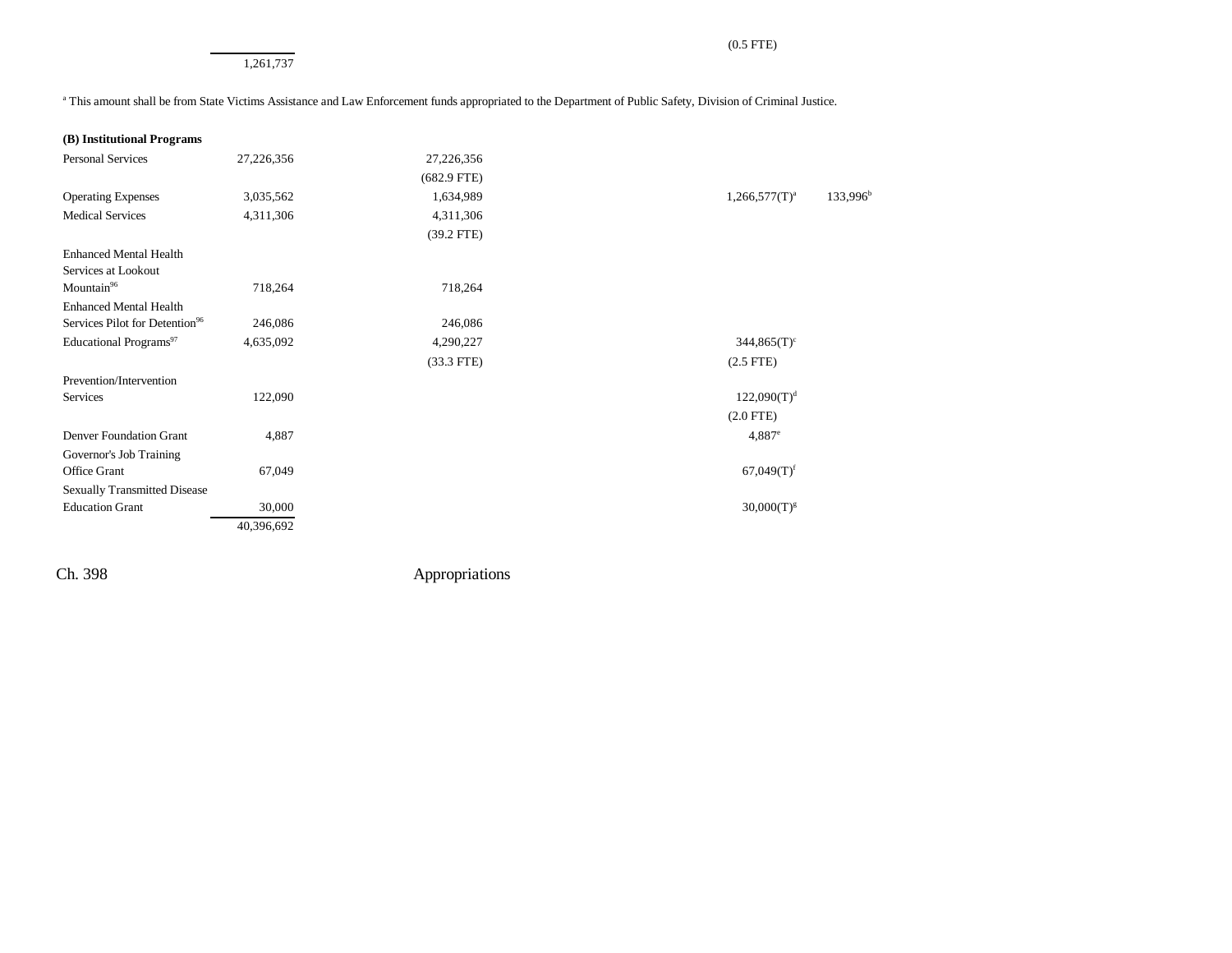| | | | | |
|---|---|---|---|---|
| | | | (0.5 FTE) | |
| | 1,261,737 | | | |

[a] This amount shall be from State Victims Assistance and Law Enforcement funds appropriated to the Department of Public Safety, Division of Criminal Justice.

| | | | | |
|---|---|---|---|---|
| **(B) Institutional Programs** | | | | |
| Personal Services | 27,226,356 | 27,226,356 | | |
| | | (682.9 FTE) | | |
| Operating Expenses | 3,035,562 | 1,634,989 | 1,266,577(T)[a] | 133,996[b] |
| Medical Services | 4,311,306 | 4,311,306 | | |
| | | (39.2 FTE) | | |
| Enhanced Mental Health Services at Lookout Mountain[96] | 718,264 | 718,264 | | |
| Enhanced Mental Health Services Pilot for Detention[96] | 246,086 | 246,086 | | |
| Educational Programs[97] | 4,635,092 | 4,290,227 | 344,865(T)[c] | |
| | | (33.3 FTE) | (2.5 FTE) | |
| Prevention/Intervention Services | 122,090 | | 122,090(T)[d] | |
| | | | (2.0 FTE) | |
| Denver Foundation Grant | 4,887 | | 4,887[e] | |
| Governor's Job Training Office Grant | 67,049 | | 67,049(T)[f] | |
| Sexually Transmitted Disease Education Grant | 30,000 | | 30,000(T)[g] | |
| | 40,396,692 | | | |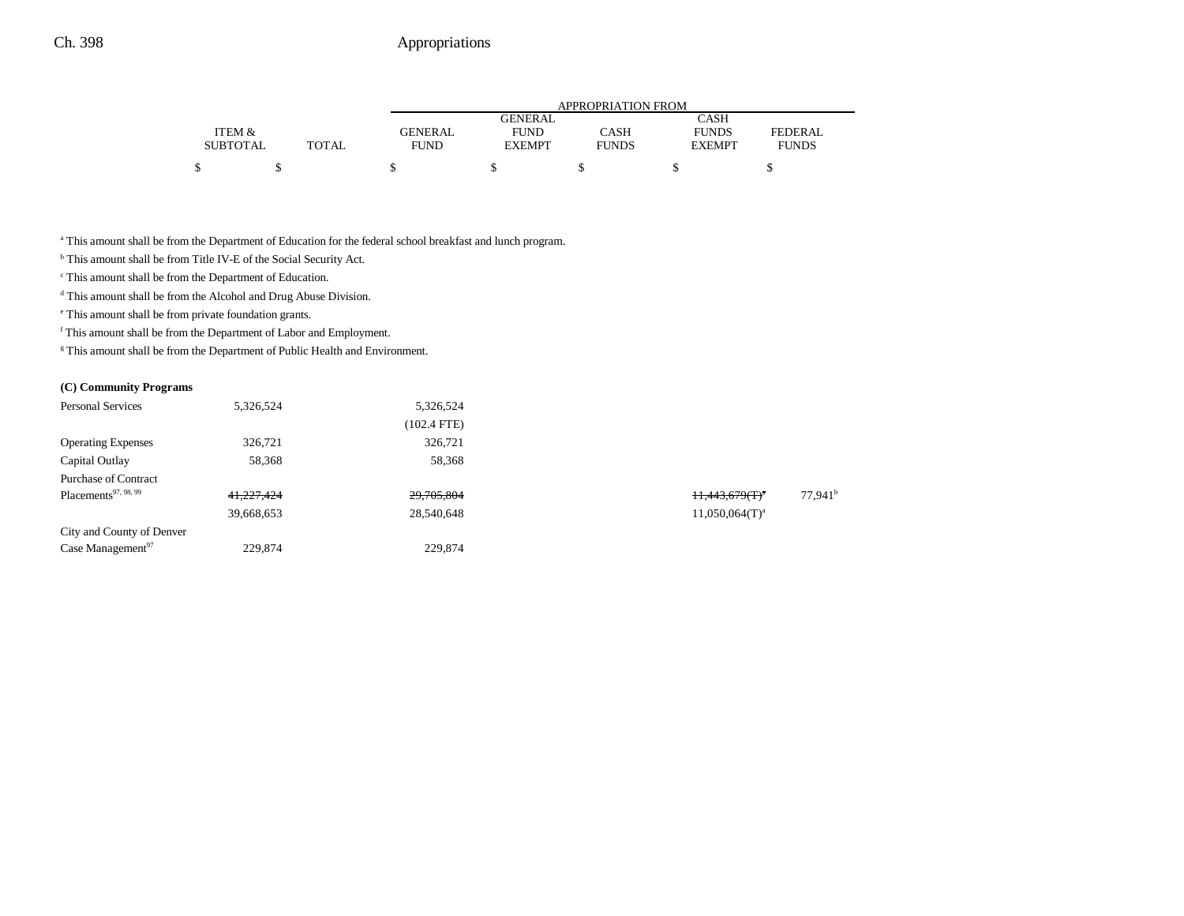| | ITEM & SUBTOTAL | TOTAL | GENERAL FUND | GENERAL FUND EXEMPT | CASH FUNDS | CASH FUNDS EXEMPT | FEDERAL FUNDS |
|---|---|---|---|---|---|---|---|
| | $ | $ | $ | $ | $ | $ | $ |

[a] This amount shall be from the Department of Education for the federal school breakfast and lunch program.

[b] This amount shall be from Title IV-E of the Social Security Act.

[c] This amount shall be from the Department of Education.

[d] This amount shall be from the Alcohol and Drug Abuse Division.

[e] This amount shall be from private foundation grants.

[f] This amount shall be from the Department of Labor and Employment.

[g] This amount shall be from the Department of Public Health and Environment.

**(C) Community Programs**

| | ITEM & SUBTOTAL | TOTAL | GENERAL FUND | GENERAL FUND EXEMPT | CASH FUNDS | CASH FUNDS EXEMPT | FEDERAL FUNDS |
|---|---|---|---|---|---|---|---|
| Personal Services | 5,326,524 | | 5,326,524 | | | | |
| | | | (102.4 FTE) | | | | |
| Operating Expenses | 326,721 | | 326,721 | | | | |
| Capital Outlay | 58,368 | | 58,368 | | | | |
| Purchase of Contract Placements[97, 98, 99] | ~~41,227,424~~ | | ~~29,705,804~~ | | | ~~11,443,679(T)[a]~~ | 77,941[b] |
| | 39,668,653 | | 28,540,648 | | | 11,050,064(T)[a] | |
| City and County of Denver Case Management[97] | 229,874 | | 229,874 | | | | |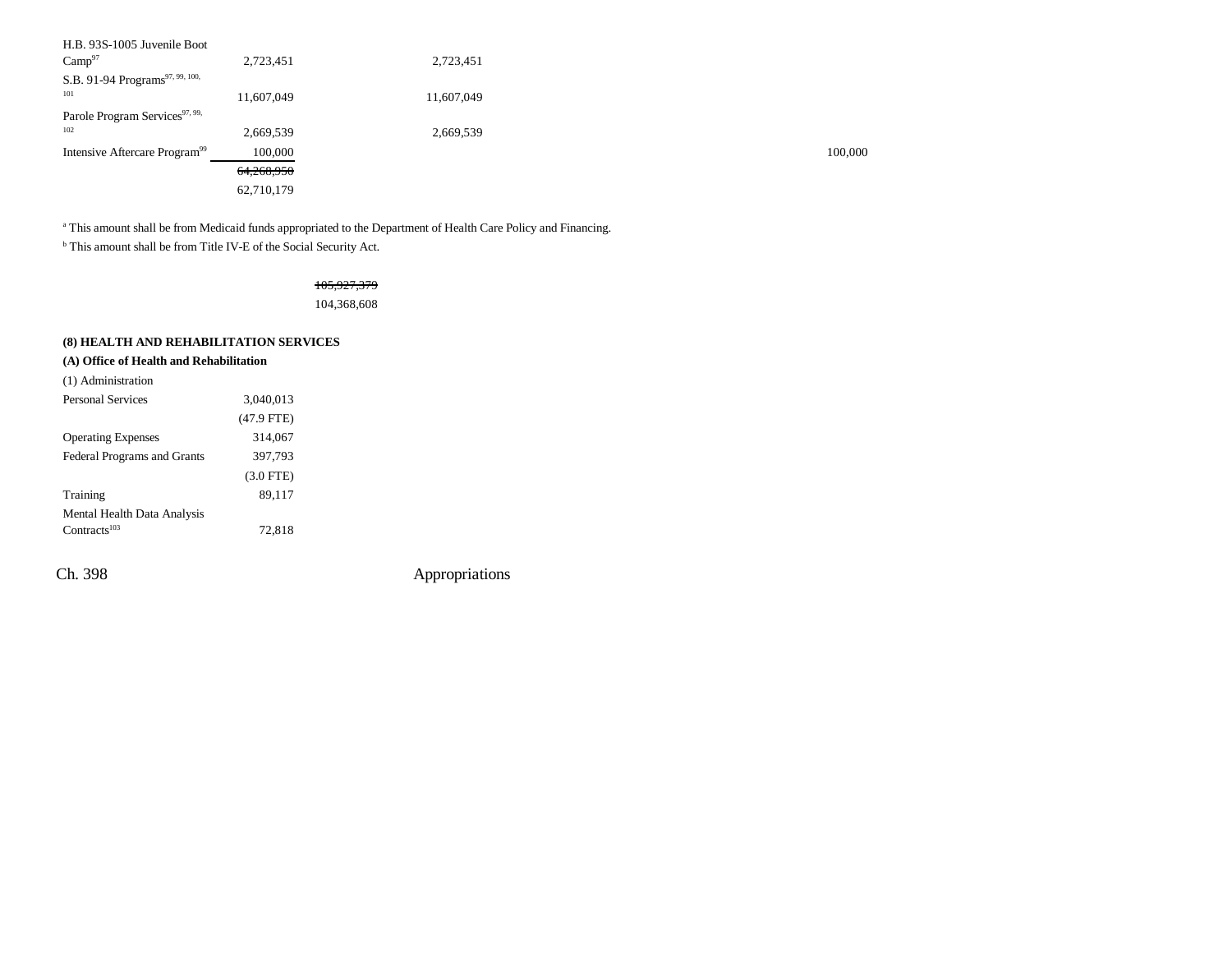| | | | | | | |
|---|---|---|---|---|---|---|
| H.B. 93S-1005 Juvenile Boot Camp[97] | 2,723,451 | | 2,723,451 | | | |
| S.B. 91-94 Programs[97, 99, 100, 101] | 11,607,049 | | 11,607,049 | | | |
| Parole Program Services[97, 99, 102] | 2,669,539 | | 2,669,539 | | | |
| Intensive Aftercare Program[99] | 100,000 | | | | | 100,000 |
| | ~~64,268,950~~ | | | | | |
| | 62,710,179 | | | | | |

[a] This amount shall be from Medicaid funds appropriated to the Department of Health Care Policy and Financing.

[b] This amount shall be from Title IV-E of the Social Security Act.

| | | |
|---|---|---|
| | | ~~105,927,379~~ |
| | | 104,368,608 |

**(8) HEALTH AND REHABILITATION SERVICES**

**(A) Office of Health and Rehabilitation**

(1) Administration

| | |
|---|---|
| Personal Services | 3,040,013 |
| | (47.9 FTE) |
| Operating Expenses | 314,067 |
| Federal Programs and Grants | 397,793 |
| | (3.0 FTE) |
| Training | 89,117 |
| Mental Health Data Analysis Contracts[103] | 72,818 |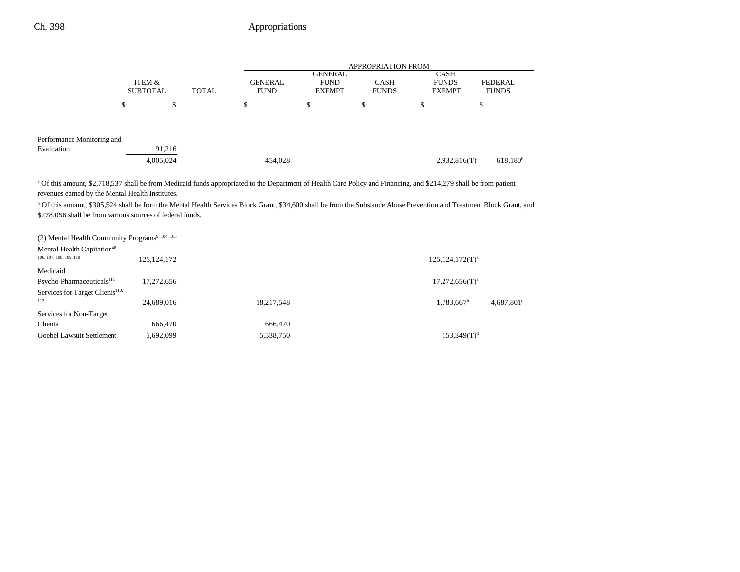| | ITEM & SUBTOTAL | TOTAL | GENERAL FUND | GENERAL FUND EXEMPT | CASH FUNDS | CASH FUNDS EXEMPT | FEDERAL FUNDS |
|---|---|---|---|---|---|---|---|
| | | | APPROPRIATION FROM | | | | |
| | $ | $ | $ | $ | $ | $ | $ |
| Performance Monitoring and Evaluation | 91,216 | | | | | | |
| | 4,005,024 | | 454,028 | | | 2,932,816(T)[a] | 618,180[b] |

[a] Of this amount, $2,718,537 shall be from Medicaid funds appropriated to the Department of Health Care Policy and Financing, and $214,279 shall be from patient revenues earned by the Mental Health Institutes.

[b] Of this amount, $305,524 shall be from the Mental Health Services Block Grant, $34,600 shall be from the Substance Abuse Prevention and Treatment Block Grant, and $278,056 shall be from various sources of federal funds.

| | ITEM & SUBTOTAL | TOTAL | GENERAL FUND | GENERAL FUND EXEMPT | CASH FUNDS | CASH FUNDS EXEMPT | FEDERAL FUNDS |
|---|---|---|---|---|---|---|---|
| (2) Mental Health Community Programs[9, 104, 105] | | | | | | | |
| Mental Health Capitation[48, 106, 107, 108, 109, 110] | 125,124,172 | | | | | 125,124,172(T)[a] | |
| Medicaid Psycho-Pharmaceuticals[111] | 17,272,656 | | | | | 17,272,656(T)[a] | |
| Services for Target Clients[110, 112] | 24,689,016 | | 18,217,548 | | | 1,783,667[b] | 4,687,801[c] |
| Services for Non-Target Clients | 666,470 | | 666,470 | | | | |
| Goebel Lawsuit Settlement | 5,692,099 | | 5,538,750 | | | 153,349(T)[d] | |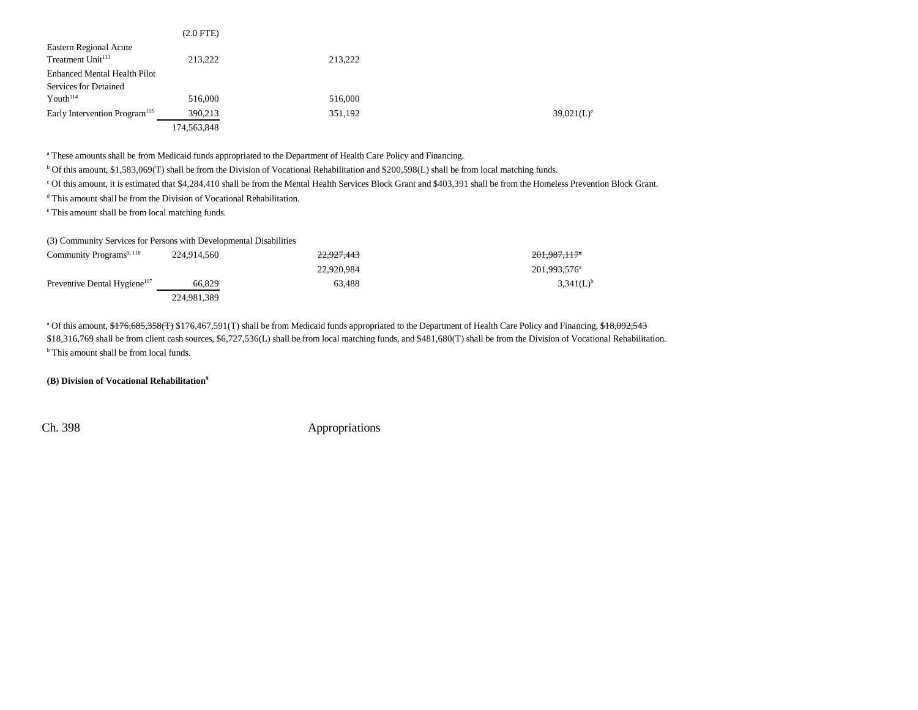| | | | |
|---|---|---|---|
| | (2.0 FTE) | | |
| Eastern Regional Acute Treatment Unit[113] | 213,222 | 213,222 | |
| Enhanced Mental Health Pilot Services for Detained Youth[114] | 516,000 | 516,000 | |
| Early Intervention Program[115] | 390,213 | 351,192 | 39,021(L)[e] |
| | 174,563,848 | | |

[a] These amounts shall be from Medicaid funds appropriated to the Department of Health Care Policy and Financing.

[b] Of this amount, $1,583,069(T) shall be from the Division of Vocational Rehabilitation and $200,598(L) shall be from local matching funds.

[c] Of this amount, it is estimated that $4,284,410 shall be from the Mental Health Services Block Grant and $403,391 shall be from the Homeless Prevention Block Grant.

[d] This amount shall be from the Division of Vocational Rehabilitation.

[e] This amount shall be from local matching funds.

(3) Community Services for Persons with Developmental Disabilities

| | | | |
|---|---|---|---|
| Community Programs[9, 116] | 224,914,560 | ~~22,927,443~~ | ~~201,987,117~~[a] |
| | | 22,920,984 | 201,993,576[a] |
| Preventive Dental Hygiene[117] | 66,829 | 63,488 | 3,341(L)[b] |
| | 224,981,389 | | |

[a] Of this amount, ~~$176,685,358(T)~~ $176,467,591(T) shall be from Medicaid funds appropriated to the Department of Health Care Policy and Financing, ~~$18,092,543~~ $18,316,769 shall be from client cash sources, $6,727,536(L) shall be from local matching funds, and $481,680(T) shall be from the Division of Vocational Rehabilitation.

[b] This amount shall be from local funds.

**(B) Division of Vocational Rehabilitation[9]**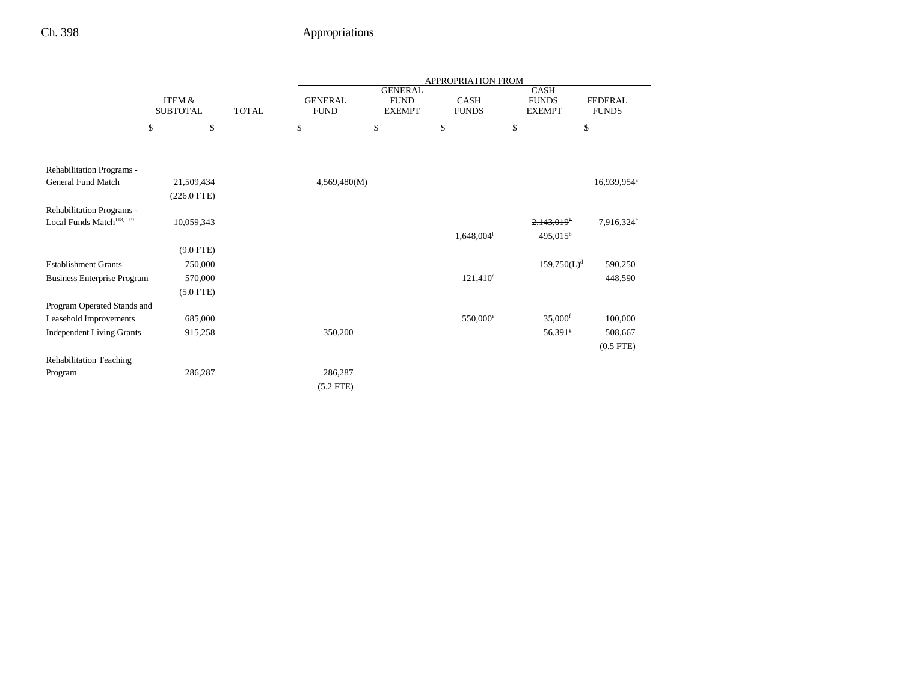| | ITEM & SUBTOTAL | TOTAL | APPROPRIATION FROM GENERAL FUND | GENERAL FUND EXEMPT | CASH FUNDS | CASH FUNDS EXEMPT | FEDERAL FUNDS |
|---|---|---|---|---|---|---|---|
| | $ | $ | $ | $ | $ | $ | $ |
| Rehabilitation Programs - General Fund Match | 21,509,434 | | 4,569,480(M) | | | | 16,939,954[a] |
| | (226.0 FTE) | | | | | | |
| Rehabilitation Programs - Local Funds Match[118, 119] | 10,059,343 | | | | | ~~2,143,019[b]~~ | 7,916,324[c] |
| | | | | | 1,648,004[i] | 495,015[b] | |
| | (9.0 FTE) | | | | | | |
| Establishment Grants | 750,000 | | | | | 159,750(L)[d] | 590,250 |
| Business Enterprise Program | 570,000 | | | | 121,410[e] | | 448,590 |
| | (5.0 FTE) | | | | | | |
| Program Operated Stands and Leasehold Improvements | 685,000 | | | | 550,000[e] | 35,000[f] | 100,000 |
| Independent Living Grants | 915,258 | | 350,200 | | | 56,391[g] | 508,667 |
| | | | | | | | (0.5 FTE) |
| Rehabilitation Teaching Program | 286,287 | | 286,287 | | | | |
| | | | (5.2 FTE) | | | | |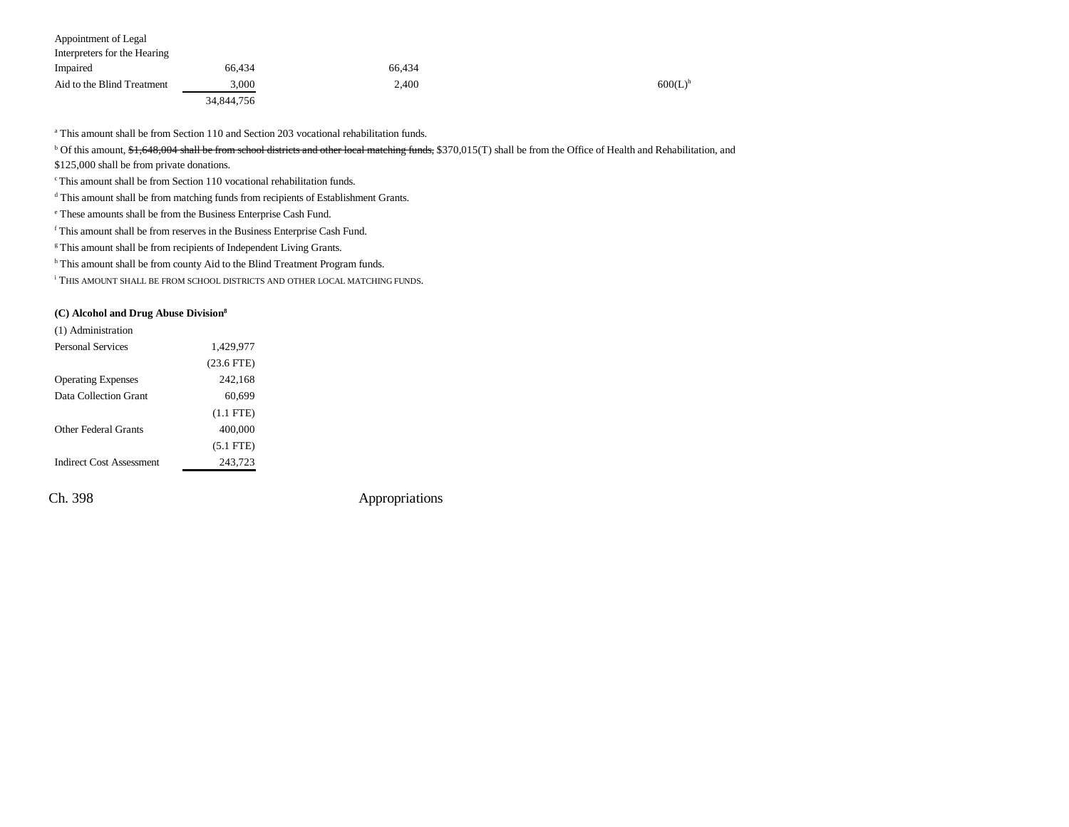| | | | | |
|---|---|---|---|---|
| Appointment of Legal Interpreters for the Hearing Impaired | 66,434 | 66,434 | | |
| Aid to the Blind Treatment | 3,000 | 2,400 | | 600(L)[h] |
| | 34,844,756 | | | |

[a] This amount shall be from Section 110 and Section 203 vocational rehabilitation funds.

[b] Of this amount, ~~$1,648,004 shall be from school districts and other local matching funds,~~ $370,015(T) shall be from the Office of Health and Rehabilitation, and $125,000 shall be from private donations.

[c] This amount shall be from Section 110 vocational rehabilitation funds.

[d] This amount shall be from matching funds from recipients of Establishment Grants.

[e] These amounts shall be from the Business Enterprise Cash Fund.

[f] This amount shall be from reserves in the Business Enterprise Cash Fund.

[g] This amount shall be from recipients of Independent Living Grants.

[h] This amount shall be from county Aid to the Blind Treatment Program funds.

[i] THIS AMOUNT SHALL BE FROM SCHOOL DISTRICTS AND OTHER LOCAL MATCHING FUNDS.

**(C) Alcohol and Drug Abuse Division**[8]

(1) Administration

| | |
|---|---|
| Personal Services | 1,429,977 |
| | (23.6 FTE) |
| Operating Expenses | 242,168 |
| Data Collection Grant | 60,699 |
| | (1.1 FTE) |
| Other Federal Grants | 400,000 |
| | (5.1 FTE) |
| Indirect Cost Assessment | 243,723 |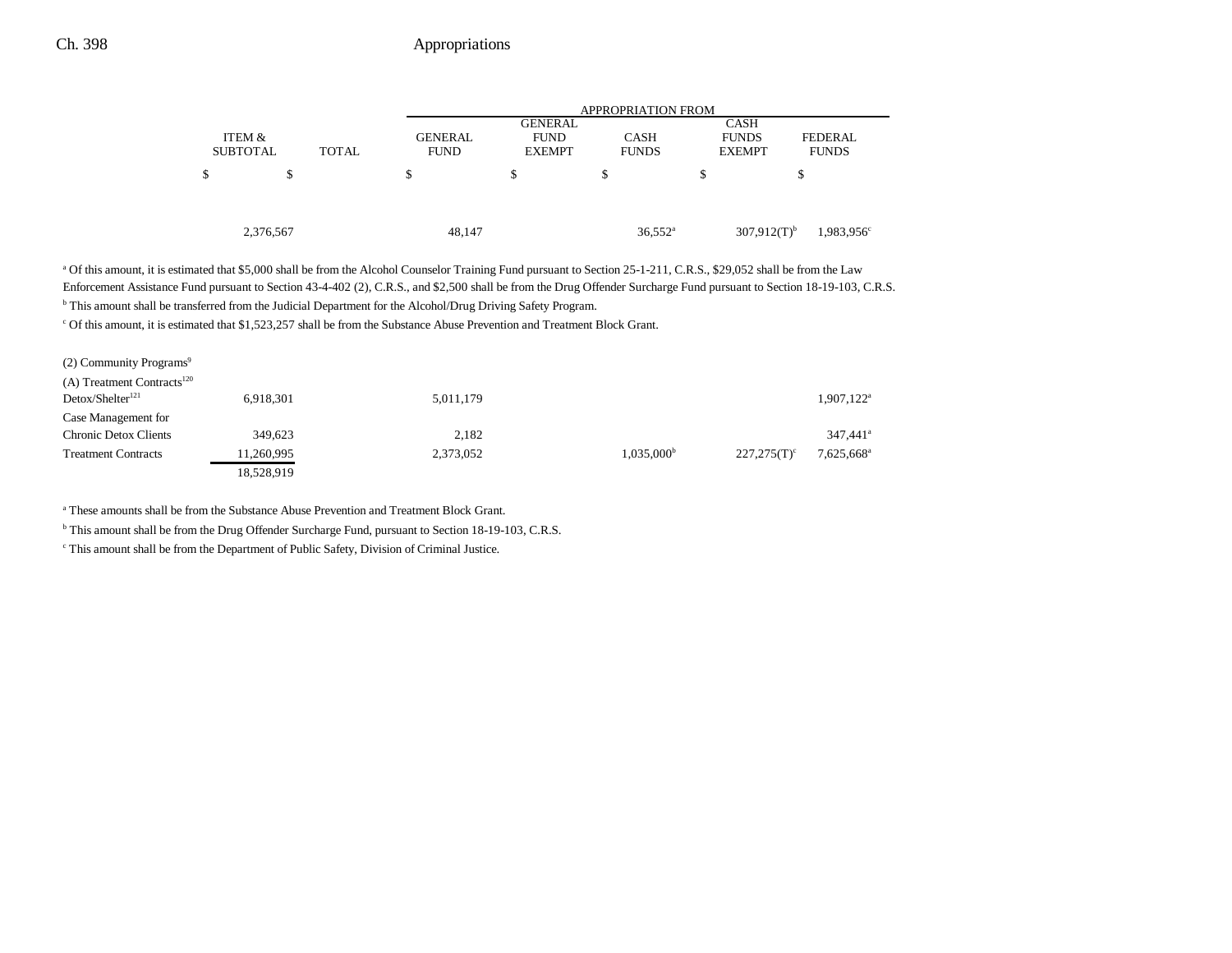| | ITEM & SUBTOTAL | TOTAL | APPROPRIATION FROM GENERAL FUND | GENERAL FUND EXEMPT | CASH FUNDS | CASH FUNDS EXEMPT | FEDERAL FUNDS |
|---|---|---|---|---|---|---|---|
| | $ | $ | $ | $ | $ | $ | $ |
| | 2,376,567 | | 48,147 | | 36,552[a] | 307,912(T)[b] | 1,983,956[c] |

[a] Of this amount, it is estimated that $5,000 shall be from the Alcohol Counselor Training Fund pursuant to Section 25-1-211, C.R.S., $29,052 shall be from the Law Enforcement Assistance Fund pursuant to Section 43-4-402 (2), C.R.S., and $2,500 shall be from the Drug Offender Surcharge Fund pursuant to Section 18-19-103, C.R.S.

[b] This amount shall be transferred from the Judicial Department for the Alcohol/Drug Driving Safety Program.

[c] Of this amount, it is estimated that $1,523,257 shall be from the Substance Abuse Prevention and Treatment Block Grant.

(2) Community Programs[9]

(A) Treatment Contracts[120]

| | ITEM & SUBTOTAL | TOTAL | GENERAL FUND | GENERAL FUND EXEMPT | CASH FUNDS | CASH FUNDS EXEMPT | FEDERAL FUNDS |
|---|---|---|---|---|---|---|---|
| Detox/Shelter[121] | 6,918,301 | | 5,011,179 | | | | 1,907,122[a] |
| Case Management for Chronic Detox Clients | 349,623 | | 2,182 | | | | 347,441[a] |
| Treatment Contracts | 11,260,995 | | 2,373,052 | | 1,035,000[b] | 227,275(T)[c] | 7,625,668[a] |
| | 18,528,919 | | | | | | |

[a] These amounts shall be from the Substance Abuse Prevention and Treatment Block Grant.

[b] This amount shall be from the Drug Offender Surcharge Fund, pursuant to Section 18-19-103, C.R.S.

[c] This amount shall be from the Department of Public Safety, Division of Criminal Justice.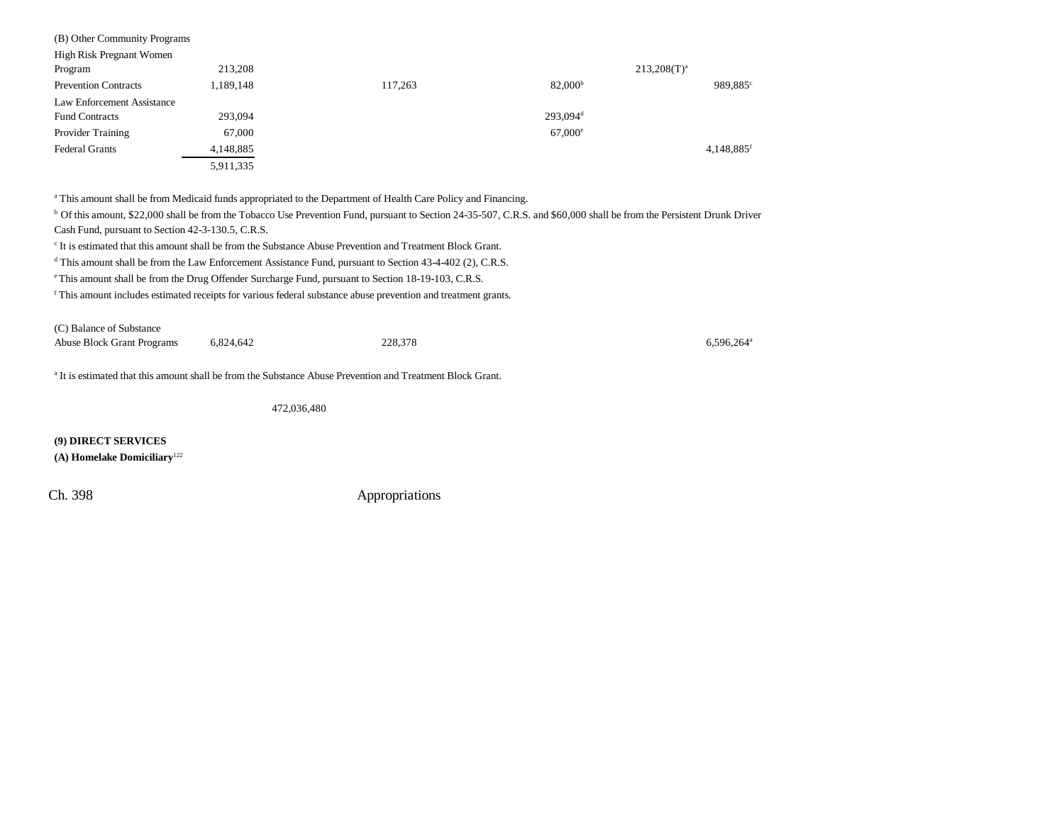| | | | | | |
|---|---|---|---|---|---|
| (B) Other Community Programs | | | | | |
| High Risk Pregnant Women Program | 213,208 | | | 213,208(T)[a] | |
| Prevention Contracts | 1,189,148 | 117,263 | 82,000[b] | | 989,885[c] |
| Law Enforcement Assistance Fund Contracts | 293,094 | | 293,094[d] | | |
| Provider Training | 67,000 | | 67,000[e] | | |
| Federal Grants | 4,148,885 | | | | 4,148,885[f] |
| | 5,911,335 | | | | |

[a] This amount shall be from Medicaid funds appropriated to the Department of Health Care Policy and Financing.

[b] Of this amount, $22,000 shall be from the Tobacco Use Prevention Fund, pursuant to Section 24-35-507, C.R.S. and $60,000 shall be from the Persistent Drunk Driver Cash Fund, pursuant to Section 42-3-130.5, C.R.S.

[c] It is estimated that this amount shall be from the Substance Abuse Prevention and Treatment Block Grant.

[d] This amount shall be from the Law Enforcement Assistance Fund, pursuant to Section 43-4-402 (2), C.R.S.

[e] This amount shall be from the Drug Offender Surcharge Fund, pursuant to Section 18-19-103, C.R.S.

[f] This amount includes estimated receipts for various federal substance abuse prevention and treatment grants.

| | | | | | |
|---|---|---|---|---|---|
| (C) Balance of Substance Abuse Block Grant Programs | 6,824,642 | 228,378 | | | 6,596,264[a] |

[a] It is estimated that this amount shall be from the Substance Abuse Prevention and Treatment Block Grant.

472,036,480

**(9) DIRECT SERVICES**

**(A) Homelake Domiciliary**[122]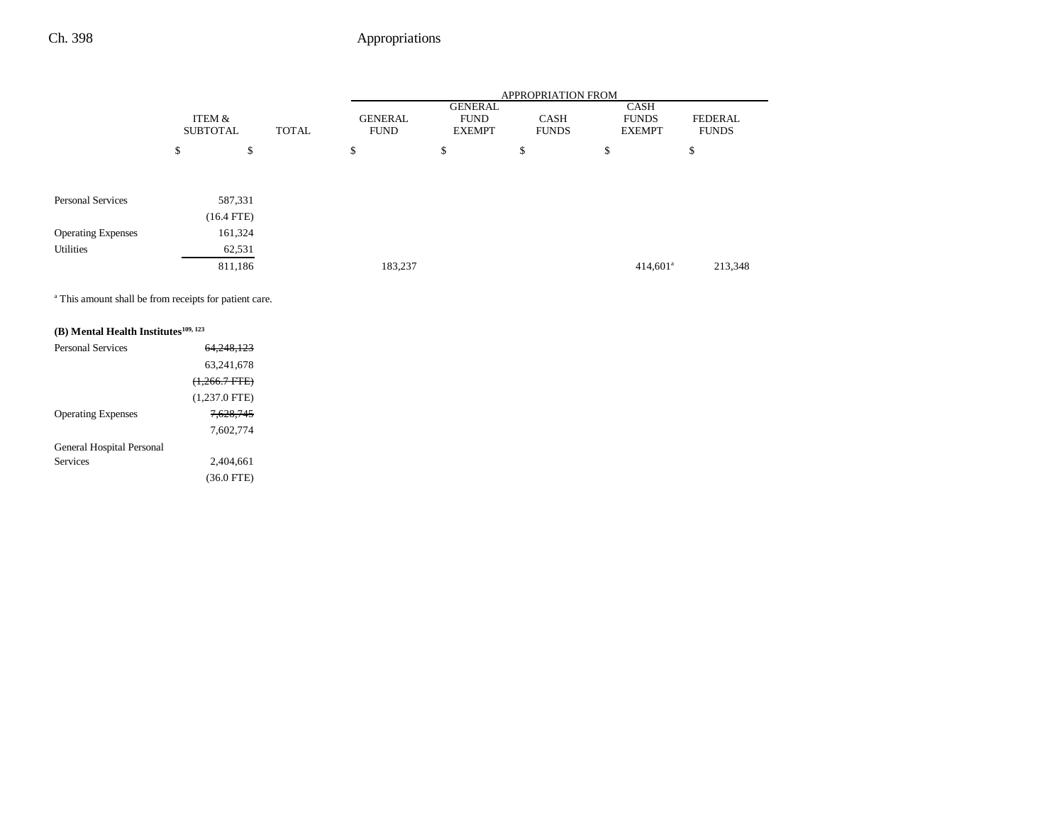| | ITEM & SUBTOTAL | TOTAL | APPROPRIATION FROM GENERAL FUND | GENERAL FUND EXEMPT | CASH FUNDS | CASH FUNDS EXEMPT | FEDERAL FUNDS |
|---|---|---|---|---|---|---|---|
| | $ | $ | $ | $ | $ | $ | $ |
| Personal Services | 587,331 | | | | | | |
| | (16.4 FTE) | | | | | | |
| Operating Expenses | 161,324 | | | | | | |
| Utilities | 62,531 | | | | | | |
| | 811,186 | | 183,237 | | | 414,601[a] | 213,348 |

[a] This amount shall be from receipts for patient care.

**(B) Mental Health Institutes[109, 123]**

| | ITEM & SUBTOTAL | TOTAL | GENERAL FUND | GENERAL FUND EXEMPT | CASH FUNDS | CASH FUNDS EXEMPT | FEDERAL FUNDS |
|---|---|---|---|---|---|---|---|
| Personal Services | ~~64,248,123~~ | | | | | | |
| | 63,241,678 | | | | | | |
| | ~~(1,266.7 FTE)~~ | | | | | | |
| | (1,237.0 FTE) | | | | | | |
| Operating Expenses | ~~7,628,745~~ | | | | | | |
| | 7,602,774 | | | | | | |
| General Hospital Personal Services | 2,404,661 | | | | | | |
| | (36.0 FTE) | | | | | | |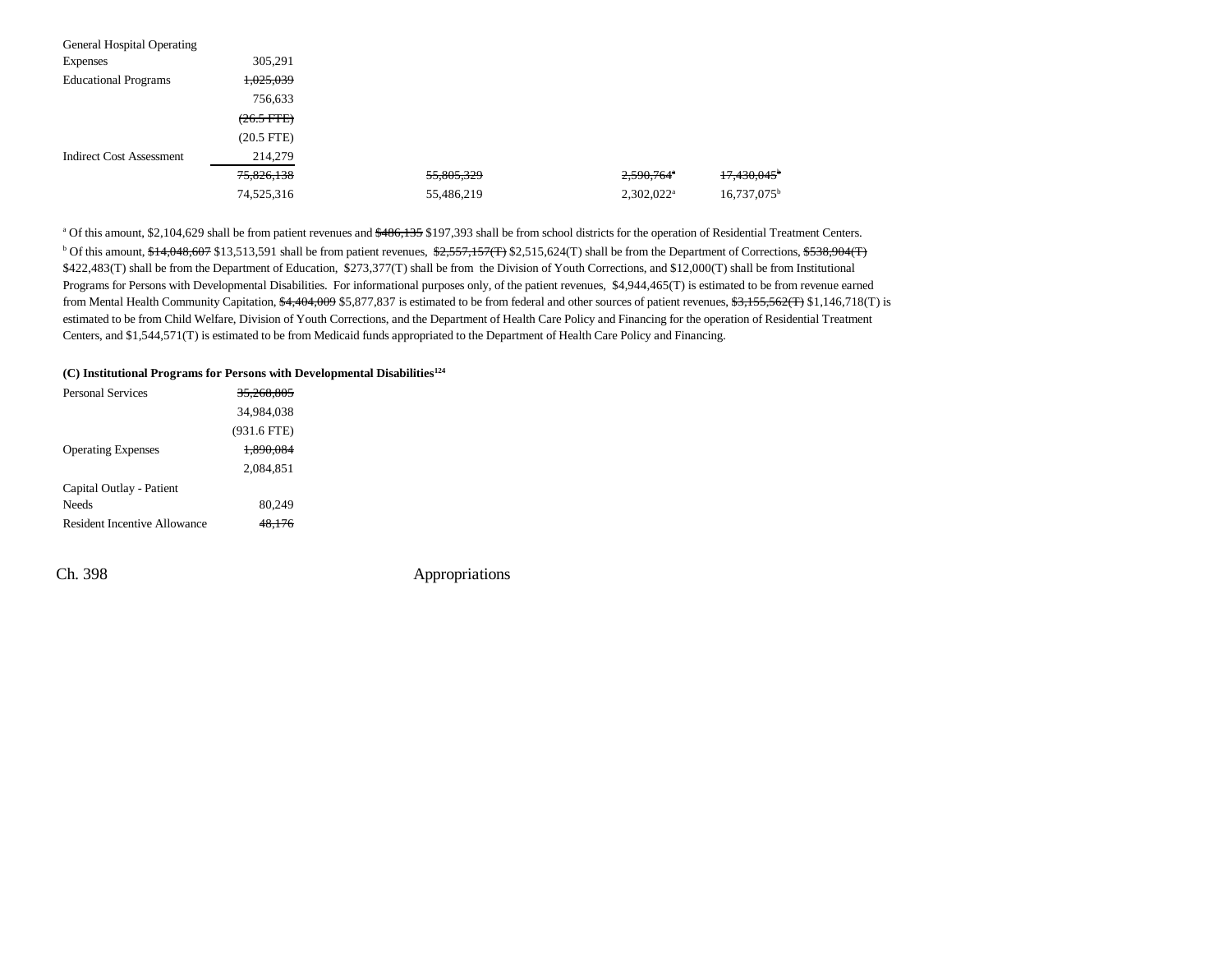| | | | | |
|---|---|---|---|---|
| General Hospital Operating Expenses | 305,291 | | | |
| Educational Programs | ~~1,025,039~~ | | | |
| | 756,633 | | | |
| | ~~(26.5 FTE)~~ | | | |
| | (20.5 FTE) | | | |
| Indirect Cost Assessment | 214,279 | | | |
| | ~~75,826,138~~ | ~~55,805,329~~ | ~~2,590,764~~[a] | ~~17,430,045~~[b] |
| | 74,525,316 | 55,486,219 | 2,302,022[a] | 16,737,075[b] |

[a] Of this amount, $2,104,629 shall be from patient revenues and ~~$486,135~~ $197,393 shall be from school districts for the operation of Residential Treatment Centers.

[b] Of this amount, ~~$14,048,607~~ $13,513,591 shall be from patient revenues, ~~$2,557,157(T)~~ $2,515,624(T) shall be from the Department of Corrections, ~~$538,904(T)~~ $422,483(T) shall be from the Department of Education, $273,377(T) shall be from the Division of Youth Corrections, and $12,000(T) shall be from Institutional Programs for Persons with Developmental Disabilities. For informational purposes only, of the patient revenues, $4,944,465(T) is estimated to be from revenue earned from Mental Health Community Capitation, ~~$4,404,009~~ $5,877,837 is estimated to be from federal and other sources of patient revenues, ~~$3,155,562(T)~~ $1,146,718(T) is estimated to be from Child Welfare, Division of Youth Corrections, and the Department of Health Care Policy and Financing for the operation of Residential Treatment Centers, and $1,544,571(T) is estimated to be from Medicaid funds appropriated to the Department of Health Care Policy and Financing.

**(C) Institutional Programs for Persons with Developmental Disabilities**[124]

| | |
|---|---|
| Personal Services | ~~35,260,805~~ |
| | 34,984,038 |
| | (931.6 FTE) |
| Operating Expenses | ~~1,890,084~~ |
| | 2,084,851 |
| Capital Outlay - Patient Needs | 80,249 |
| Resident Incentive Allowance | ~~48,176~~ |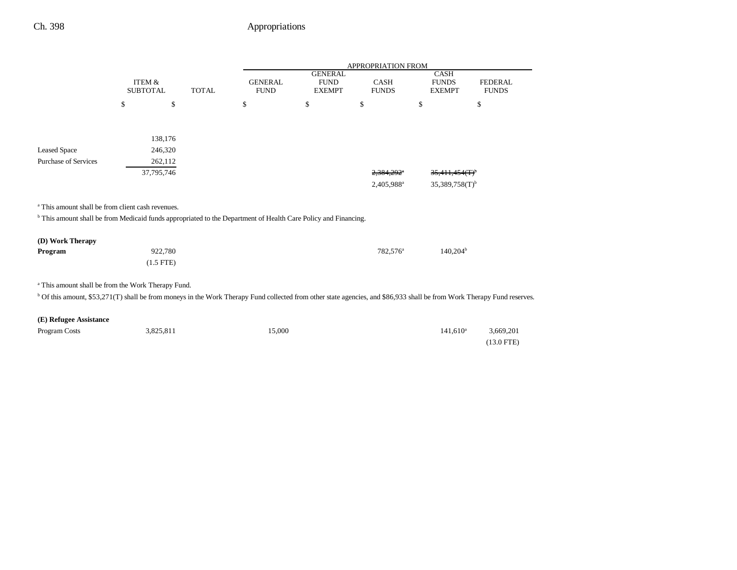| | ITEM & SUBTOTAL | TOTAL | GENERAL FUND | GENERAL FUND EXEMPT | CASH FUNDS | CASH FUNDS EXEMPT | FEDERAL FUNDS |
|---|---|---|---|---|---|---|---|
| | $ | $ | $ | $ | $ | $ | $ |
| | 138,176 | | | | | | |
| Leased Space | 246,320 | | | | | | |
| Purchase of Services | 262,112 | | | | | | |
| | 37,795,746 | | | | ~~2,384,292~~[a] | ~~35,411,454(T)~~[b] | |
| | | | | | 2,405,988[a] | 35,389,758(T)[b] | |

[a] This amount shall be from client cash revenues.

[b] This amount shall be from Medicaid funds appropriated to the Department of Health Care Policy and Financing.

| | ITEM & SUBTOTAL | TOTAL | GENERAL FUND | GENERAL FUND EXEMPT | CASH FUNDS | CASH FUNDS EXEMPT | FEDERAL FUNDS |
|---|---|---|---|---|---|---|---|
| **(D) Work Therapy Program** | 922,780 | | | | 782,576[a] | 140,204[b] | |
| | (1.5 FTE) | | | | | | |

[a] This amount shall be from the Work Therapy Fund.

[b] Of this amount, $53,271(T) shall be from moneys in the Work Therapy Fund collected from other state agencies, and $86,933 shall be from Work Therapy Fund reserves.

| | ITEM & SUBTOTAL | TOTAL | GENERAL FUND | GENERAL FUND EXEMPT | CASH FUNDS | CASH FUNDS EXEMPT | FEDERAL FUNDS |
|---|---|---|---|---|---|---|---|
| **(E) Refugee Assistance** | | | | | | | |
| Program Costs | 3,825,811 | | 15,000 | | | 141,610[a] | 3,669,201 |
| | | | | | | | (13.0 FTE) |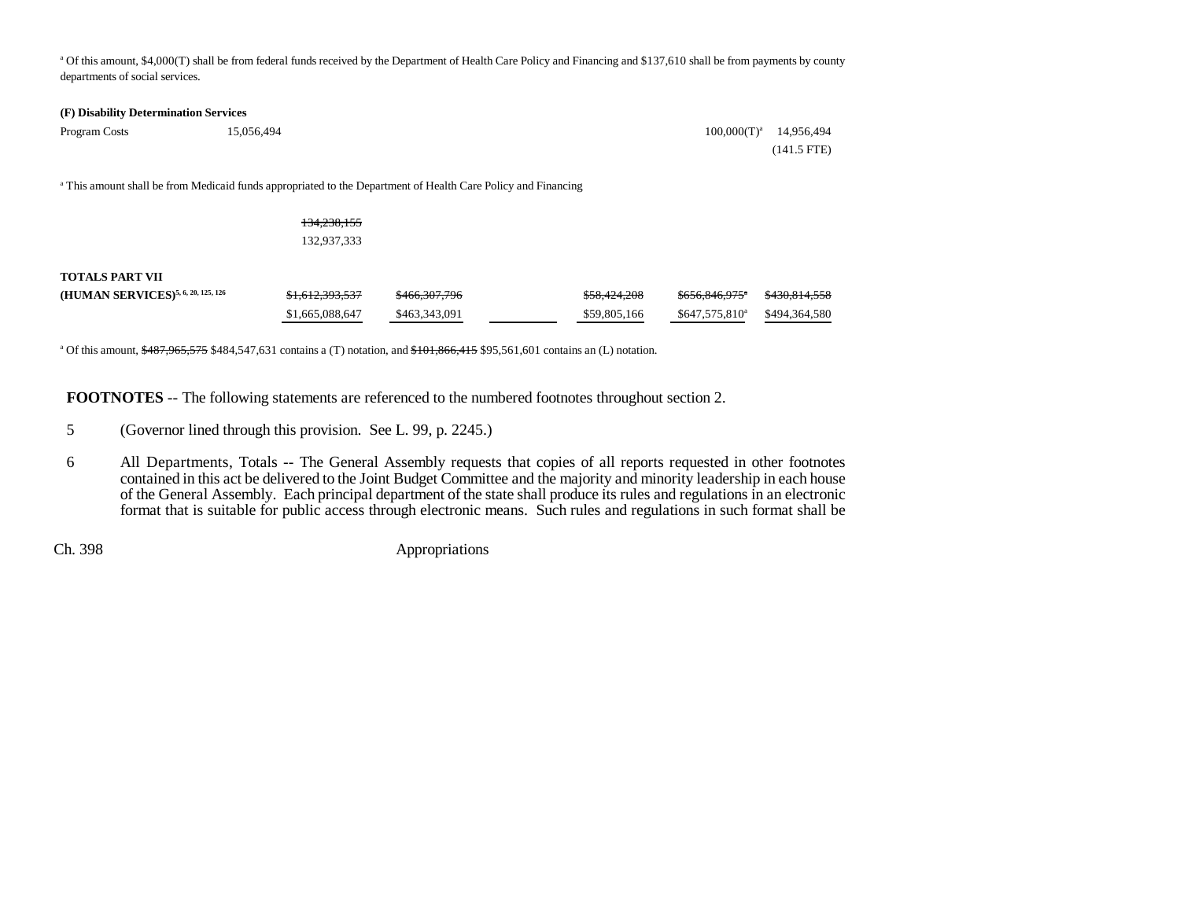[a] Of this amount, $4,000(T) shall be from federal funds received by the Department of Health Care Policy and Financing and $137,610 shall be from payments by county departments of social services.

**(F) Disability Determination Services**

| | | | | | | |
|---|---|---|---|---|---|---|
| Program Costs | 15,056,494 | | | | 100,000(T)[a] | 14,956,494 |
| | | | | | | (141.5 FTE) |

[a] This amount shall be from Medicaid funds appropriated to the Department of Health Care Policy and Financing

| | | | | | | |
|---|---|---|---|---|---|---|
| | ~~134,238,155~~ | | | | | |
| | 132,937,333 | | | | | |
| **TOTALS PART VII** | | | | | | |
| **(HUMAN SERVICES)**[5, 6, 20, 125, 126] | ~~$1,612,393,537~~ | ~~$466,307,796~~ | | ~~$58,424,208~~ | ~~$656,846,975~~[a] | ~~$430,814,558~~ |
| | $1,665,088,647 | $463,343,091 | | $59,805,166 | $647,575,810[a] | $494,364,580 |

[a] Of this amount, ~~$487,965,575~~ $484,547,631 contains a (T) notation, and ~~$101,866,415~~ $95,561,601 contains an (L) notation.

**FOOTNOTES** -- The following statements are referenced to the numbered footnotes throughout section 2.

5 (Governor lined through this provision. See L. 99, p. 2245.)

6 All Departments, Totals -- The General Assembly requests that copies of all reports requested in other footnotes contained in this act be delivered to the Joint Budget Committee and the majority and minority leadership in each house of the General Assembly. Each principal department of the state shall produce its rules and regulations in an electronic format that is suitable for public access through electronic means. Such rules and regulations in such format shall be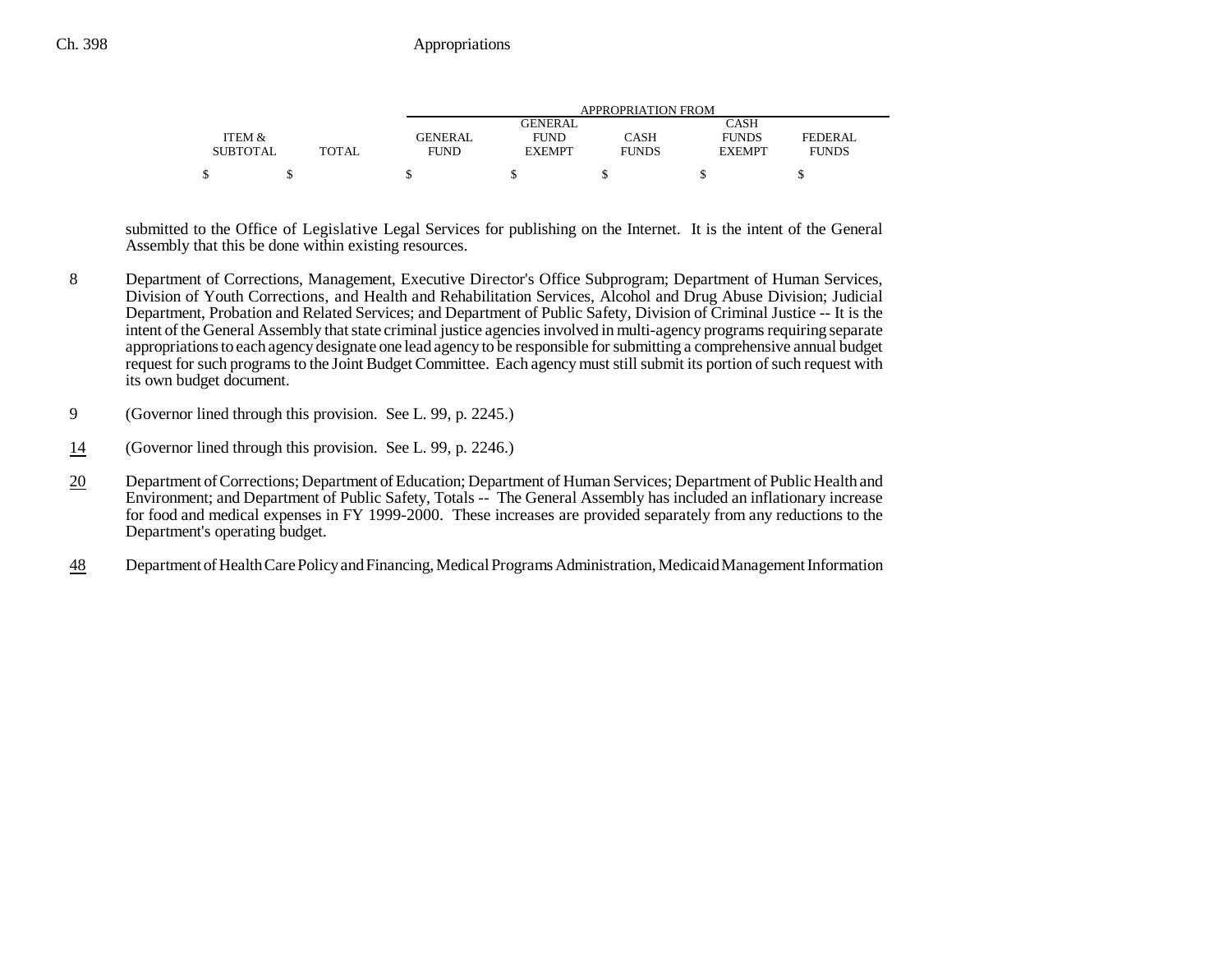| ITEM & SUBTOTAL | TOTAL | GENERAL FUND | GENERAL FUND EXEMPT | CASH FUNDS | CASH FUNDS EXEMPT | FEDERAL FUNDS |
|---|---|---|---|---|---|---|
| $ | $ | $ | $ | $ | $ | $ |

submitted to the Office of Legislative Legal Services for publishing on the Internet. It is the intent of the General Assembly that this be done within existing resources.

8 Department of Corrections, Management, Executive Director's Office Subprogram; Department of Human Services, Division of Youth Corrections, and Health and Rehabilitation Services, Alcohol and Drug Abuse Division; Judicial Department, Probation and Related Services; and Department of Public Safety, Division of Criminal Justice -- It is the intent of the General Assembly that state criminal justice agencies involved in multi-agency programs requiring separate appropriations to each agency designate one lead agency to be responsible for submitting a comprehensive annual budget request for such programs to the Joint Budget Committee. Each agency must still submit its portion of such request with its own budget document.

9 (Governor lined through this provision. See L. 99, p. 2245.)

14 (Governor lined through this provision. See L. 99, p. 2246.)

20 Department of Corrections; Department of Education; Department of Human Services; Department of Public Health and Environment; and Department of Public Safety, Totals -- The General Assembly has included an inflationary increase for food and medical expenses in FY 1999-2000. These increases are provided separately from any reductions to the Department's operating budget.

48 Department of Health Care Policy and Financing, Medical Programs Administration, Medicaid Management Information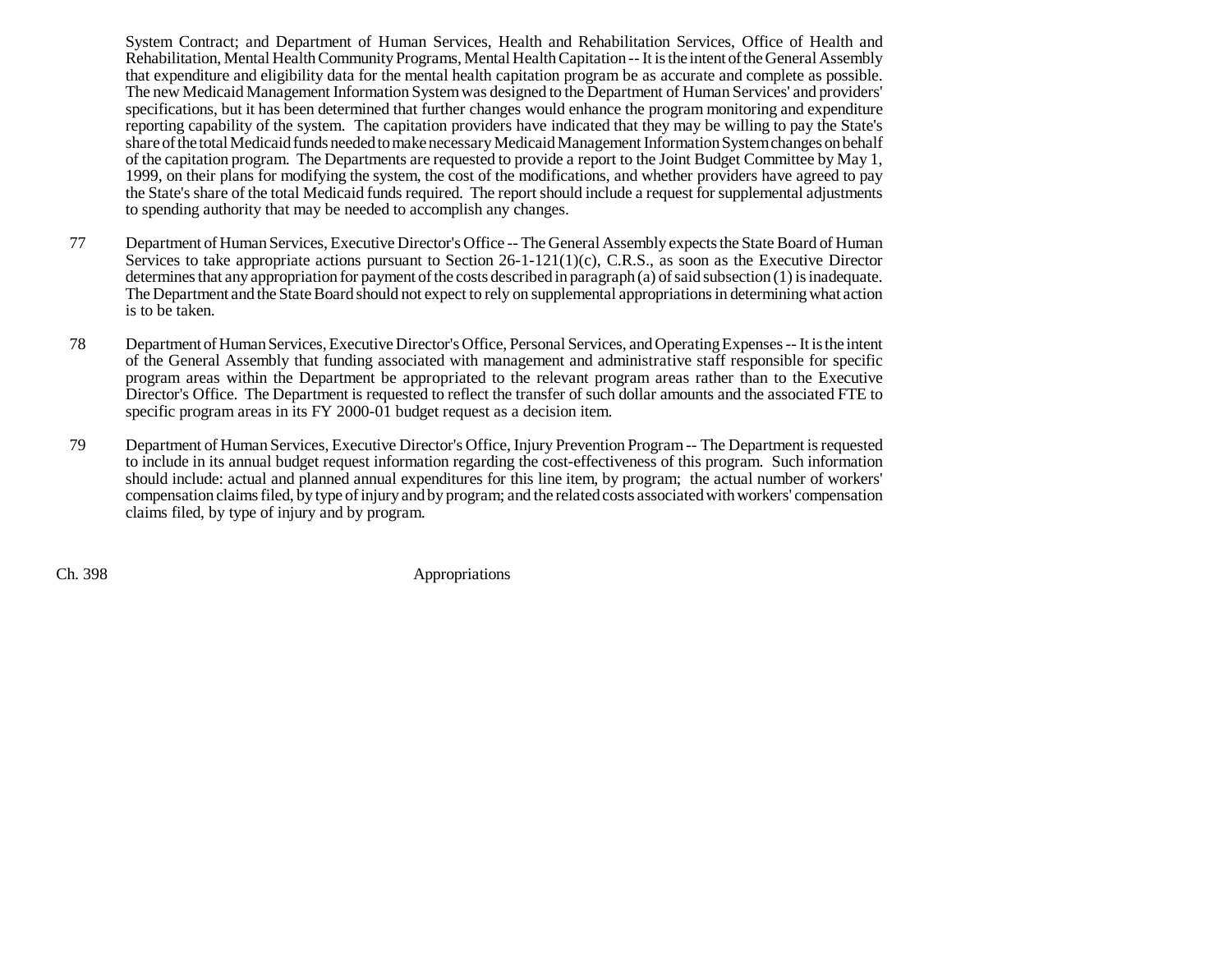System Contract; and Department of Human Services, Health and Rehabilitation Services, Office of Health and Rehabilitation, Mental Health Community Programs, Mental Health Capitation -- It is the intent of the General Assembly that expenditure and eligibility data for the mental health capitation program be as accurate and complete as possible. The new Medicaid Management Information System was designed to the Department of Human Services' and providers' specifications, but it has been determined that further changes would enhance the program monitoring and expenditure reporting capability of the system. The capitation providers have indicated that they may be willing to pay the State's share of the total Medicaid funds needed to make necessary Medicaid Management Information System changes on behalf of the capitation program. The Departments are requested to provide a report to the Joint Budget Committee by May 1, 1999, on their plans for modifying the system, the cost of the modifications, and whether providers have agreed to pay the State's share of the total Medicaid funds required. The report should include a request for supplemental adjustments to spending authority that may be needed to accomplish any changes.

77 Department of Human Services, Executive Director's Office -- The General Assembly expects the State Board of Human Services to take appropriate actions pursuant to Section 26-1-121(1)(c), C.R.S., as soon as the Executive Director determines that any appropriation for payment of the costs described in paragraph (a) of said subsection (1) is inadequate. The Department and the State Board should not expect to rely on supplemental appropriations in determining what action is to be taken.

78 Department of Human Services, Executive Director's Office, Personal Services, and Operating Expenses -- It is the intent of the General Assembly that funding associated with management and administrative staff responsible for specific program areas within the Department be appropriated to the relevant program areas rather than to the Executive Director's Office. The Department is requested to reflect the transfer of such dollar amounts and the associated FTE to specific program areas in its FY 2000-01 budget request as a decision item.

79 Department of Human Services, Executive Director's Office, Injury Prevention Program -- The Department is requested to include in its annual budget request information regarding the cost-effectiveness of this program. Such information should include: actual and planned annual expenditures for this line item, by program; the actual number of workers' compensation claims filed, by type of injury and by program; and the related costs associated with workers' compensation claims filed, by type of injury and by program.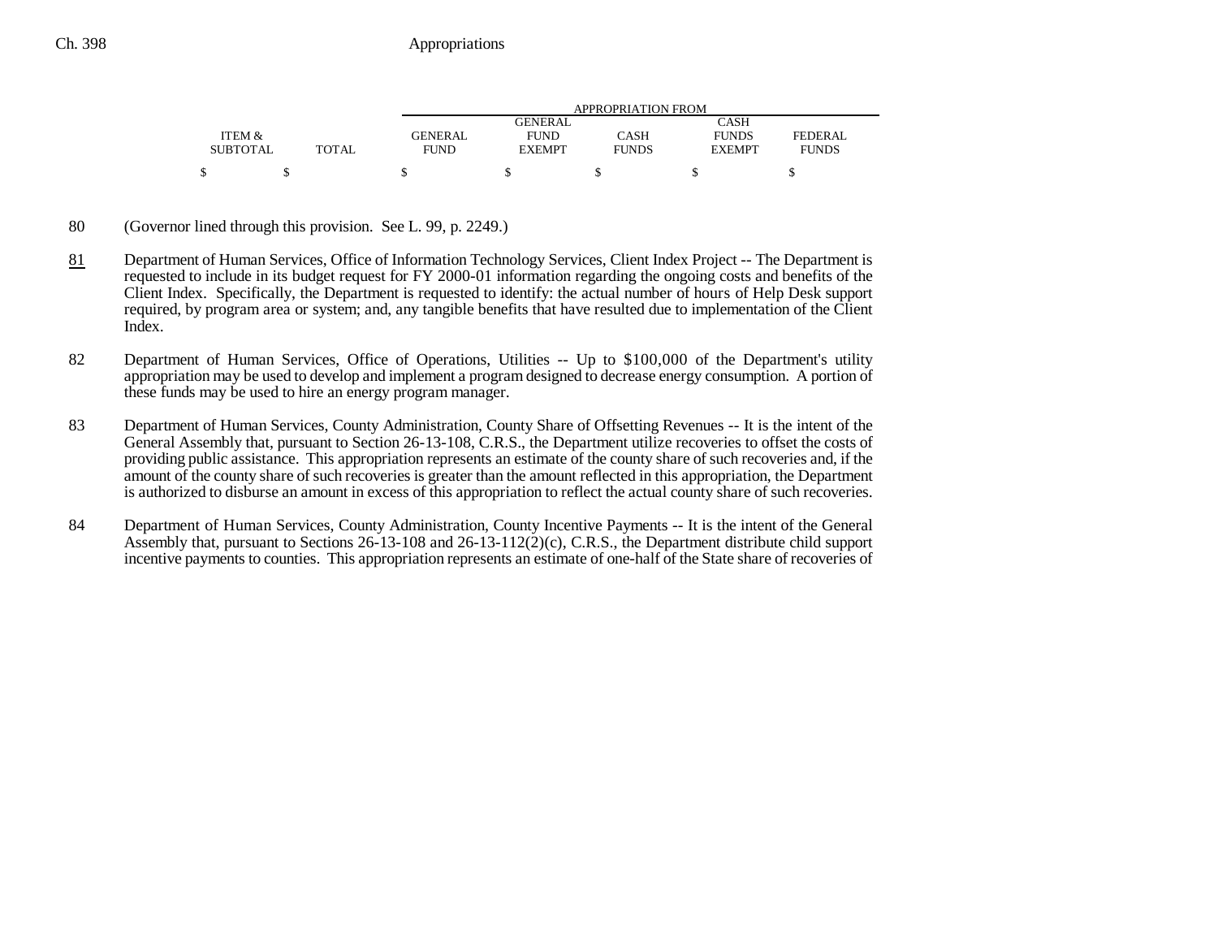| ITEM & SUBTOTAL | TOTAL | GENERAL FUND | GENERAL FUND EXEMPT | CASH FUNDS | CASH FUNDS EXEMPT | FEDERAL FUNDS |
|---|---|---|---|---|---|---|
| $ | $ | $ | $ | $ | $ | $ |

80 (Governor lined through this provision. See L. 99, p. 2249.)

81 Department of Human Services, Office of Information Technology Services, Client Index Project -- The Department is requested to include in its budget request for FY 2000-01 information regarding the ongoing costs and benefits of the Client Index. Specifically, the Department is requested to identify: the actual number of hours of Help Desk support required, by program area or system; and, any tangible benefits that have resulted due to implementation of the Client Index.

82 Department of Human Services, Office of Operations, Utilities -- Up to $100,000 of the Department's utility appropriation may be used to develop and implement a program designed to decrease energy consumption. A portion of these funds may be used to hire an energy program manager.

83 Department of Human Services, County Administration, County Share of Offsetting Revenues -- It is the intent of the General Assembly that, pursuant to Section 26-13-108, C.R.S., the Department utilize recoveries to offset the costs of providing public assistance. This appropriation represents an estimate of the county share of such recoveries and, if the amount of the county share of such recoveries is greater than the amount reflected in this appropriation, the Department is authorized to disburse an amount in excess of this appropriation to reflect the actual county share of such recoveries.

84 Department of Human Services, County Administration, County Incentive Payments -- It is the intent of the General Assembly that, pursuant to Sections 26-13-108 and 26-13-112(2)(c), C.R.S., the Department distribute child support incentive payments to counties. This appropriation represents an estimate of one-half of the State share of recoveries of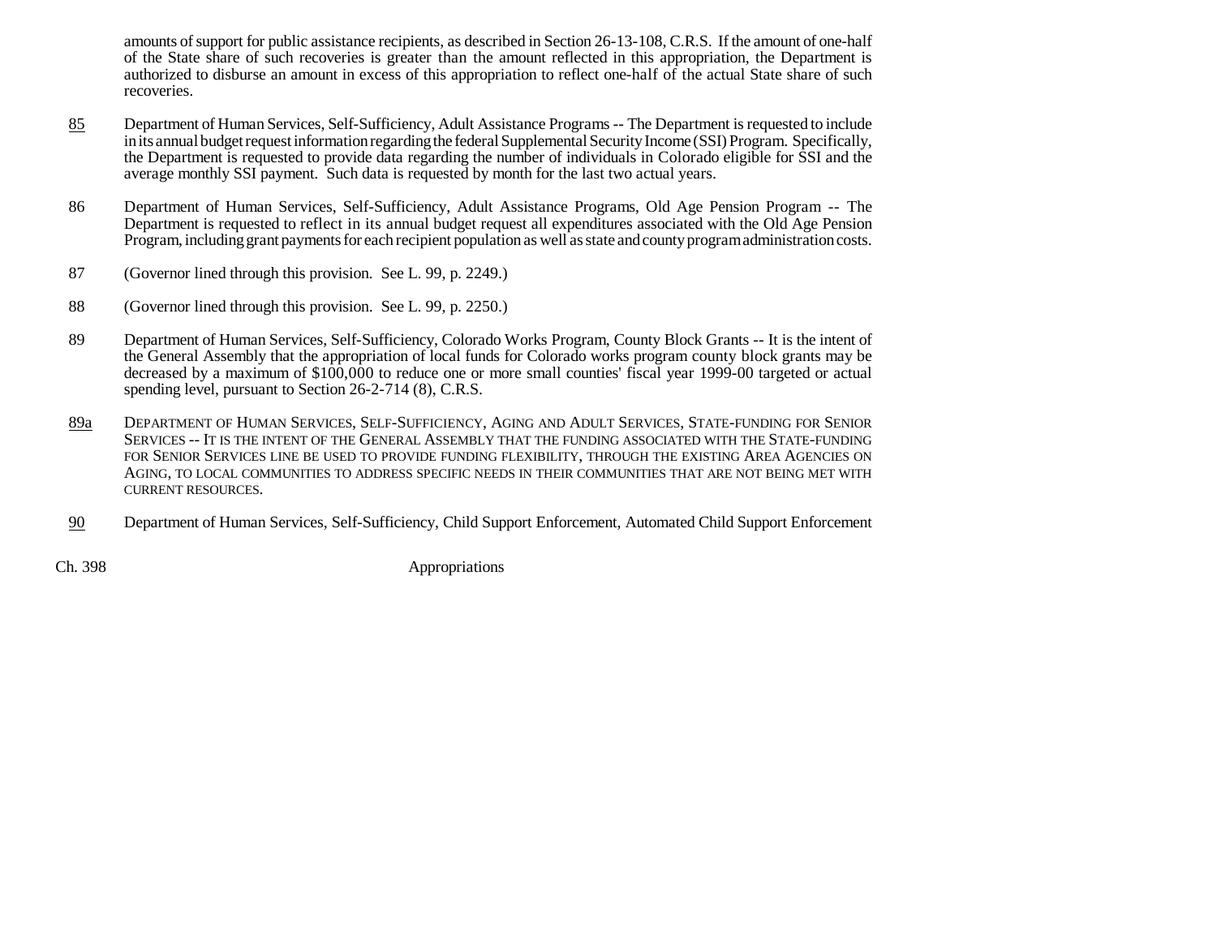amounts of support for public assistance recipients, as described in Section 26-13-108, C.R.S. If the amount of one-half of the State share of such recoveries is greater than the amount reflected in this appropriation, the Department is authorized to disburse an amount in excess of this appropriation to reflect one-half of the actual State share of such recoveries.

85 Department of Human Services, Self-Sufficiency, Adult Assistance Programs -- The Department is requested to include in its annual budget request information regarding the federal Supplemental Security Income (SSI) Program. Specifically, the Department is requested to provide data regarding the number of individuals in Colorado eligible for SSI and the average monthly SSI payment. Such data is requested by month for the last two actual years.

86 Department of Human Services, Self-Sufficiency, Adult Assistance Programs, Old Age Pension Program -- The Department is requested to reflect in its annual budget request all expenditures associated with the Old Age Pension Program, including grant payments for each recipient population as well as state and county program administration costs.

87 (Governor lined through this provision. See L. 99, p. 2249.)

88 (Governor lined through this provision. See L. 99, p. 2250.)

89 Department of Human Services, Self-Sufficiency, Colorado Works Program, County Block Grants -- It is the intent of the General Assembly that the appropriation of local funds for Colorado works program county block grants may be decreased by a maximum of $100,000 to reduce one or more small counties' fiscal year 1999-00 targeted or actual spending level, pursuant to Section 26-2-714 (8), C.R.S.

89a DEPARTMENT OF HUMAN SERVICES, SELF-SUFFICIENCY, AGING AND ADULT SERVICES, STATE-FUNDING FOR SENIOR SERVICES -- IT IS THE INTENT OF THE GENERAL ASSEMBLY THAT THE FUNDING ASSOCIATED WITH THE STATE-FUNDING FOR SENIOR SERVICES LINE BE USED TO PROVIDE FUNDING FLEXIBILITY, THROUGH THE EXISTING AREA AGENCIES ON AGING, TO LOCAL COMMUNITIES TO ADDRESS SPECIFIC NEEDS IN THEIR COMMUNITIES THAT ARE NOT BEING MET WITH CURRENT RESOURCES.

90 Department of Human Services, Self-Sufficiency, Child Support Enforcement, Automated Child Support Enforcement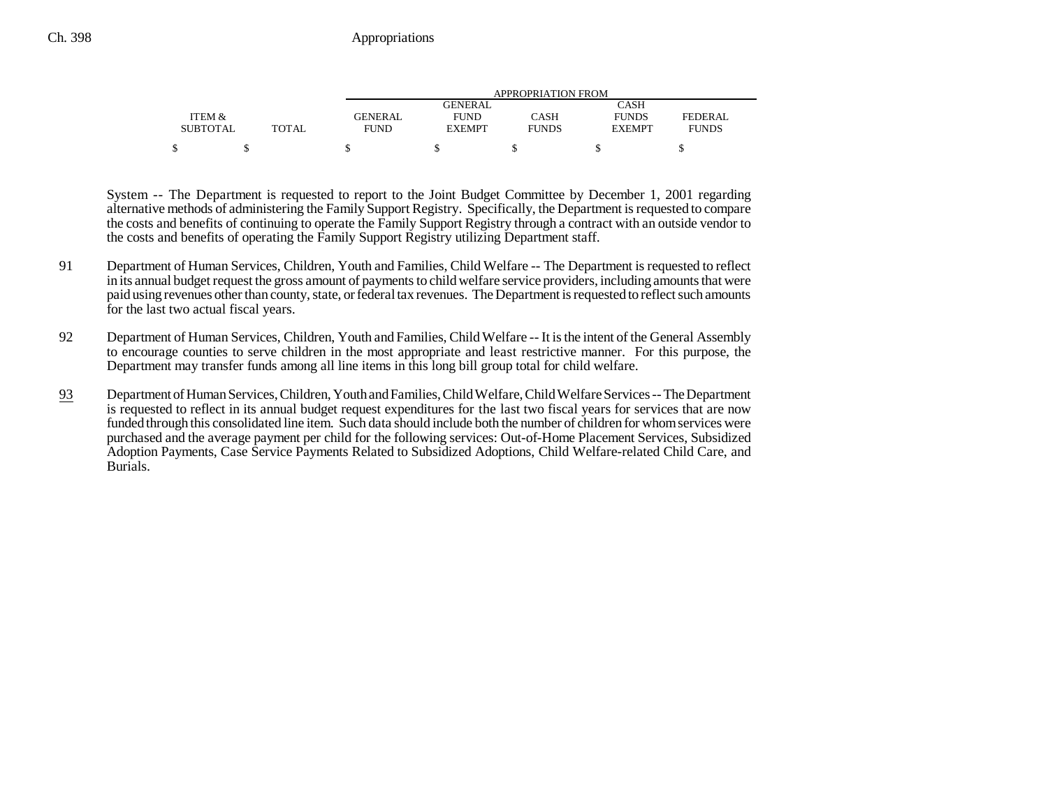| ITEM & SUBTOTAL | TOTAL | APPROPRIATION FROM GENERAL FUND | GENERAL FUND EXEMPT | CASH FUNDS | CASH FUNDS EXEMPT | FEDERAL FUNDS |
|---|---|---|---|---|---|---|
| $ | $ | $ | $ | $ | $ | $ |

System -- The Department is requested to report to the Joint Budget Committee by December 1, 2001 regarding alternative methods of administering the Family Support Registry. Specifically, the Department is requested to compare the costs and benefits of continuing to operate the Family Support Registry through a contract with an outside vendor to the costs and benefits of operating the Family Support Registry utilizing Department staff.

91 Department of Human Services, Children, Youth and Families, Child Welfare -- The Department is requested to reflect in its annual budget request the gross amount of payments to child welfare service providers, including amounts that were paid using revenues other than county, state, or federal tax revenues. The Department is requested to reflect such amounts for the last two actual fiscal years.

92 Department of Human Services, Children, Youth and Families, Child Welfare -- It is the intent of the General Assembly to encourage counties to serve children in the most appropriate and least restrictive manner. For this purpose, the Department may transfer funds among all line items in this long bill group total for child welfare.

93 Department of Human Services, Children, Youth and Families, Child Welfare, Child Welfare Services -- The Department is requested to reflect in its annual budget request expenditures for the last two fiscal years for services that are now funded through this consolidated line item. Such data should include both the number of children for whom services were purchased and the average payment per child for the following services: Out-of-Home Placement Services, Subsidized Adoption Payments, Case Service Payments Related to Subsidized Adoptions, Child Welfare-related Child Care, and Burials.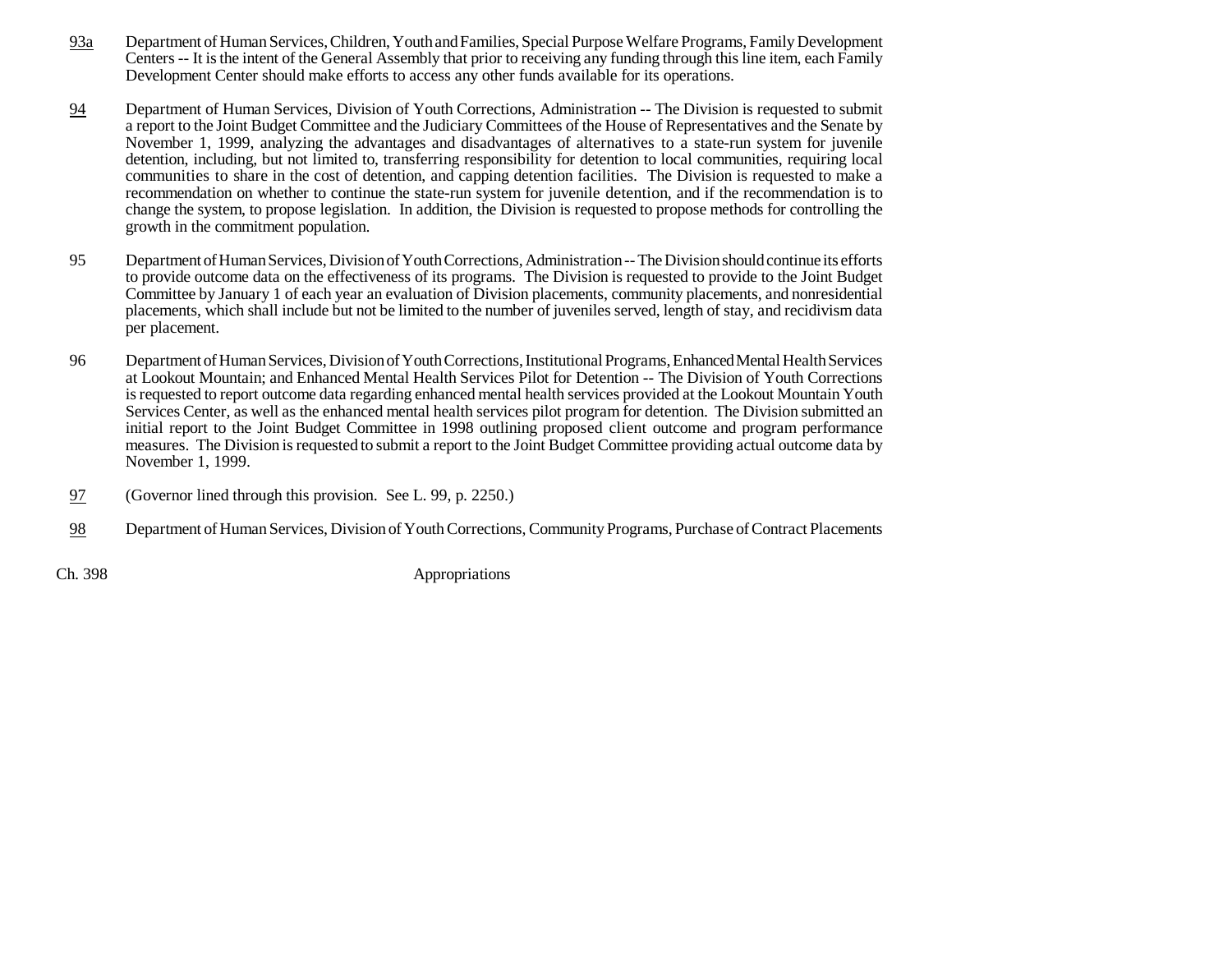93a Department of Human Services, Children, Youth and Families, Special Purpose Welfare Programs, Family Development Centers -- It is the intent of the General Assembly that prior to receiving any funding through this line item, each Family Development Center should make efforts to access any other funds available for its operations.

94 Department of Human Services, Division of Youth Corrections, Administration -- The Division is requested to submit a report to the Joint Budget Committee and the Judiciary Committees of the House of Representatives and the Senate by November 1, 1999, analyzing the advantages and disadvantages of alternatives to a state-run system for juvenile detention, including, but not limited to, transferring responsibility for detention to local communities, requiring local communities to share in the cost of detention, and capping detention facilities. The Division is requested to make a recommendation on whether to continue the state-run system for juvenile detention, and if the recommendation is to change the system, to propose legislation. In addition, the Division is requested to propose methods for controlling the growth in the commitment population.

95 Department of Human Services, Division of Youth Corrections, Administration -- The Division should continue its efforts to provide outcome data on the effectiveness of its programs. The Division is requested to provide to the Joint Budget Committee by January 1 of each year an evaluation of Division placements, community placements, and nonresidential placements, which shall include but not be limited to the number of juveniles served, length of stay, and recidivism data per placement.

96 Department of Human Services, Division of Youth Corrections, Institutional Programs, Enhanced Mental Health Services at Lookout Mountain; and Enhanced Mental Health Services Pilot for Detention -- The Division of Youth Corrections is requested to report outcome data regarding enhanced mental health services provided at the Lookout Mountain Youth Services Center, as well as the enhanced mental health services pilot program for detention. The Division submitted an initial report to the Joint Budget Committee in 1998 outlining proposed client outcome and program performance measures. The Division is requested to submit a report to the Joint Budget Committee providing actual outcome data by November 1, 1999.

97 (Governor lined through this provision. See L. 99, p. 2250.)

98 Department of Human Services, Division of Youth Corrections, Community Programs, Purchase of Contract Placements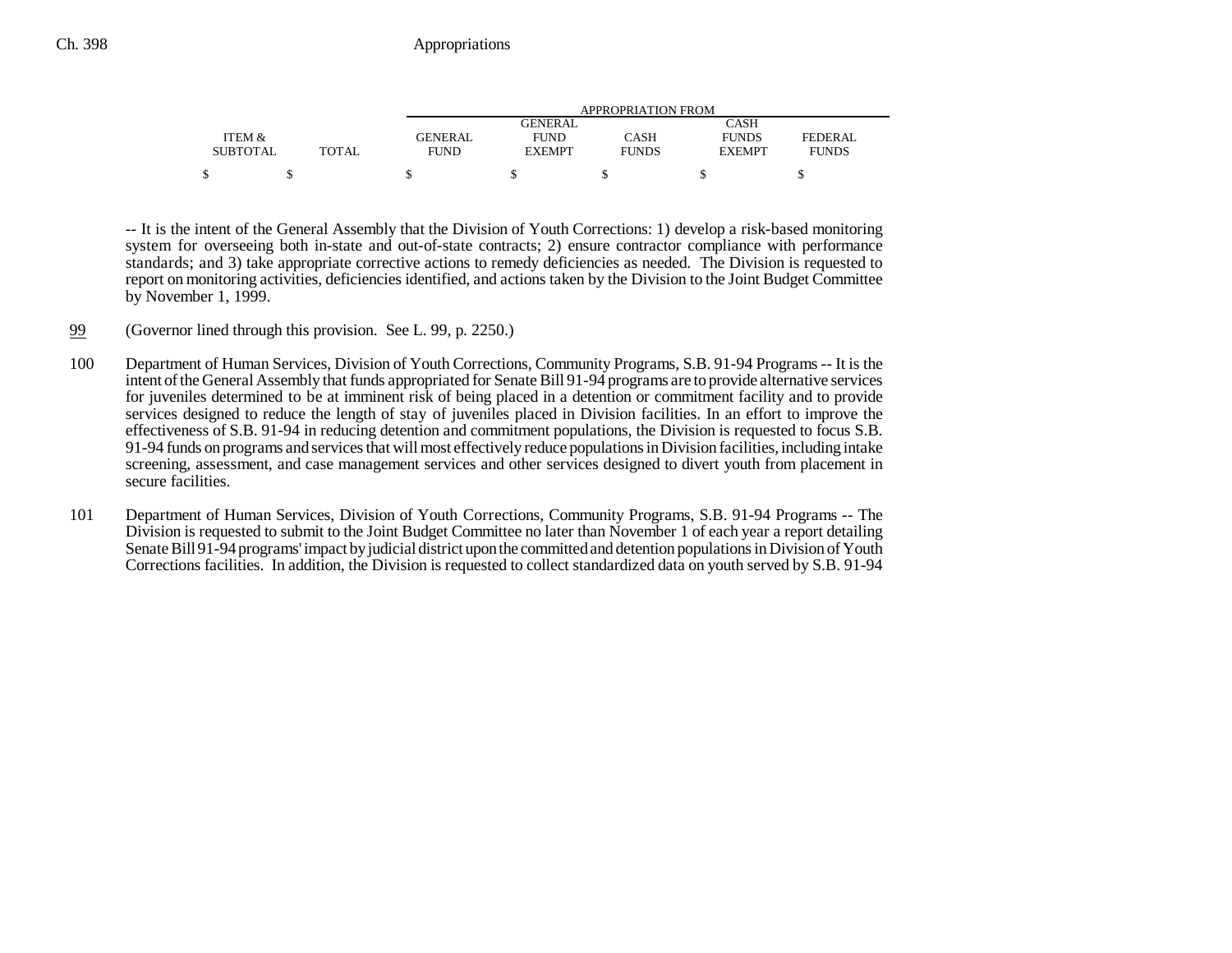| ITEM & SUBTOTAL | TOTAL | APPROPRIATION FROM GENERAL FUND | GENERAL FUND EXEMPT | CASH FUNDS | CASH FUNDS EXEMPT | FEDERAL FUNDS |
|---|---|---|---|---|---|---|
| $ | $ | $ | $ | $ | $ | $ |

-- It is the intent of the General Assembly that the Division of Youth Corrections: 1) develop a risk-based monitoring system for overseeing both in-state and out-of-state contracts; 2) ensure contractor compliance with performance standards; and 3) take appropriate corrective actions to remedy deficiencies as needed. The Division is requested to report on monitoring activities, deficiencies identified, and actions taken by the Division to the Joint Budget Committee by November 1, 1999.

99 (Governor lined through this provision. See L. 99, p. 2250.)

100 Department of Human Services, Division of Youth Corrections, Community Programs, S.B. 91-94 Programs -- It is the intent of the General Assembly that funds appropriated for Senate Bill 91-94 programs are to provide alternative services for juveniles determined to be at imminent risk of being placed in a detention or commitment facility and to provide services designed to reduce the length of stay of juveniles placed in Division facilities. In an effort to improve the effectiveness of S.B. 91-94 in reducing detention and commitment populations, the Division is requested to focus S.B. 91-94 funds on programs and services that will most effectively reduce populations in Division facilities, including intake screening, assessment, and case management services and other services designed to divert youth from placement in secure facilities.

101 Department of Human Services, Division of Youth Corrections, Community Programs, S.B. 91-94 Programs -- The Division is requested to submit to the Joint Budget Committee no later than November 1 of each year a report detailing Senate Bill 91-94 programs' impact by judicial district upon the committed and detention populations in Division of Youth Corrections facilities. In addition, the Division is requested to collect standardized data on youth served by S.B. 91-94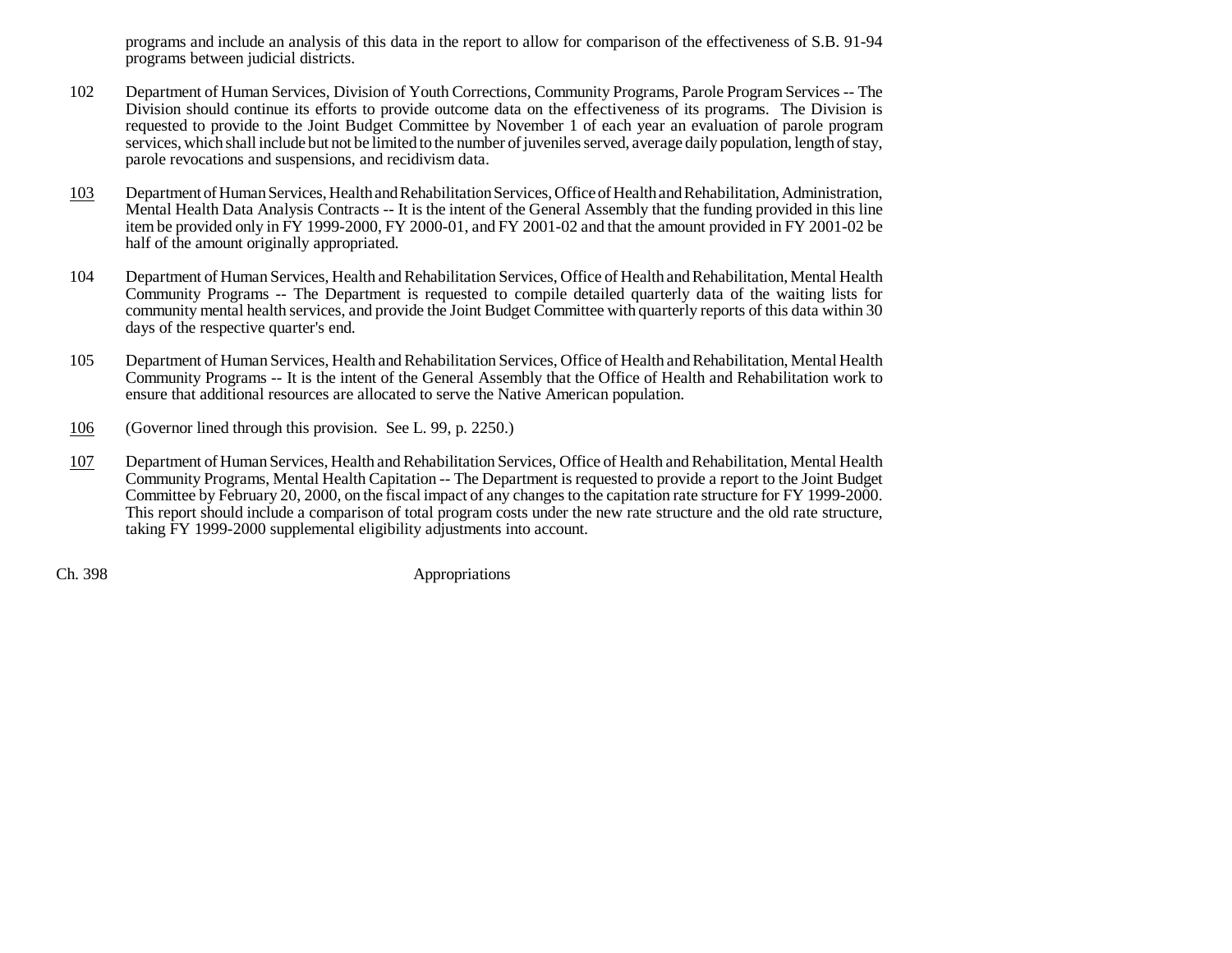programs and include an analysis of this data in the report to allow for comparison of the effectiveness of S.B. 91-94 programs between judicial districts.

102 Department of Human Services, Division of Youth Corrections, Community Programs, Parole Program Services -- The Division should continue its efforts to provide outcome data on the effectiveness of its programs. The Division is requested to provide to the Joint Budget Committee by November 1 of each year an evaluation of parole program services, which shall include but not be limited to the number of juveniles served, average daily population, length of stay, parole revocations and suspensions, and recidivism data.

<u>103</u> Department of Human Services, Health and Rehabilitation Services, Office of Health and Rehabilitation, Administration, Mental Health Data Analysis Contracts -- It is the intent of the General Assembly that the funding provided in this line item be provided only in FY 1999-2000, FY 2000-01, and FY 2001-02 and that the amount provided in FY 2001-02 be half of the amount originally appropriated.

104 Department of Human Services, Health and Rehabilitation Services, Office of Health and Rehabilitation, Mental Health Community Programs -- The Department is requested to compile detailed quarterly data of the waiting lists for community mental health services, and provide the Joint Budget Committee with quarterly reports of this data within 30 days of the respective quarter's end.

105 Department of Human Services, Health and Rehabilitation Services, Office of Health and Rehabilitation, Mental Health Community Programs -- It is the intent of the General Assembly that the Office of Health and Rehabilitation work to ensure that additional resources are allocated to serve the Native American population.

<u>106</u> (Governor lined through this provision. See L. 99, p. 2250.)

<u>107</u> Department of Human Services, Health and Rehabilitation Services, Office of Health and Rehabilitation, Mental Health Community Programs, Mental Health Capitation -- The Department is requested to provide a report to the Joint Budget Committee by February 20, 2000, on the fiscal impact of any changes to the capitation rate structure for FY 1999-2000. This report should include a comparison of total program costs under the new rate structure and the old rate structure, taking FY 1999-2000 supplemental eligibility adjustments into account.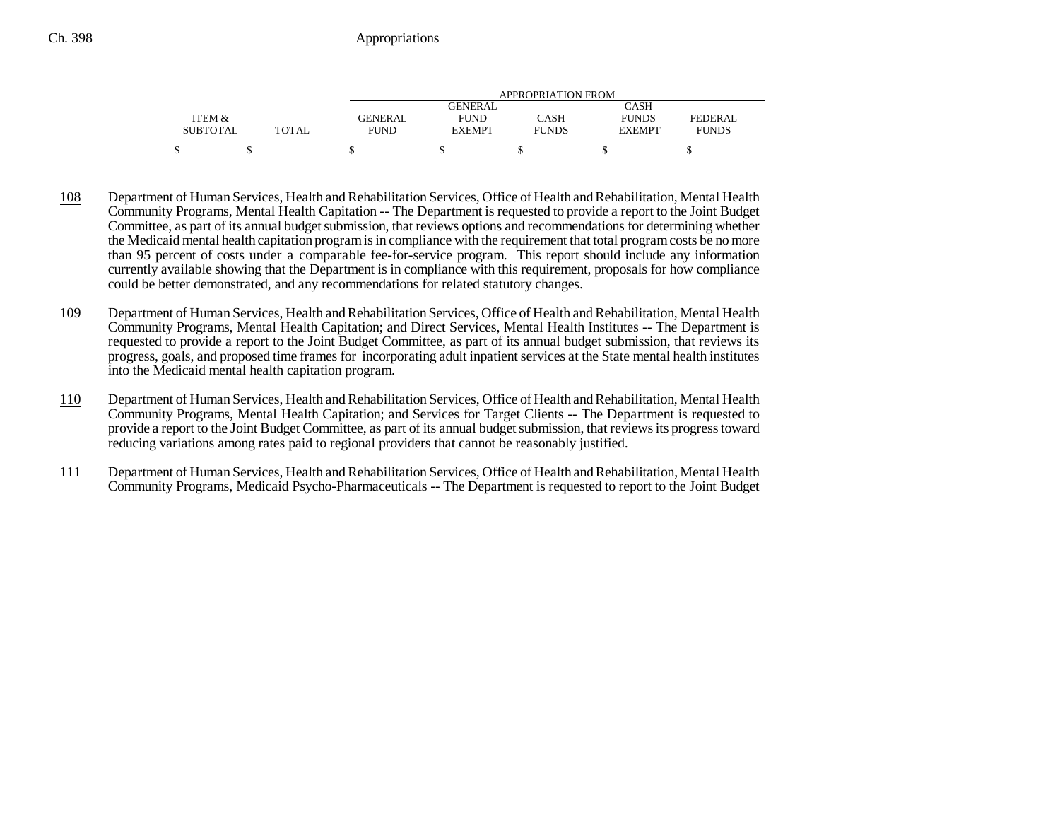| ITEM & SUBTOTAL | TOTAL | APPROPRIATION FROM GENERAL FUND | GENERAL FUND EXEMPT | CASH FUNDS | CASH FUNDS EXEMPT | FEDERAL FUNDS |
|---|---|---|---|---|---|---|
| $ | $ | $ | $ | $ | $ | $ |

108 Department of Human Services, Health and Rehabilitation Services, Office of Health and Rehabilitation, Mental Health Community Programs, Mental Health Capitation -- The Department is requested to provide a report to the Joint Budget Committee, as part of its annual budget submission, that reviews options and recommendations for determining whether the Medicaid mental health capitation program is in compliance with the requirement that total program costs be no more than 95 percent of costs under a comparable fee-for-service program. This report should include any information currently available showing that the Department is in compliance with this requirement, proposals for how compliance could be better demonstrated, and any recommendations for related statutory changes.

109 Department of Human Services, Health and Rehabilitation Services, Office of Health and Rehabilitation, Mental Health Community Programs, Mental Health Capitation; and Direct Services, Mental Health Institutes -- The Department is requested to provide a report to the Joint Budget Committee, as part of its annual budget submission, that reviews its progress, goals, and proposed time frames for incorporating adult inpatient services at the State mental health institutes into the Medicaid mental health capitation program.

110 Department of Human Services, Health and Rehabilitation Services, Office of Health and Rehabilitation, Mental Health Community Programs, Mental Health Capitation; and Services for Target Clients -- The Department is requested to provide a report to the Joint Budget Committee, as part of its annual budget submission, that reviews its progress toward reducing variations among rates paid to regional providers that cannot be reasonably justified.

111 Department of Human Services, Health and Rehabilitation Services, Office of Health and Rehabilitation, Mental Health Community Programs, Medicaid Psycho-Pharmaceuticals -- The Department is requested to report to the Joint Budget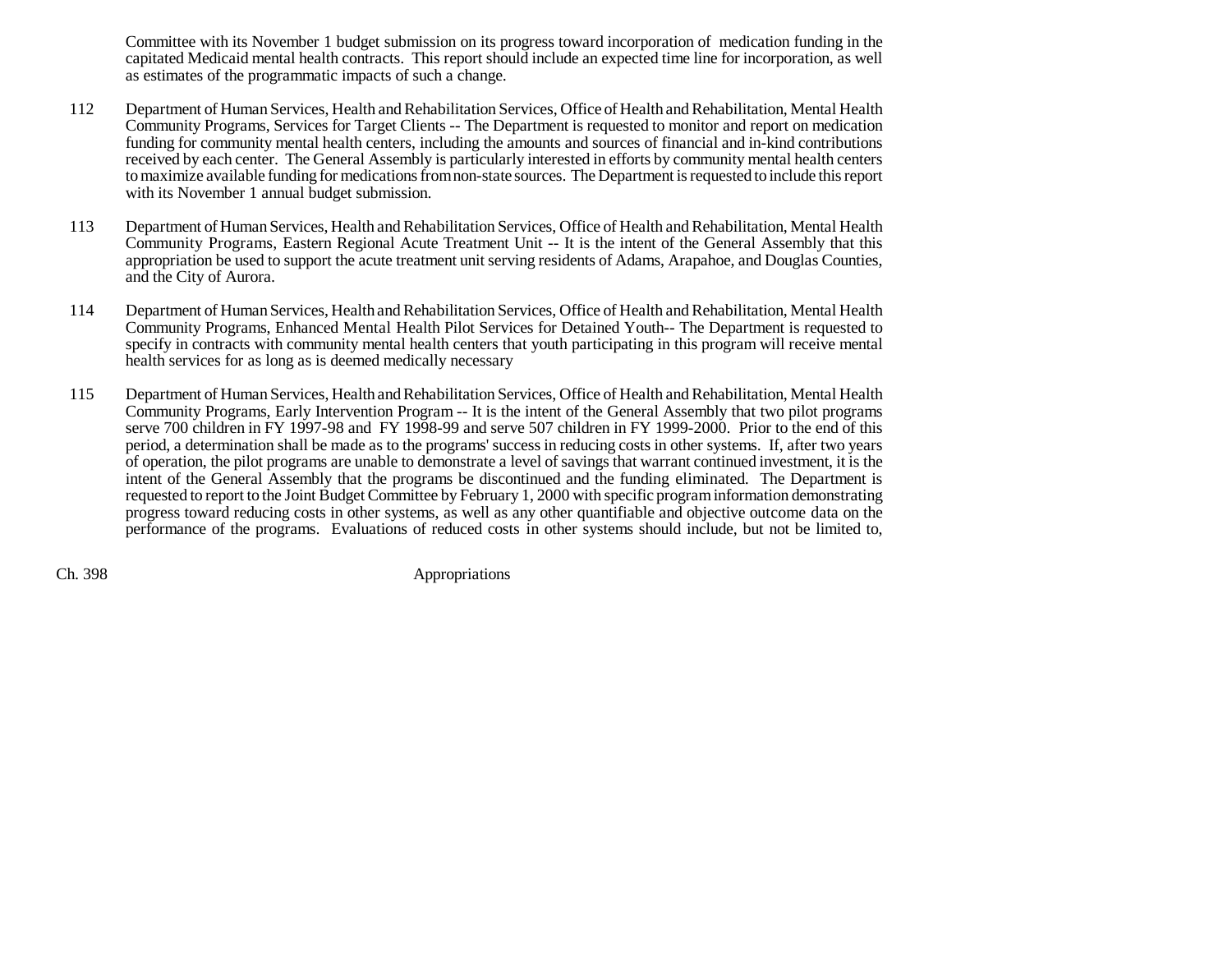Committee with its November 1 budget submission on its progress toward incorporation of medication funding in the capitated Medicaid mental health contracts. This report should include an expected time line for incorporation, as well as estimates of the programmatic impacts of such a change.

112 Department of Human Services, Health and Rehabilitation Services, Office of Health and Rehabilitation, Mental Health Community Programs, Services for Target Clients -- The Department is requested to monitor and report on medication funding for community mental health centers, including the amounts and sources of financial and in-kind contributions received by each center. The General Assembly is particularly interested in efforts by community mental health centers to maximize available funding for medications from non-state sources. The Department is requested to include this report with its November 1 annual budget submission.

113 Department of Human Services, Health and Rehabilitation Services, Office of Health and Rehabilitation, Mental Health Community Programs, Eastern Regional Acute Treatment Unit -- It is the intent of the General Assembly that this appropriation be used to support the acute treatment unit serving residents of Adams, Arapahoe, and Douglas Counties, and the City of Aurora.

114 Department of Human Services, Health and Rehabilitation Services, Office of Health and Rehabilitation, Mental Health Community Programs, Enhanced Mental Health Pilot Services for Detained Youth-- The Department is requested to specify in contracts with community mental health centers that youth participating in this program will receive mental health services for as long as is deemed medically necessary

115 Department of Human Services, Health and Rehabilitation Services, Office of Health and Rehabilitation, Mental Health Community Programs, Early Intervention Program -- It is the intent of the General Assembly that two pilot programs serve 700 children in FY 1997-98 and FY 1998-99 and serve 507 children in FY 1999-2000. Prior to the end of this period, a determination shall be made as to the programs' success in reducing costs in other systems. If, after two years of operation, the pilot programs are unable to demonstrate a level of savings that warrant continued investment, it is the intent of the General Assembly that the programs be discontinued and the funding eliminated. The Department is requested to report to the Joint Budget Committee by February 1, 2000 with specific program information demonstrating progress toward reducing costs in other systems, as well as any other quantifiable and objective outcome data on the performance of the programs. Evaluations of reduced costs in other systems should include, but not be limited to,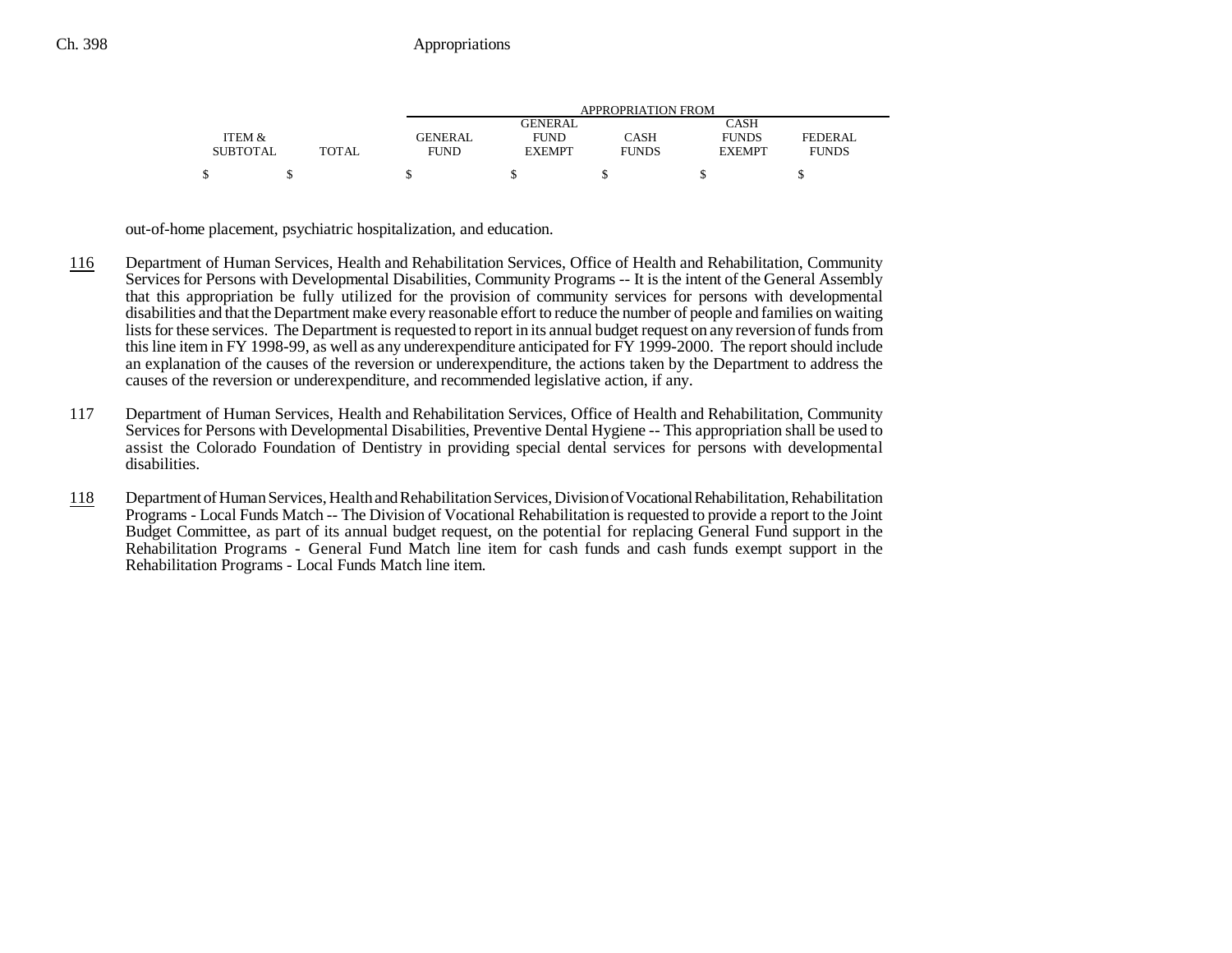| ITEM & SUBTOTAL | TOTAL | GENERAL FUND | GENERAL FUND EXEMPT | CASH FUNDS | CASH FUNDS EXEMPT | FEDERAL FUNDS |
|---|---|---|---|---|---|---|
| $ | $ | $ | $ | $ | $ | $ |

out-of-home placement, psychiatric hospitalization, and education.

116 Department of Human Services, Health and Rehabilitation Services, Office of Health and Rehabilitation, Community Services for Persons with Developmental Disabilities, Community Programs -- It is the intent of the General Assembly that this appropriation be fully utilized for the provision of community services for persons with developmental disabilities and that the Department make every reasonable effort to reduce the number of people and families on waiting lists for these services. The Department is requested to report in its annual budget request on any reversion of funds from this line item in FY 1998-99, as well as any underexpenditure anticipated for FY 1999-2000. The report should include an explanation of the causes of the reversion or underexpenditure, the actions taken by the Department to address the causes of the reversion or underexpenditure, and recommended legislative action, if any.

117 Department of Human Services, Health and Rehabilitation Services, Office of Health and Rehabilitation, Community Services for Persons with Developmental Disabilities, Preventive Dental Hygiene -- This appropriation shall be used to assist the Colorado Foundation of Dentistry in providing special dental services for persons with developmental disabilities.

118 Department of Human Services, Health and Rehabilitation Services, Division of Vocational Rehabilitation, Rehabilitation Programs - Local Funds Match -- The Division of Vocational Rehabilitation is requested to provide a report to the Joint Budget Committee, as part of its annual budget request, on the potential for replacing General Fund support in the Rehabilitation Programs - General Fund Match line item for cash funds and cash funds exempt support in the Rehabilitation Programs - Local Funds Match line item.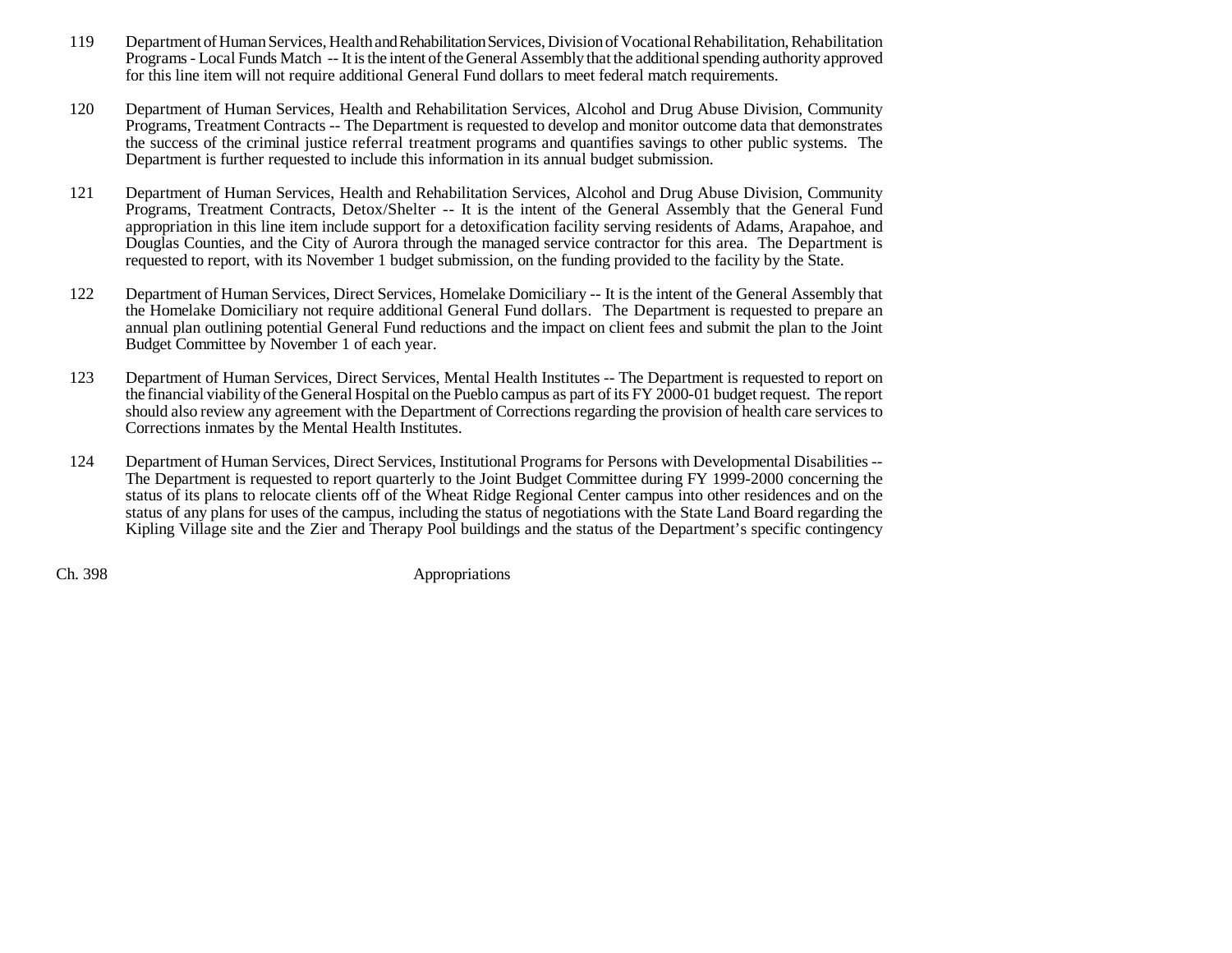119 Department of Human Services, Health and Rehabilitation Services, Division of Vocational Rehabilitation, Rehabilitation Programs - Local Funds Match -- It is the intent of the General Assembly that the additional spending authority approved for this line item will not require additional General Fund dollars to meet federal match requirements.

120 Department of Human Services, Health and Rehabilitation Services, Alcohol and Drug Abuse Division, Community Programs, Treatment Contracts -- The Department is requested to develop and monitor outcome data that demonstrates the success of the criminal justice referral treatment programs and quantifies savings to other public systems. The Department is further requested to include this information in its annual budget submission.

121 Department of Human Services, Health and Rehabilitation Services, Alcohol and Drug Abuse Division, Community Programs, Treatment Contracts, Detox/Shelter -- It is the intent of the General Assembly that the General Fund appropriation in this line item include support for a detoxification facility serving residents of Adams, Arapahoe, and Douglas Counties, and the City of Aurora through the managed service contractor for this area. The Department is requested to report, with its November 1 budget submission, on the funding provided to the facility by the State.

122 Department of Human Services, Direct Services, Homelake Domiciliary -- It is the intent of the General Assembly that the Homelake Domiciliary not require additional General Fund dollars. The Department is requested to prepare an annual plan outlining potential General Fund reductions and the impact on client fees and submit the plan to the Joint Budget Committee by November 1 of each year.

123 Department of Human Services, Direct Services, Mental Health Institutes -- The Department is requested to report on the financial viability of the General Hospital on the Pueblo campus as part of its FY 2000-01 budget request. The report should also review any agreement with the Department of Corrections regarding the provision of health care services to Corrections inmates by the Mental Health Institutes.

124 Department of Human Services, Direct Services, Institutional Programs for Persons with Developmental Disabilities -- The Department is requested to report quarterly to the Joint Budget Committee during FY 1999-2000 concerning the status of its plans to relocate clients off of the Wheat Ridge Regional Center campus into other residences and on the status of any plans for uses of the campus, including the status of negotiations with the State Land Board regarding the Kipling Village site and the Zier and Therapy Pool buildings and the status of the Department's specific contingency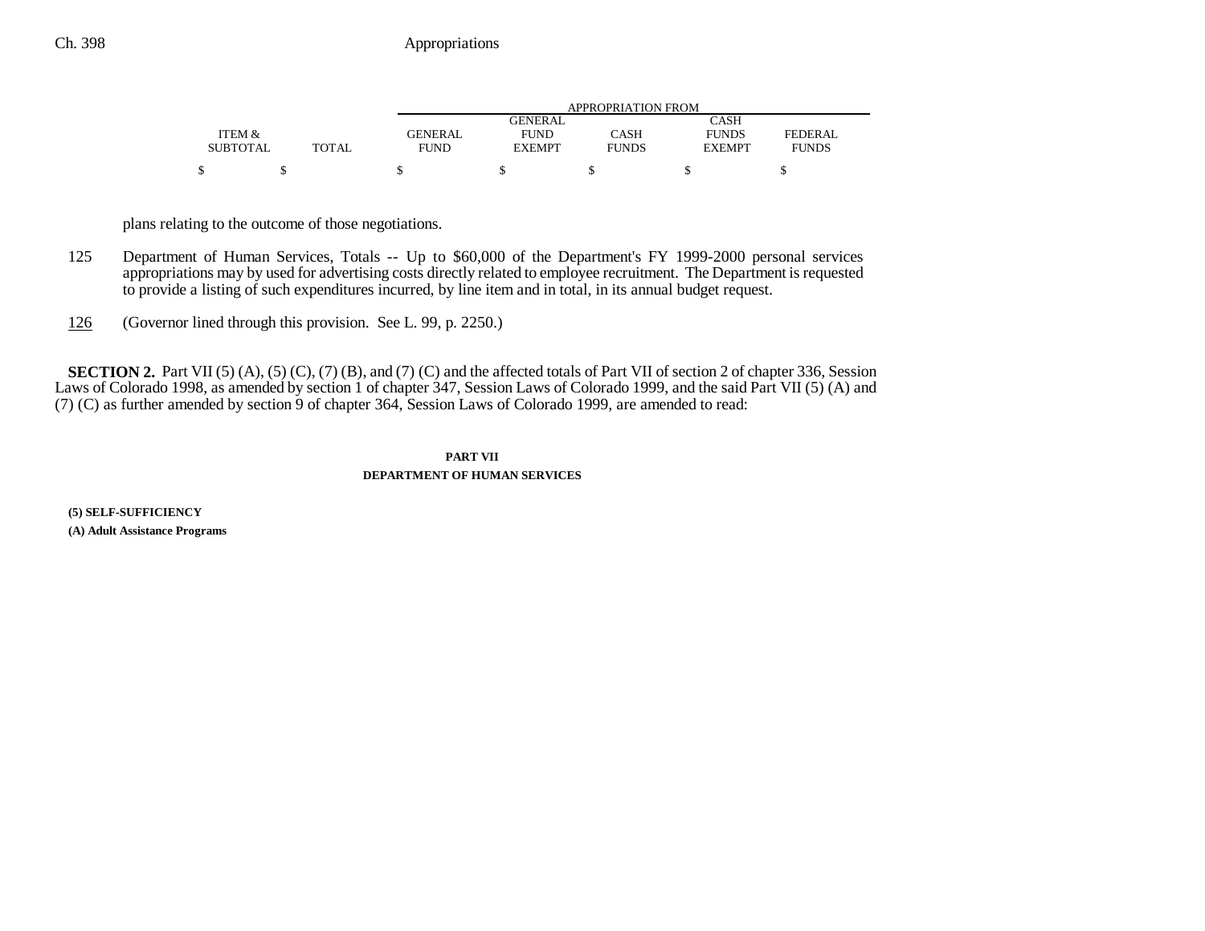| | | | APPROPRIATION FROM | | | | |
|---|---|---|---|---|---|---|---|
| ITEM & SUBTOTAL | TOTAL | | GENERAL FUND | GENERAL FUND EXEMPT | CASH FUNDS | CASH FUNDS EXEMPT | FEDERAL FUNDS |
| $ | $ | | $ | $ | $ | $ | $ |

plans relating to the outcome of those negotiations.

125 Department of Human Services, Totals -- Up to $60,000 of the Department's FY 1999-2000 personal services appropriations may by used for advertising costs directly related to employee recruitment. The Department is requested to provide a listing of such expenditures incurred, by line item and in total, in its annual budget request.

126 (Governor lined through this provision. See L. 99, p. 2250.)

**SECTION 2.** Part VII (5) (A), (5) (C), (7) (B), and (7) (C) and the affected totals of Part VII of section 2 of chapter 336, Session Laws of Colorado 1998, as amended by section 1 of chapter 347, Session Laws of Colorado 1999, and the said Part VII (5) (A) and (7) (C) as further amended by section 9 of chapter 364, Session Laws of Colorado 1999, are amended to read:

**PART VII**
**DEPARTMENT OF HUMAN SERVICES**

**(5) SELF-SUFFICIENCY**

**(A) Adult Assistance Programs**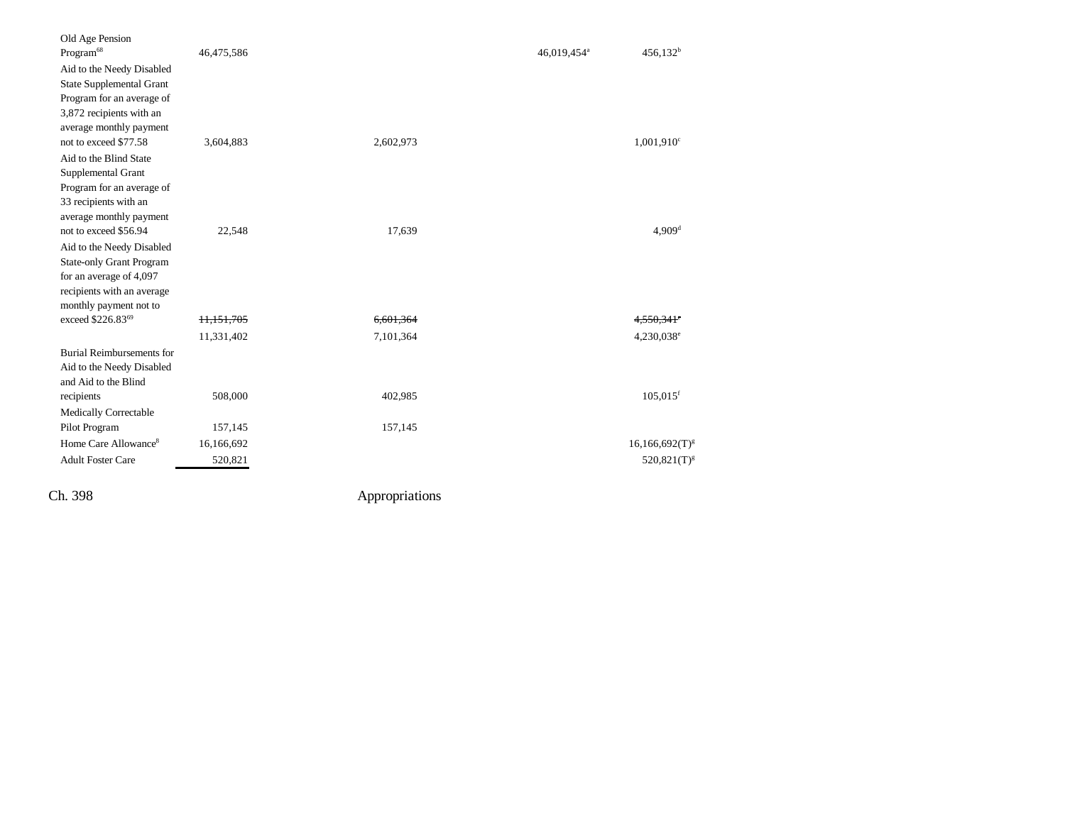| | | | | | |
|---|---|---|---|---|---|
| Old Age Pension Program[68] | 46,475,586 | | | 46,019,454[a] | 456,132[b] |
| Aid to the Needy Disabled State Supplemental Grant Program for an average of 3,872 recipients with an average monthly payment not to exceed $77.58 | 3,604,883 | 2,602,973 | | | 1,001,910[c] |
| Aid to the Blind State Supplemental Grant Program for an average of 33 recipients with an average monthly payment not to exceed $56.94 | 22,548 | 17,639 | | | 4,909[d] |
| Aid to the Needy Disabled State-only Grant Program for an average of 4,097 recipients with an average monthly payment not to exceed $226.83[69] | ~~11,151,705~~ | ~~6,601,364~~ | | | ~~4,550,341[e]~~ |
| | 11,331,402 | 7,101,364 | | | 4,230,038[e] |
| Burial Reimbursements for Aid to the Needy Disabled and Aid to the Blind recipients | 508,000 | 402,985 | | | 105,015[f] |
| Medically Correctable Pilot Program | 157,145 | 157,145 | | | |
| Home Care Allowance[8] | 16,166,692 | | | | 16,166,692(T)[g] |
| Adult Foster Care | 520,821 | | | | 520,821(T)[g] |

Ch. 398 Appropriations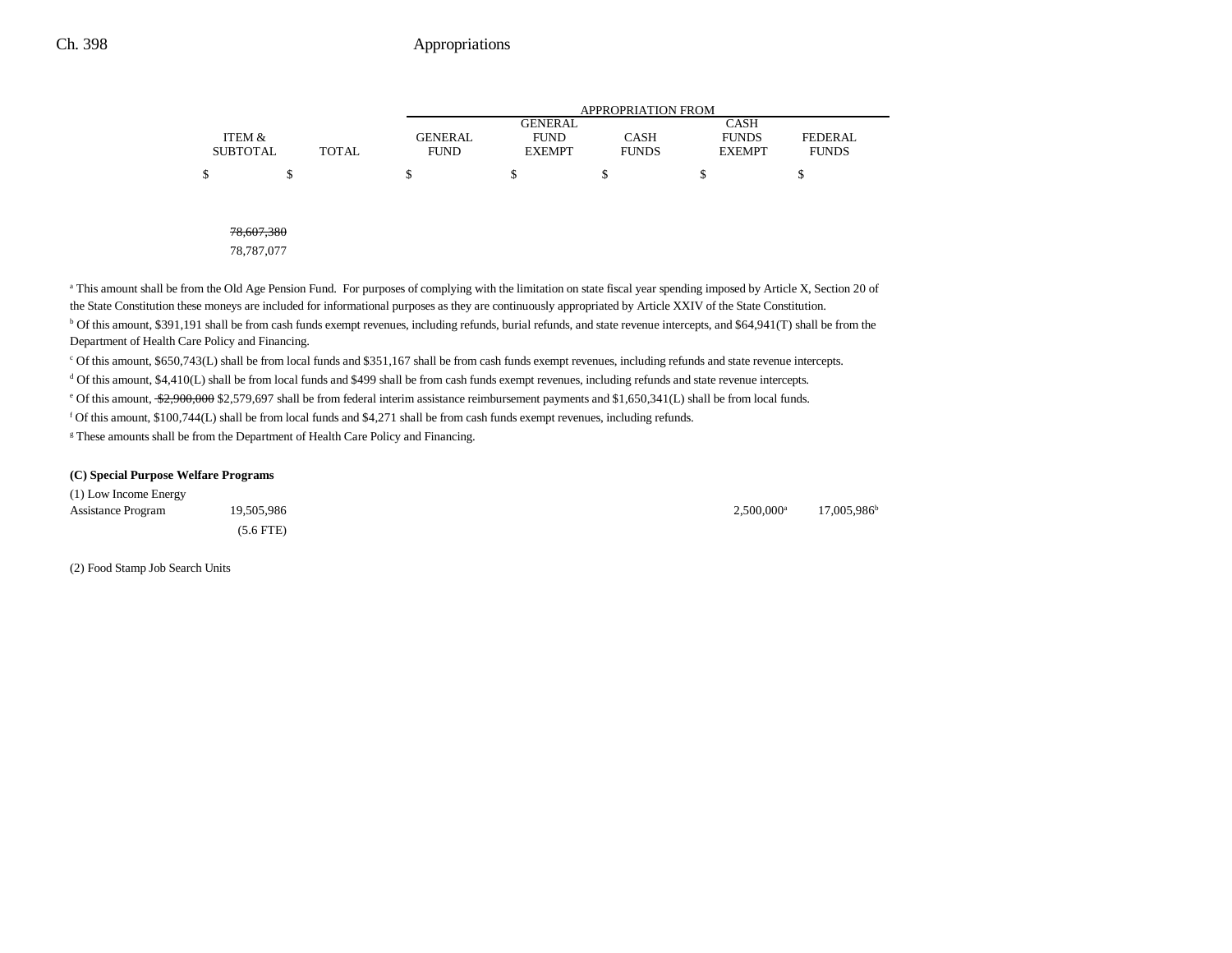| | ITEM & SUBTOTAL | TOTAL | GENERAL FUND | GENERAL FUND EXEMPT | CASH FUNDS | CASH FUNDS EXEMPT | FEDERAL FUNDS |
|---|---|---|---|---|---|---|---|
| | $ | $ | $ | $ | $ | $ | $ |
| | ~~78,607,380~~ | | | | | | |
| | 78,787,077 | | | | | | |

[a] This amount shall be from the Old Age Pension Fund. For purposes of complying with the limitation on state fiscal year spending imposed by Article X, Section 20 of the State Constitution these moneys are included for informational purposes as they are continuously appropriated by Article XXIV of the State Constitution.

[b] Of this amount, $391,191 shall be from cash funds exempt revenues, including refunds, burial refunds, and state revenue intercepts, and $64,941(T) shall be from the Department of Health Care Policy and Financing.

[c] Of this amount, $650,743(L) shall be from local funds and $351,167 shall be from cash funds exempt revenues, including refunds and state revenue intercepts.

[d] Of this amount, $4,410(L) shall be from local funds and $499 shall be from cash funds exempt revenues, including refunds and state revenue intercepts.

[e] Of this amount, ~~$2,900,000~~ $2,579,697 shall be from federal interim assistance reimbursement payments and $1,650,341(L) shall be from local funds.

[f] Of this amount, $100,744(L) shall be from local funds and $4,271 shall be from cash funds exempt revenues, including refunds.

[g] These amounts shall be from the Department of Health Care Policy and Financing.

**(C) Special Purpose Welfare Programs**

| | ITEM & SUBTOTAL | TOTAL | GENERAL FUND | GENERAL FUND EXEMPT | CASH FUNDS | CASH FUNDS EXEMPT | FEDERAL FUNDS |
|---|---|---|---|---|---|---|---|
| (1) Low Income Energy Assistance Program | 19,505,986 | | | | | 2,500,000[a] | 17,005,986[b] |
| | (5.6 FTE) | | | | | | |

(2) Food Stamp Job Search Units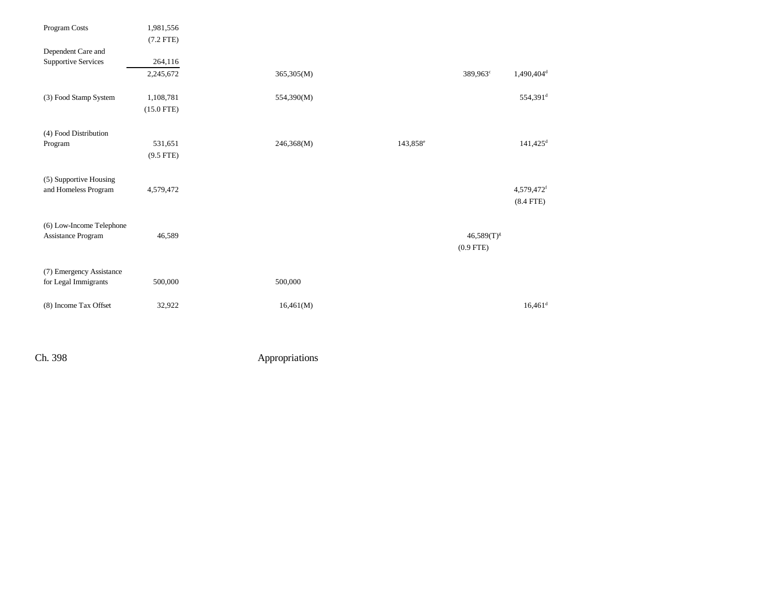| | | | | | |
|---|---|---|---|---|---|
| Program Costs | 1,981,556 | | | | |
| | (7.2 FTE) | | | | |
| Dependent Care and Supportive Services | 264,116 | | | | |
| | 2,245,672 | 365,305(M) | | 389,963[c] | 1,490,404[d] |
| (3) Food Stamp System | 1,108,781 | 554,390(M) | | | 554,391[d] |
| | (15.0 FTE) | | | | |
| (4) Food Distribution Program | 531,651 | 246,368(M) | 143,858[e] | | 141,425[d] |
| | (9.5 FTE) | | | | |
| (5) Supportive Housing and Homeless Program | 4,579,472 | | | | 4,579,472[f] |
| | | | | | (8.4 FTE) |
| (6) Low-Income Telephone Assistance Program | 46,589 | | | 46,589(T)[g] | |
| | | | | (0.9 FTE) | |
| (7) Emergency Assistance for Legal Immigrants | 500,000 | 500,000 | | | |
| (8) Income Tax Offset | 32,922 | 16,461(M) | | | 16,461[d] |

Ch. 398 Appropriations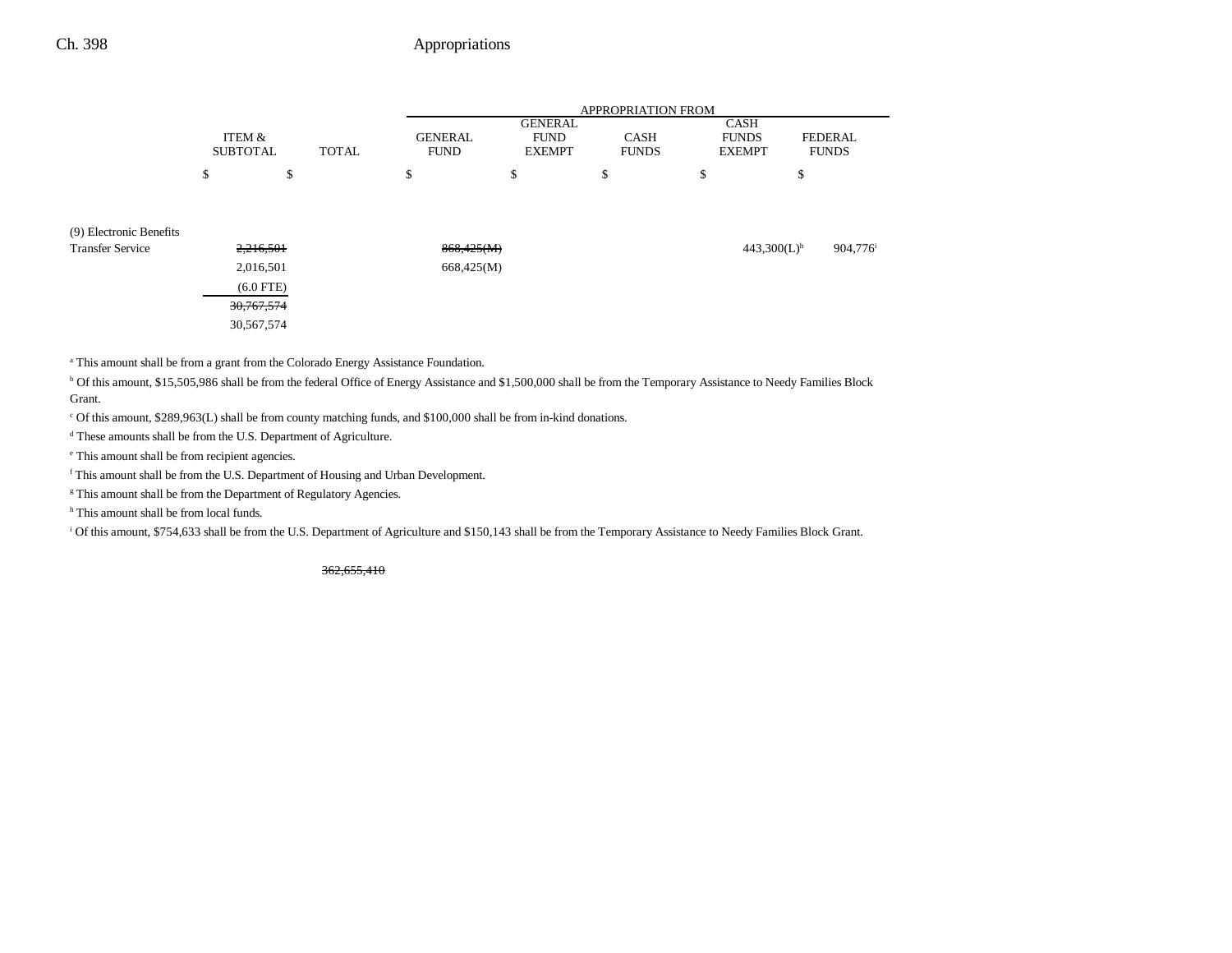| | ITEM & SUBTOTAL | TOTAL | GENERAL FUND | GENERAL FUND EXEMPT | CASH FUNDS | CASH FUNDS EXEMPT | FEDERAL FUNDS |
|---|---|---|---|---|---|---|---|
| | $ | $ | $ | $ | $ | $ | $ |
| (9) Electronic Benefits Transfer Service | ~~2,216,501~~ | | ~~868,425(M)~~ | | | 443,300(L)[h] | 904,776[i] |
| | 2,016,501 | | 668,425(M) | | | | |
| | (6.0 FTE) | | | | | | |
| | ~~30,767,574~~ | | | | | | |
| | 30,567,574 | | | | | | |

[a] This amount shall be from a grant from the Colorado Energy Assistance Foundation.

[b] Of this amount, $15,505,986 shall be from the federal Office of Energy Assistance and $1,500,000 shall be from the Temporary Assistance to Needy Families Block Grant.

[c] Of this amount, $289,963(L) shall be from county matching funds, and $100,000 shall be from in-kind donations.

[d] These amounts shall be from the U.S. Department of Agriculture.

[e] This amount shall be from recipient agencies.

[f] This amount shall be from the U.S. Department of Housing and Urban Development.

[g] This amount shall be from the Department of Regulatory Agencies.

[h] This amount shall be from local funds.

[i] Of this amount, $754,633 shall be from the U.S. Department of Agriculture and $150,143 shall be from the Temporary Assistance to Needy Families Block Grant.

~~362,655,410~~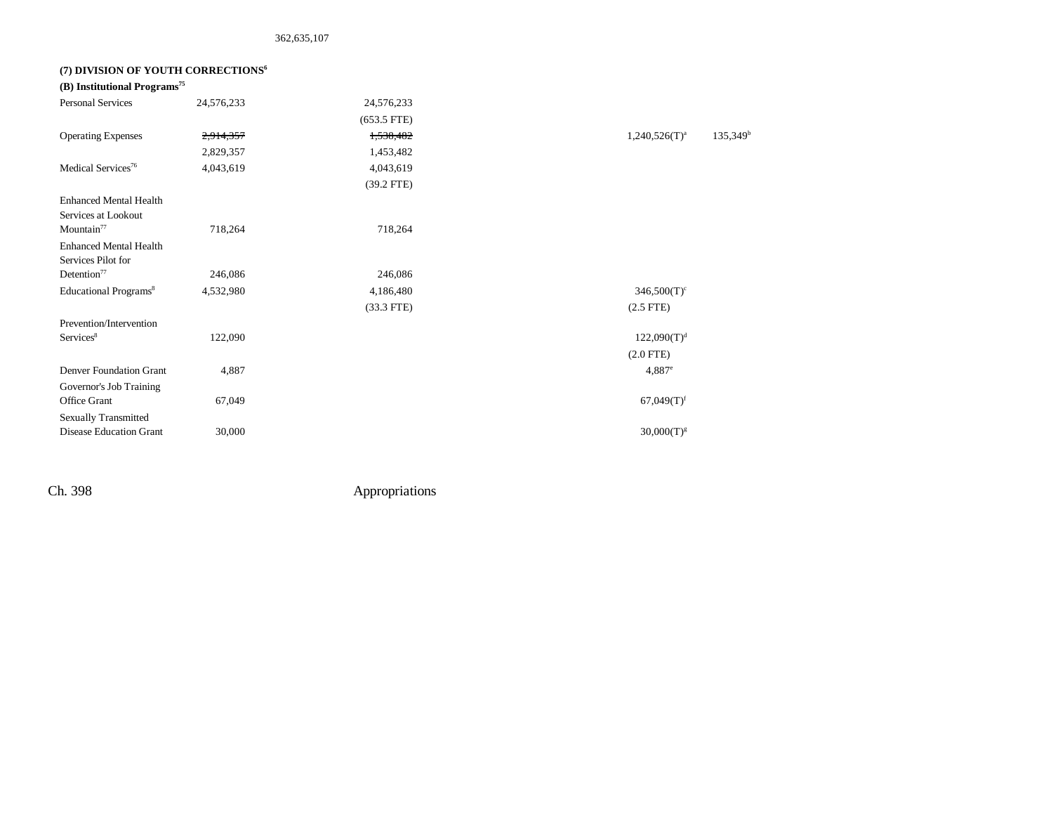362,635,107

**(7) DIVISION OF YOUTH CORRECTIONS[6]**

**(B) Institutional Programs[75]**

| | | | | | |
|---|---|---|---|---|---|
| Personal Services | 24,576,233 | 24,576,233 | | | |
| | | (653.5 FTE) | | | |
| Operating Expenses | ~~2,914,357~~ | ~~1,538,482~~ | | 1,240,526(T)[a] | 135,349[b] |
| | 2,829,357 | 1,453,482 | | | |
| Medical Services[76] | 4,043,619 | 4,043,619 | | | |
| | | (39.2 FTE) | | | |
| Enhanced Mental Health Services at Lookout Mountain[77] | 718,264 | 718,264 | | | |
| Enhanced Mental Health Services Pilot for Detention[77] | 246,086 | 246,086 | | | |
| Educational Programs[8] | 4,532,980 | 4,186,480 | | 346,500(T)[c] | |
| | | (33.3 FTE) | | (2.5 FTE) | |
| Prevention/Intervention Services[8] | 122,090 | | | 122,090(T)[d] | |
| | | | | (2.0 FTE) | |
| Denver Foundation Grant | 4,887 | | | 4,887[e] | |
| Governor's Job Training Office Grant | 67,049 | | | 67,049(T)[f] | |
| Sexually Transmitted Disease Education Grant | 30,000 | | | 30,000(T)[g] | |

Ch. 398 Appropriations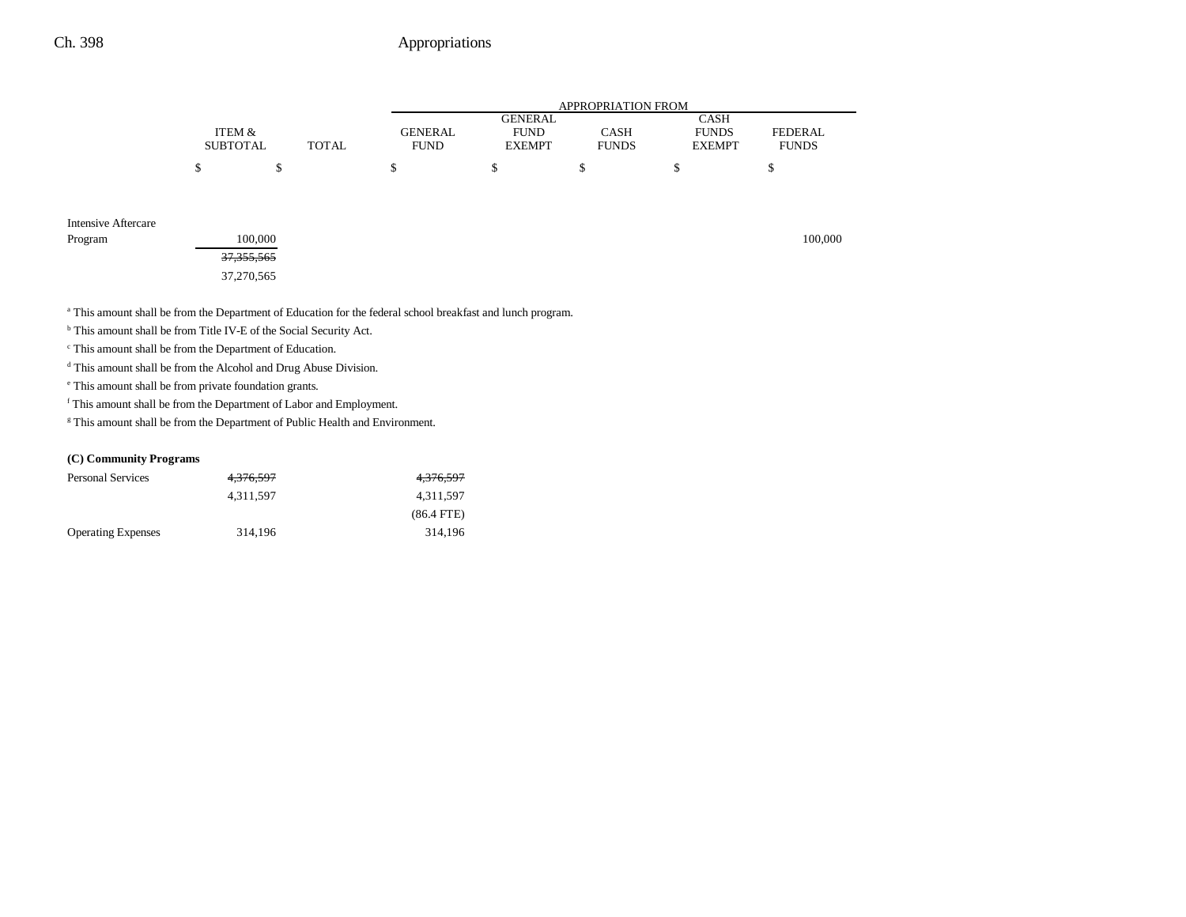| | ITEM & SUBTOTAL | TOTAL | APPROPRIATION FROM GENERAL FUND | GENERAL FUND EXEMPT | CASH FUNDS | CASH FUNDS EXEMPT | FEDERAL FUNDS |
|---|---|---|---|---|---|---|---|
| | $ | $ | $ | $ | $ | $ | $ |
| Intensive Aftercare Program | 100,000 | | | | | | 100,000 |
| | ~~37,355,565~~ | | | | | | |
| | 37,270,565 | | | | | | |

[a] This amount shall be from the Department of Education for the federal school breakfast and lunch program.

[b] This amount shall be from Title IV-E of the Social Security Act.

[c] This amount shall be from the Department of Education.

[d] This amount shall be from the Alcohol and Drug Abuse Division.

[e] This amount shall be from private foundation grants.

[f] This amount shall be from the Department of Labor and Employment.

[g] This amount shall be from the Department of Public Health and Environment.

| | ITEM & SUBTOTAL | TOTAL | GENERAL FUND | GENERAL FUND EXEMPT | CASH FUNDS | CASH FUNDS EXEMPT | FEDERAL FUNDS |
|---|---|---|---|---|---|---|---|
| **(C) Community Programs** | | | | | | | |
| Personal Services | ~~4,376,597~~ | | ~~4,376,597~~ | | | | |
| | 4,311,597 | | 4,311,597 | | | | |
| | | | (86.4 FTE) | | | | |
| Operating Expenses | 314,196 | | 314,196 | | | | |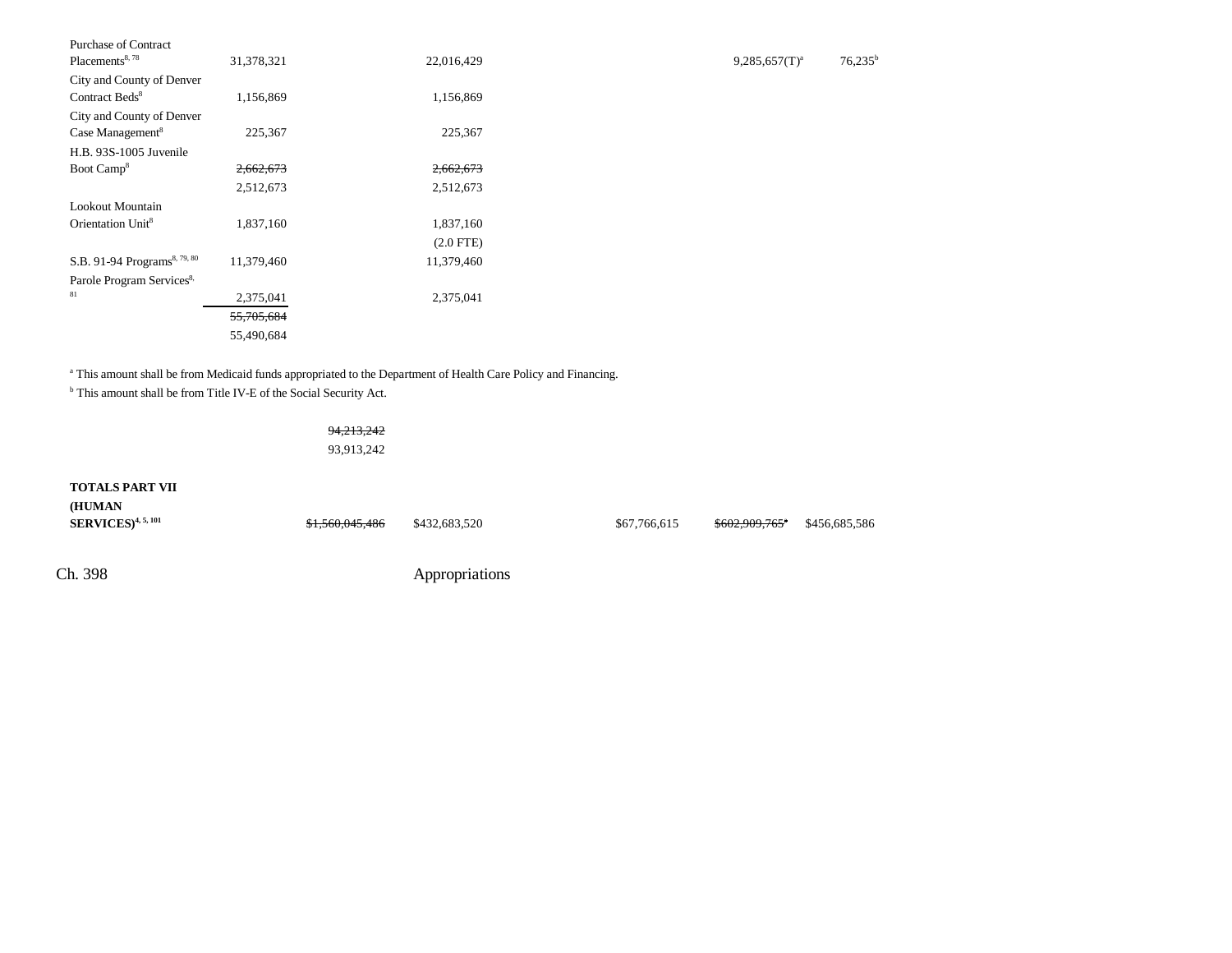| | | | | | | |
|---|---|---|---|---|---|---|
| Purchase of Contract Placements[8, 78] | 31,378,321 | | 22,016,429 | | 9,285,657(T)[a] | 76,235[b] |
| City and County of Denver Contract Beds[8] | 1,156,869 | | 1,156,869 | | | |
| City and County of Denver Case Management[8] | 225,367 | | 225,367 | | | |
| H.B. 93S-1005 Juvenile Boot Camp[8] | ~~2,662,673~~ 2,512,673 | | ~~2,662,673~~ 2,512,673 | | | |
| Lookout Mountain Orientation Unit[8] | 1,837,160 | | 1,837,160 (2.0 FTE) | | | |
| S.B. 91-94 Programs[8, 79, 80] | 11,379,460 | | 11,379,460 | | | |
| Parole Program Services[8, 81] | 2,375,041 | | 2,375,041 | | | |
| | ~~55,705,684~~ 55,490,684 | | | | | |

[a] This amount shall be from Medicaid funds appropriated to the Department of Health Care Policy and Financing.
[b] This amount shall be from Title IV-E of the Social Security Act.

| | | | | | |
|---|---|---|---|---|---|
| | ~~94,213,242~~ 93,913,242 | | | | |
| **TOTALS PART VII (HUMAN SERVICES)**[4, 5, 101] | ~~$1,560,045,486~~ | $432,683,520 | $67,766,615 | ~~$602,909,765~~[a] | $456,685,586 |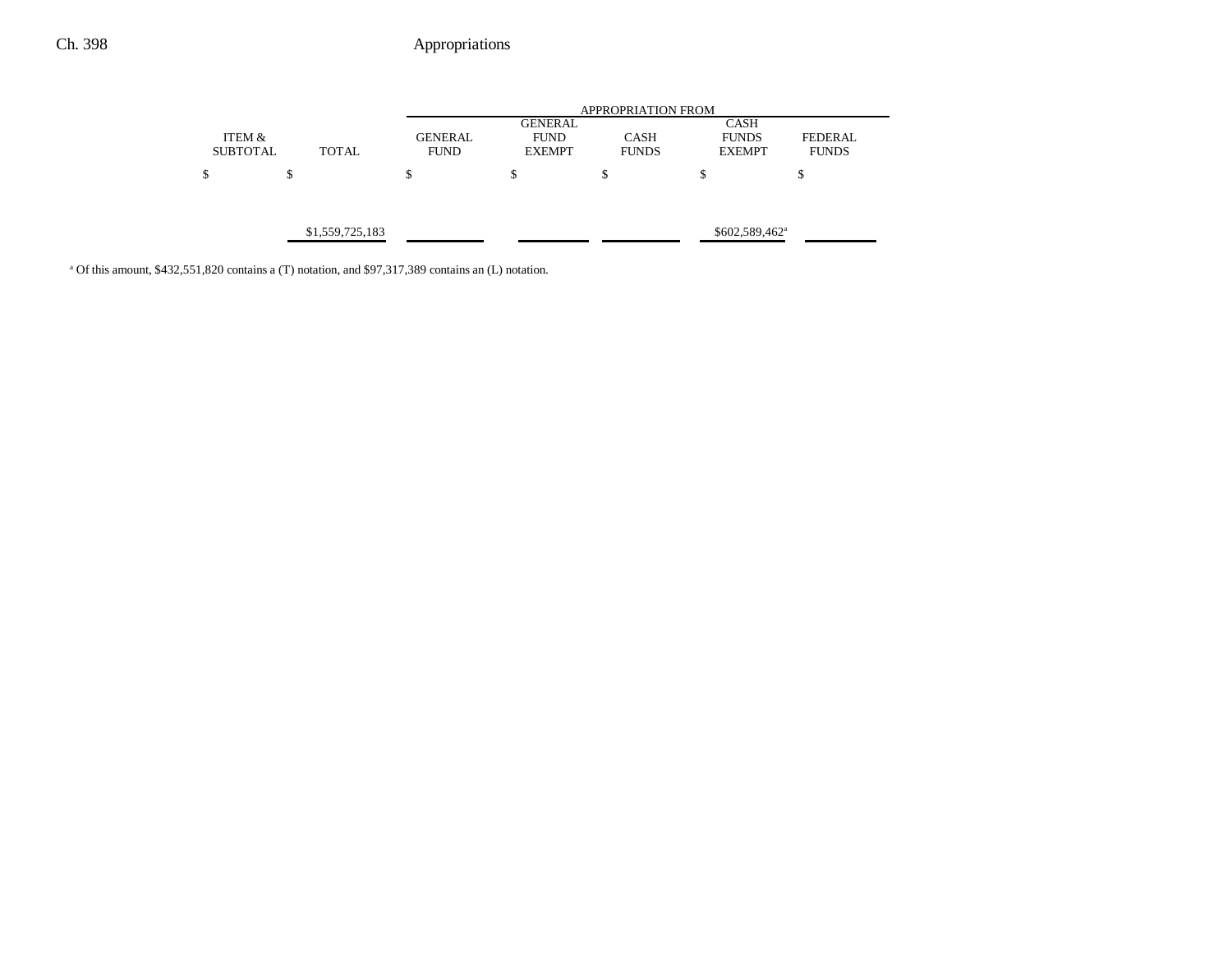| ITEM & SUBTOTAL | TOTAL | APPROPRIATION FROM GENERAL FUND | GENERAL FUND EXEMPT | CASH FUNDS | CASH FUNDS EXEMPT | FEDERAL FUNDS |
|---|---|---|---|---|---|---|
| $ | $ | $ | $ | $ | $ | $ |
| | $1,559,725,183 | | | | $602,589,462[a] | |

[a] Of this amount, $432,551,820 contains a (T) notation, and $97,317,389 contains an (L) notation.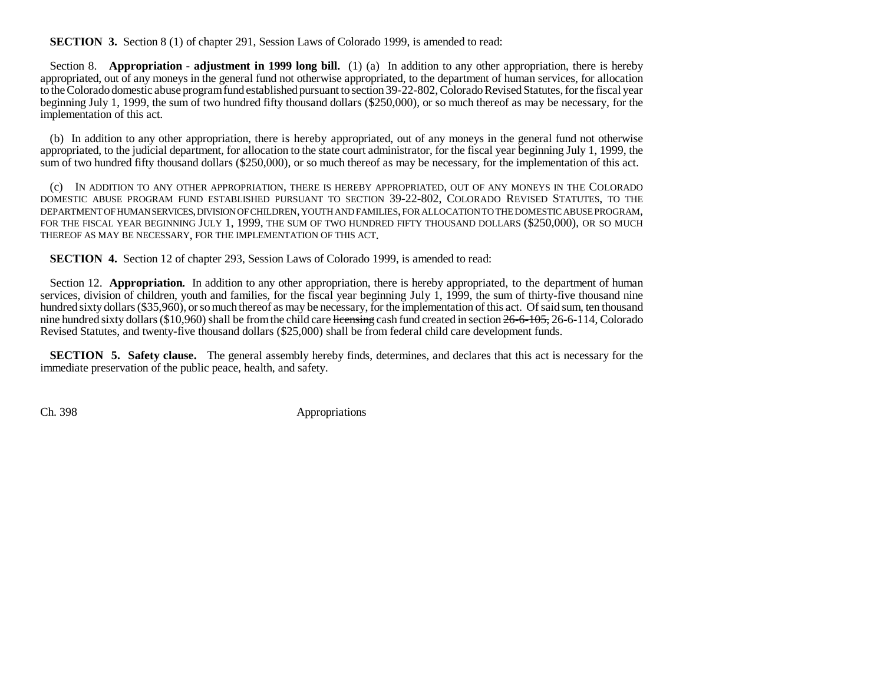**SECTION 3.** Section 8 (1) of chapter 291, Session Laws of Colorado 1999, is amended to read:

Section 8. **Appropriation - adjustment in 1999 long bill.** (1) (a) In addition to any other appropriation, there is hereby appropriated, out of any moneys in the general fund not otherwise appropriated, to the department of human services, for allocation to the Colorado domestic abuse program fund established pursuant to section 39-22-802, Colorado Revised Statutes, for the fiscal year beginning July 1, 1999, the sum of two hundred fifty thousand dollars ($250,000), or so much thereof as may be necessary, for the implementation of this act.

(b) In addition to any other appropriation, there is hereby appropriated, out of any moneys in the general fund not otherwise appropriated, to the judicial department, for allocation to the state court administrator, for the fiscal year beginning July 1, 1999, the sum of two hundred fifty thousand dollars ($250,000), or so much thereof as may be necessary, for the implementation of this act.

(c) IN ADDITION TO ANY OTHER APPROPRIATION, THERE IS HEREBY APPROPRIATED, OUT OF ANY MONEYS IN THE COLORADO DOMESTIC ABUSE PROGRAM FUND ESTABLISHED PURSUANT TO SECTION 39-22-802, COLORADO REVISED STATUTES, TO THE DEPARTMENT OF HUMAN SERVICES, DIVISION OF CHILDREN, YOUTH AND FAMILIES, FOR ALLOCATION TO THE DOMESTIC ABUSE PROGRAM, FOR THE FISCAL YEAR BEGINNING JULY 1, 1999, THE SUM OF TWO HUNDRED FIFTY THOUSAND DOLLARS ($250,000), OR SO MUCH THEREOF AS MAY BE NECESSARY, FOR THE IMPLEMENTATION OF THIS ACT.

**SECTION 4.** Section 12 of chapter 293, Session Laws of Colorado 1999, is amended to read:

Section 12. **Appropriation.** In addition to any other appropriation, there is hereby appropriated, to the department of human services, division of children, youth and families, for the fiscal year beginning July 1, 1999, the sum of thirty-five thousand nine hundred sixty dollars ($35,960), or so much thereof as may be necessary, for the implementation of this act. Of said sum, ten thousand nine hundred sixty dollars ($10,960) shall be from the child care ~~licensing~~ cash fund created in section ~~26-6-105,~~ 26-6-114, Colorado Revised Statutes, and twenty-five thousand dollars ($25,000) shall be from federal child care development funds.

**SECTION 5. Safety clause.** The general assembly hereby finds, determines, and declares that this act is necessary for the immediate preservation of the public peace, health, and safety.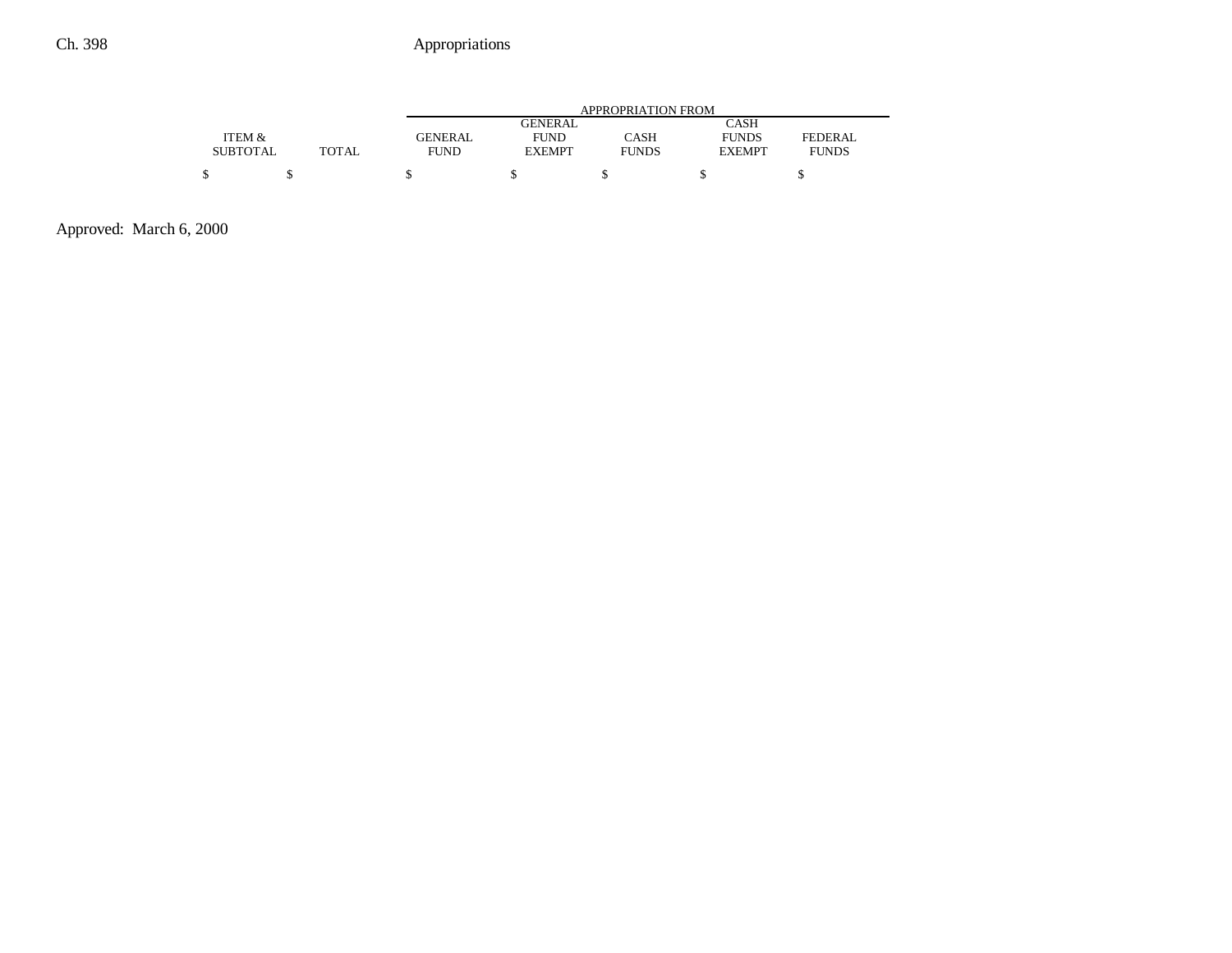| ITEM & SUBTOTAL | TOTAL | APPROPRIATION FROM GENERAL FUND | GENERAL FUND EXEMPT | CASH FUNDS | CASH FUNDS EXEMPT | FEDERAL FUNDS |
|---|---|---|---|---|---|---|
| $ | $ | $ | $ | $ | $ | $ |

Approved: March 6, 2000